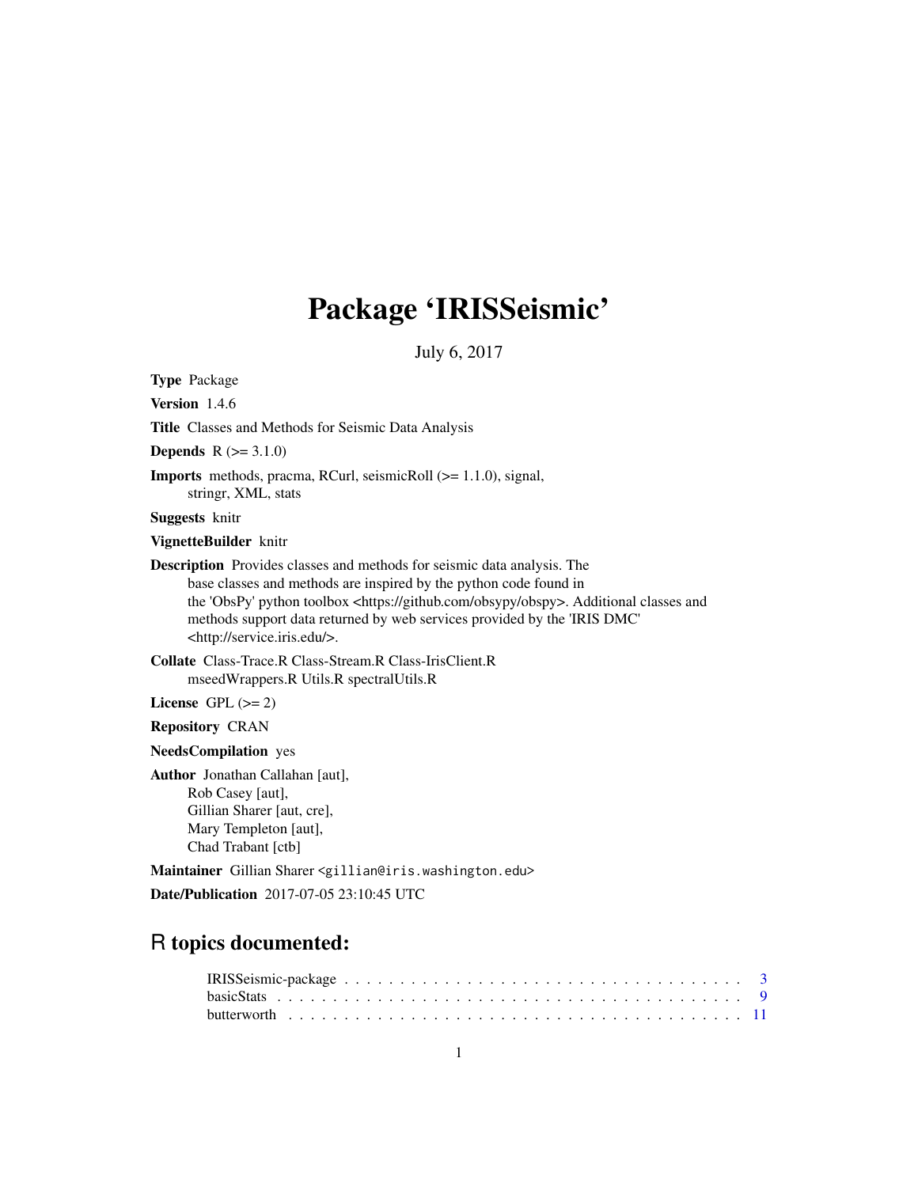# Package 'IRISSeismic'

July 6, 2017

**Type** Package

**Version** 1.4.6

**Title** Classes and Methods for Seismic Data Analysis

**Depends** R (>= 3.1.0)

**Imports** methods, pracma, RCurl, seismicRoll (>= 1.1.0), signal, stringr, XML, stats

**Suggests** knitr

**VignetteBuilder** knitr

**Description** Provides classes and methods for seismic data analysis. The base classes and methods are inspired by the python code found in the 'ObsPy' python toolbox <https://github.com/obsypy/obspy>. Additional classes and methods support data returned by web services provided by the 'IRIS DMC' <http://service.iris.edu/>.

**Collate** Class-Trace.R Class-Stream.R Class-IrisClient.R mseedWrappers.R Utils.R spectralUtils.R

**License** GPL (>= 2)

**Repository** CRAN

**NeedsCompilation** yes

**Author** Jonathan Callahan [aut],
Rob Casey [aut],
Gillian Sharer [aut, cre],
Mary Templeton [aut],
Chad Trabant [ctb]

**Maintainer** Gillian Sharer <gillian@iris.washington.edu>

**Date/Publication** 2017-07-05 23:10:45 UTC

## R topics documented:

IRISSeismic-package . . . . . . . . . . . . . . . . . . . . . . . . . . . . . . . . . . . 3
basicStats . . . . . . . . . . . . . . . . . . . . . . . . . . . . . . . . . . . . . . . . 9
butterworth . . . . . . . . . . . . . . . . . . . . . . . . . . . . . . . . . . . . . . . 11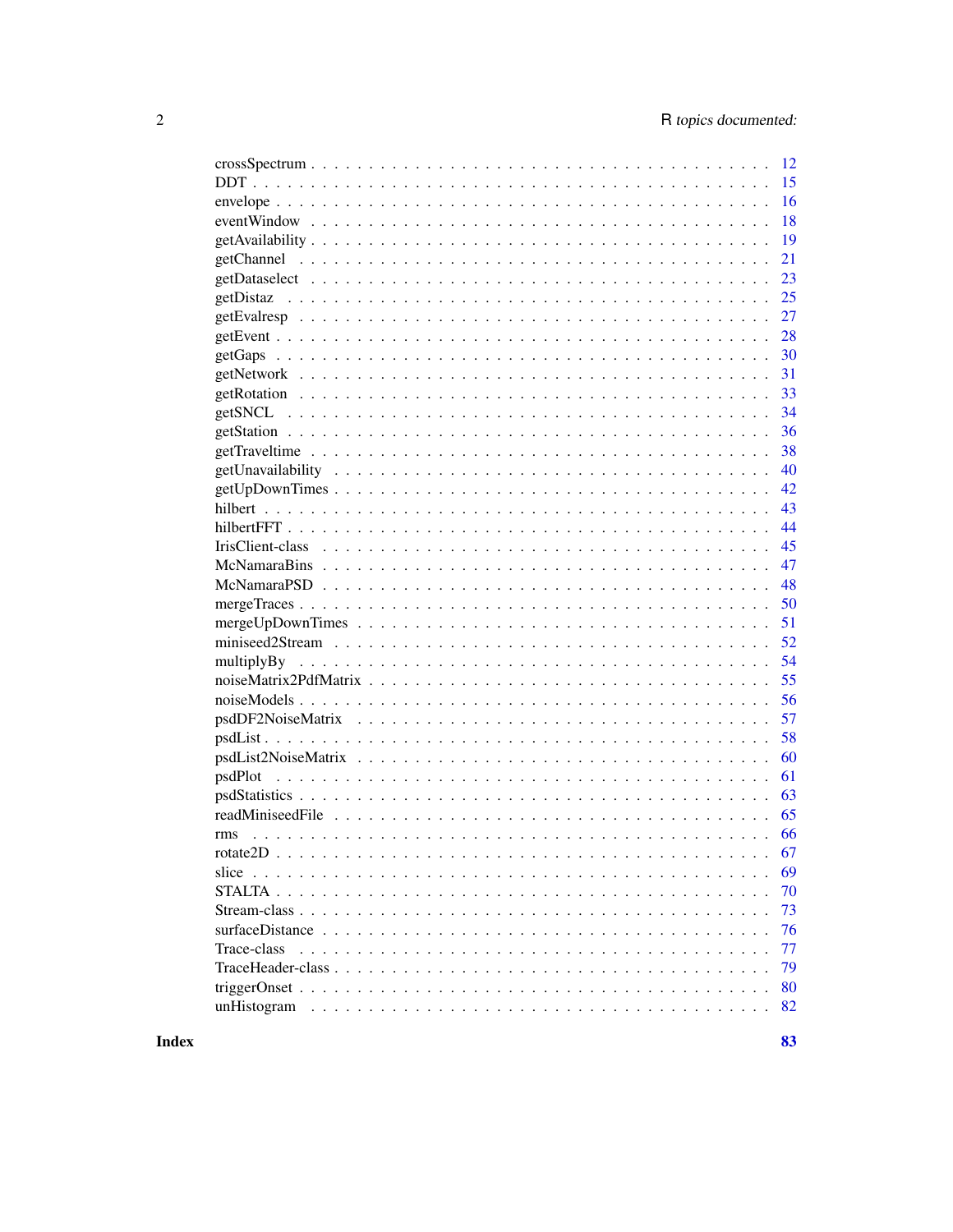crossSpectrum . . . . . . . . . . . . . . . . . . . . . . . . . . . . . . . . . . . . . . 12
DDT . . . . . . . . . . . . . . . . . . . . . . . . . . . . . . . . . . . . . . . . . . . 15
envelope . . . . . . . . . . . . . . . . . . . . . . . . . . . . . . . . . . . . . . . . 16
eventWindow . . . . . . . . . . . . . . . . . . . . . . . . . . . . . . . . . . . . . . 18
getAvailability . . . . . . . . . . . . . . . . . . . . . . . . . . . . . . . . . . . . . 19
getChannel . . . . . . . . . . . . . . . . . . . . . . . . . . . . . . . . . . . . . . . 21
getDataselect . . . . . . . . . . . . . . . . . . . . . . . . . . . . . . . . . . . . . . 23
getDistaz . . . . . . . . . . . . . . . . . . . . . . . . . . . . . . . . . . . . . . . . 25
getEvalresp . . . . . . . . . . . . . . . . . . . . . . . . . . . . . . . . . . . . . . . 27
getEvent . . . . . . . . . . . . . . . . . . . . . . . . . . . . . . . . . . . . . . . . 28
getGaps . . . . . . . . . . . . . . . . . . . . . . . . . . . . . . . . . . . . . . . . . 30
getNetwork . . . . . . . . . . . . . . . . . . . . . . . . . . . . . . . . . . . . . . . 31
getRotation . . . . . . . . . . . . . . . . . . . . . . . . . . . . . . . . . . . . . . . 33
getSNCL . . . . . . . . . . . . . . . . . . . . . . . . . . . . . . . . . . . . . . . . . 34
getStation . . . . . . . . . . . . . . . . . . . . . . . . . . . . . . . . . . . . . . . . 36
getTraveltime . . . . . . . . . . . . . . . . . . . . . . . . . . . . . . . . . . . . . . 38
getUnavailability . . . . . . . . . . . . . . . . . . . . . . . . . . . . . . . . . . . . 40
getUpDownTimes . . . . . . . . . . . . . . . . . . . . . . . . . . . . . . . . . . . . . 42
hilbert . . . . . . . . . . . . . . . . . . . . . . . . . . . . . . . . . . . . . . . . . 43
hilbertFFT . . . . . . . . . . . . . . . . . . . . . . . . . . . . . . . . . . . . . . . . 44
IrisClient-class . . . . . . . . . . . . . . . . . . . . . . . . . . . . . . . . . . . . . 45
McNamaraBins . . . . . . . . . . . . . . . . . . . . . . . . . . . . . . . . . . . . . . 47
McNamaraPSD . . . . . . . . . . . . . . . . . . . . . . . . . . . . . . . . . . . . . . 48
mergeTraces . . . . . . . . . . . . . . . . . . . . . . . . . . . . . . . . . . . . . . . 50
mergeUpDownTimes . . . . . . . . . . . . . . . . . . . . . . . . . . . . . . . . . . . . 51
miniseed2Stream . . . . . . . . . . . . . . . . . . . . . . . . . . . . . . . . . . . . . 52
multiplyBy . . . . . . . . . . . . . . . . . . . . . . . . . . . . . . . . . . . . . . . . 54
noiseMatrix2PdfMatrix . . . . . . . . . . . . . . . . . . . . . . . . . . . . . . . . . . 55
noiseModels . . . . . . . . . . . . . . . . . . . . . . . . . . . . . . . . . . . . . . . 56
psdDF2NoiseMatrix . . . . . . . . . . . . . . . . . . . . . . . . . . . . . . . . . . . . 57
psdList . . . . . . . . . . . . . . . . . . . . . . . . . . . . . . . . . . . . . . . . . 58
psdList2NoiseMatrix . . . . . . . . . . . . . . . . . . . . . . . . . . . . . . . . . . . 60
psdPlot . . . . . . . . . . . . . . . . . . . . . . . . . . . . . . . . . . . . . . . . . 61
psdStatistics . . . . . . . . . . . . . . . . . . . . . . . . . . . . . . . . . . . . . . 63
readMiniseedFile . . . . . . . . . . . . . . . . . . . . . . . . . . . . . . . . . . . . 65
rms . . . . . . . . . . . . . . . . . . . . . . . . . . . . . . . . . . . . . . . . . . . 66
rotate2D . . . . . . . . . . . . . . . . . . . . . . . . . . . . . . . . . . . . . . . . 67
slice . . . . . . . . . . . . . . . . . . . . . . . . . . . . . . . . . . . . . . . . . . 69
STALTA . . . . . . . . . . . . . . . . . . . . . . . . . . . . . . . . . . . . . . . . . 70
Stream-class . . . . . . . . . . . . . . . . . . . . . . . . . . . . . . . . . . . . . . 73
surfaceDistance . . . . . . . . . . . . . . . . . . . . . . . . . . . . . . . . . . . . . 76
Trace-class . . . . . . . . . . . . . . . . . . . . . . . . . . . . . . . . . . . . . . . 77
TraceHeader-class . . . . . . . . . . . . . . . . . . . . . . . . . . . . . . . . . . . . 79
triggerOnset . . . . . . . . . . . . . . . . . . . . . . . . . . . . . . . . . . . . . . 80
unHistogram . . . . . . . . . . . . . . . . . . . . . . . . . . . . . . . . . . . . . . . 82

**Index** **83**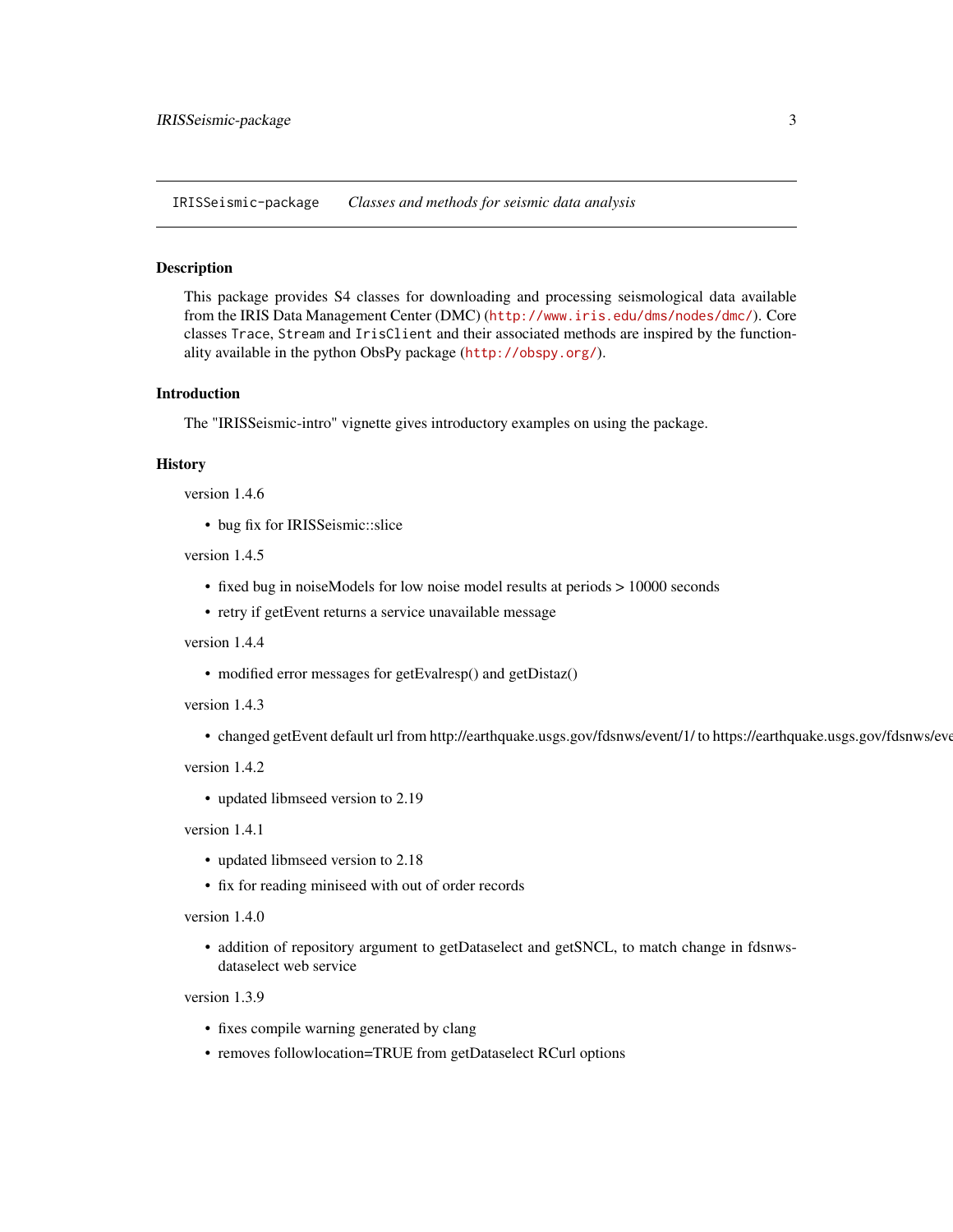IRISSeismic-package *Classes and methods for seismic data analysis*

## Description

This package provides S4 classes for downloading and processing seismological data available from the IRIS Data Management Center (DMC) (http://www.iris.edu/dms/nodes/dmc/). Core classes Trace, Stream and IrisClient and their associated methods are inspired by the functionality available in the python ObsPy package (http://obspy.org/).

## Introduction

The "IRISSeismic-intro" vignette gives introductory examples on using the package.

## History

version 1.4.6

- bug fix for IRISSeismic::slice

version 1.4.5

- fixed bug in noiseModels for low noise model results at periods > 10000 seconds
- retry if getEvent returns a service unavailable message

version 1.4.4

- modified error messages for getEvalresp() and getDistaz()

version 1.4.3

- changed getEvent default url from http://earthquake.usgs.gov/fdsnws/event/1/ to https://earthquake.usgs.gov/fdsnws/eve

version 1.4.2

- updated libmseed version to 2.19

version 1.4.1

- updated libmseed version to 2.18
- fix for reading miniseed with out of order records

version 1.4.0

- addition of repository argument to getDataselect and getSNCL, to match change in fdsnws-dataselect web service

version 1.3.9

- fixes compile warning generated by clang
- removes followlocation=TRUE from getDataselect RCurl options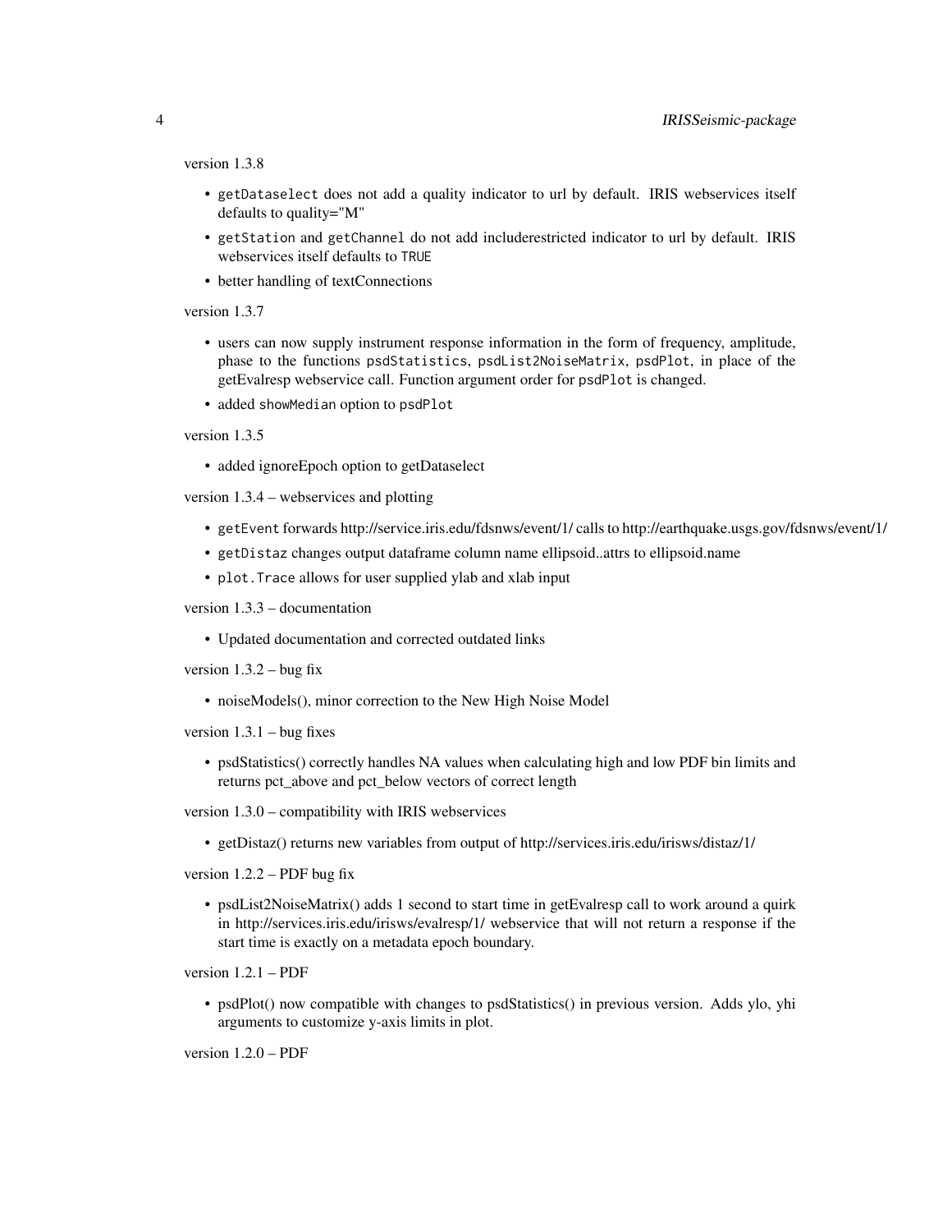version 1.3.8

- `getDataselect` does not add a quality indicator to url by default. IRIS webservices itself defaults to quality="M"
- `getStation` and `getChannel` do not add includerestricted indicator to url by default. IRIS webservices itself defaults to `TRUE`
- better handling of textConnections

version 1.3.7

- users can now supply instrument response information in the form of frequency, amplitude, phase to the functions `psdStatistics`, `psdList2NoiseMatrix`, `psdPlot`, in place of the getEvalresp webservice call. Function argument order for `psdPlot` is changed.
- added `showMedian` option to `psdPlot`

version 1.3.5

- added ignoreEpoch option to getDataselect

version 1.3.4 – webservices and plotting

- `getEvent` forwards http://service.iris.edu/fdsnws/event/1/ calls to http://earthquake.usgs.gov/fdsnws/event/1/
- `getDistaz` changes output dataframe column name ellipsoid..attrs to ellipsoid.name
- `plot.Trace` allows for user supplied ylab and xlab input

version 1.3.3 – documentation

- Updated documentation and corrected outdated links

version 1.3.2 – bug fix

- noiseModels(), minor correction to the New High Noise Model

version 1.3.1 – bug fixes

- psdStatistics() correctly handles NA values when calculating high and low PDF bin limits and returns pct_above and pct_below vectors of correct length

version 1.3.0 – compatibility with IRIS webservices

- getDistaz() returns new variables from output of http://services.iris.edu/irisws/distaz/1/

version 1.2.2 – PDF bug fix

- psdList2NoiseMatrix() adds 1 second to start time in getEvalresp call to work around a quirk in http://services.iris.edu/irisws/evalresp/1/ webservice that will not return a response if the start time is exactly on a metadata epoch boundary.

version 1.2.1 – PDF

- psdPlot() now compatible with changes to psdStatistics() in previous version. Adds ylo, yhi arguments to customize y-axis limits in plot.

version 1.2.0 – PDF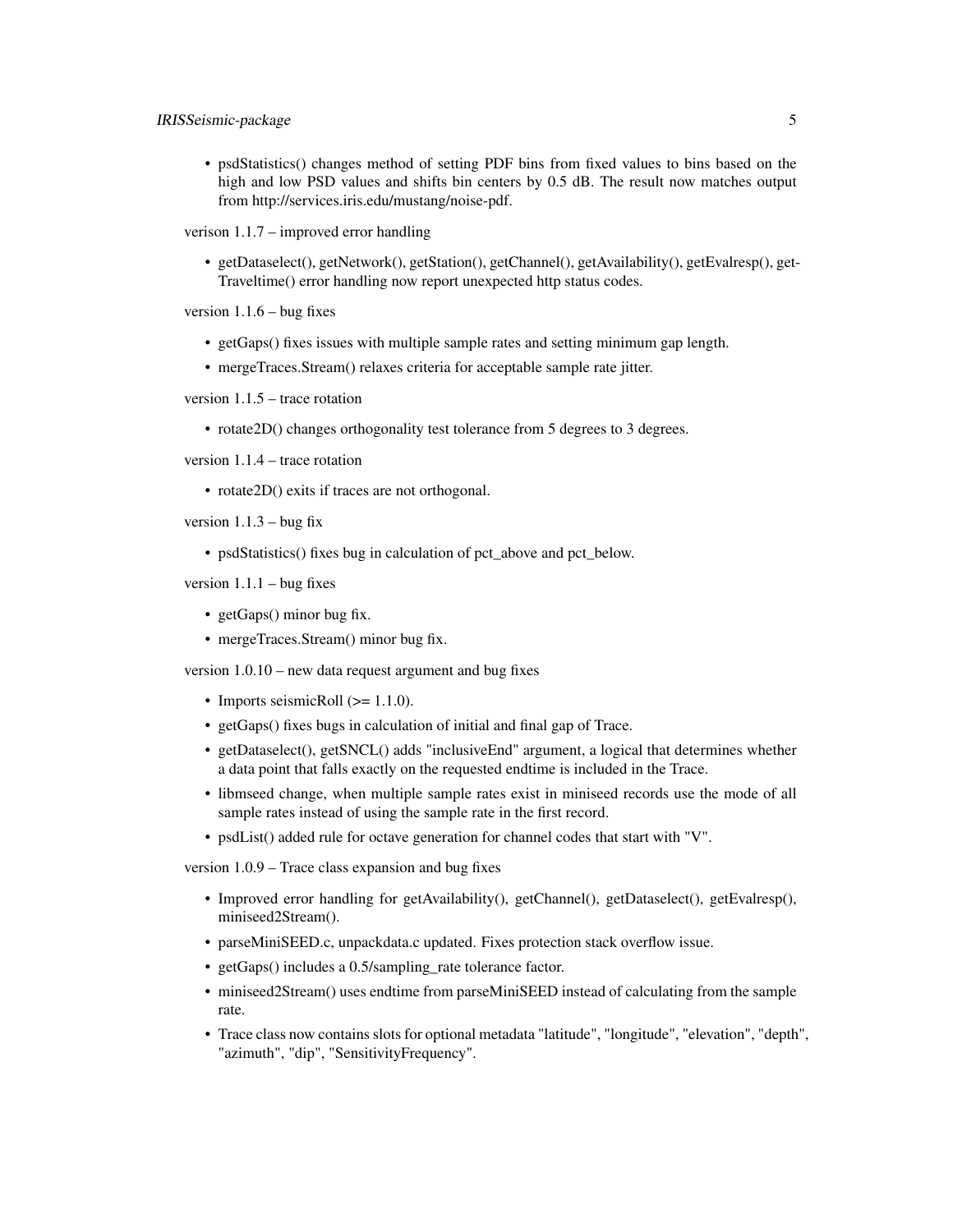- psdStatistics() changes method of setting PDF bins from fixed values to bins based on the high and low PSD values and shifts bin centers by 0.5 dB. The result now matches output from http://services.iris.edu/mustang/noise-pdf.

verison 1.1.7 – improved error handling

- getDataselect(), getNetwork(), getStation(), getChannel(), getAvailability(), getEvalresp(), getTraveltime() error handling now report unexpected http status codes.

version 1.1.6 – bug fixes

- getGaps() fixes issues with multiple sample rates and setting minimum gap length.
- mergeTraces.Stream() relaxes criteria for acceptable sample rate jitter.

version 1.1.5 – trace rotation

- rotate2D() changes orthogonality test tolerance from 5 degrees to 3 degrees.

version 1.1.4 – trace rotation

- rotate2D() exits if traces are not orthogonal.

version 1.1.3 – bug fix

- psdStatistics() fixes bug in calculation of pct_above and pct_below.

version 1.1.1 – bug fixes

- getGaps() minor bug fix.
- mergeTraces.Stream() minor bug fix.

version 1.0.10 – new data request argument and bug fixes

- Imports seismicRoll (>= 1.1.0).
- getGaps() fixes bugs in calculation of initial and final gap of Trace.
- getDataselect(), getSNCL() adds "inclusiveEnd" argument, a logical that determines whether a data point that falls exactly on the requested endtime is included in the Trace.
- libmseed change, when multiple sample rates exist in miniseed records use the mode of all sample rates instead of using the sample rate in the first record.
- psdList() added rule for octave generation for channel codes that start with "V".

version 1.0.9 – Trace class expansion and bug fixes

- Improved error handling for getAvailability(), getChannel(), getDataselect(), getEvalresp(), miniseed2Stream().
- parseMiniSEED.c, unpackdata.c updated. Fixes protection stack overflow issue.
- getGaps() includes a 0.5/sampling_rate tolerance factor.
- miniseed2Stream() uses endtime from parseMiniSEED instead of calculating from the sample rate.
- Trace class now contains slots for optional metadata "latitude", "longitude", "elevation", "depth", "azimuth", "dip", "SensitivityFrequency".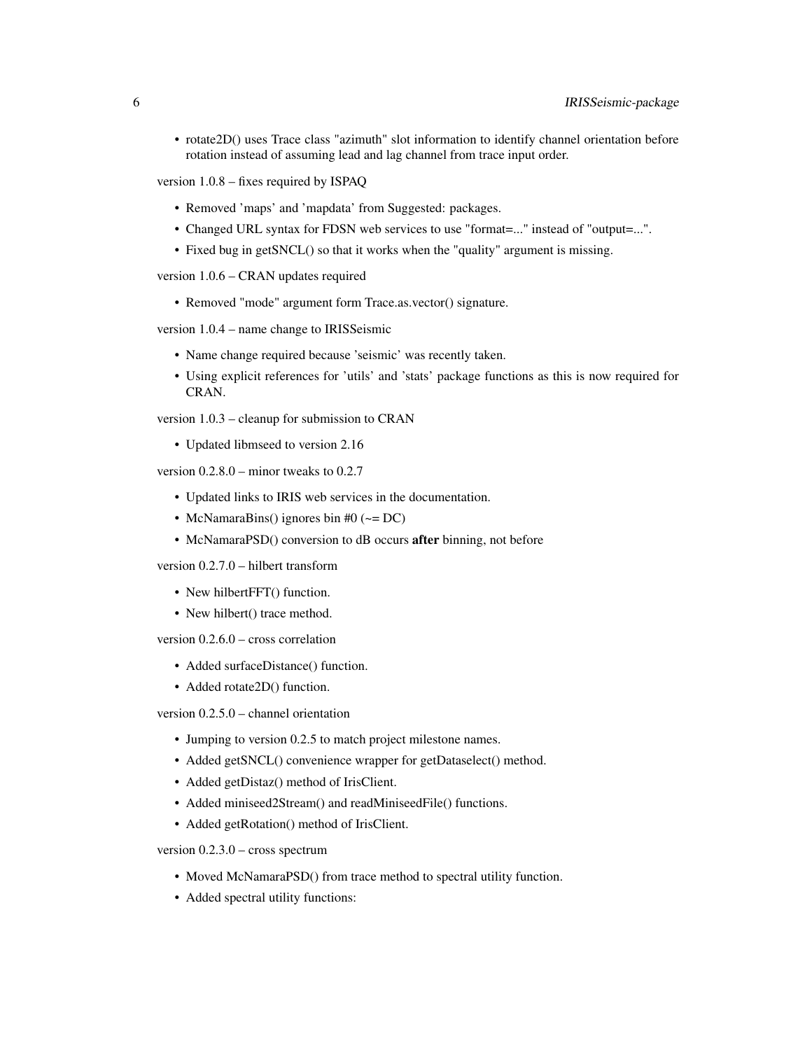- rotate2D() uses Trace class "azimuth" slot information to identify channel orientation before rotation instead of assuming lead and lag channel from trace input order.

version 1.0.8 – fixes required by ISPAQ

- Removed 'maps' and 'mapdata' from Suggested: packages.
- Changed URL syntax for FDSN web services to use "format=..." instead of "output=...".
- Fixed bug in getSNCL() so that it works when the "quality" argument is missing.

version 1.0.6 – CRAN updates required

- Removed "mode" argument form Trace.as.vector() signature.

version 1.0.4 – name change to IRISSeismic

- Name change required because 'seismic' was recently taken.
- Using explicit references for 'utils' and 'stats' package functions as this is now required for CRAN.

version 1.0.3 – cleanup for submission to CRAN

- Updated libmseed to version 2.16

version 0.2.8.0 – minor tweaks to 0.2.7

- Updated links to IRIS web services in the documentation.
- McNamaraBins() ignores bin #0 (~= DC)
- McNamaraPSD() conversion to dB occurs **after** binning, not before

version 0.2.7.0 – hilbert transform

- New hilbertFFT() function.
- New hilbert() trace method.

version 0.2.6.0 – cross correlation

- Added surfaceDistance() function.
- Added rotate2D() function.

version 0.2.5.0 – channel orientation

- Jumping to version 0.2.5 to match project milestone names.
- Added getSNCL() convenience wrapper for getDataselect() method.
- Added getDistaz() method of IrisClient.
- Added miniseed2Stream() and readMiniseedFile() functions.
- Added getRotation() method of IrisClient.

version 0.2.3.0 – cross spectrum

- Moved McNamaraPSD() from trace method to spectral utility function.
- Added spectral utility functions: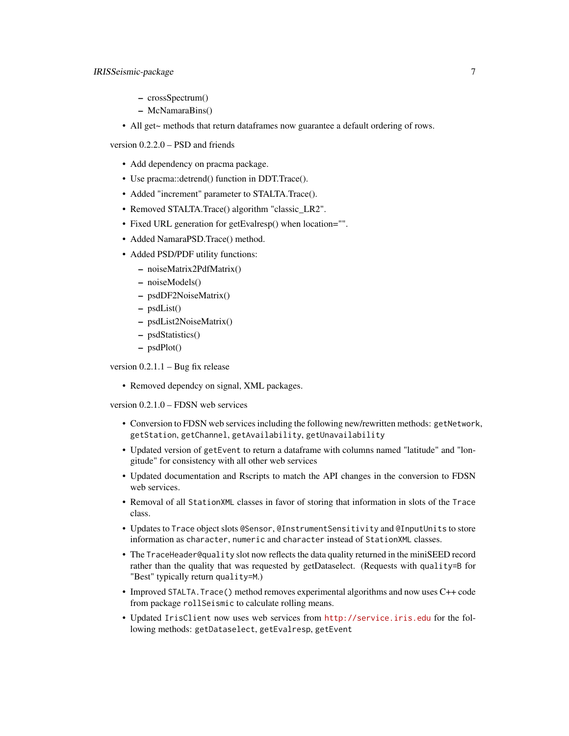- crossSpectrum()
- McNamaraBins()

- All get~ methods that return dataframes now guarantee a default ordering of rows.

version 0.2.2.0 – PSD and friends

- Add dependency on pracma package.
- Use pracma::detrend() function in DDT.Trace().
- Added "increment" parameter to STALTA.Trace().
- Removed STALTA.Trace() algorithm "classic_LR2".
- Fixed URL generation for getEvalresp() when location="".
- Added NamaraPSD.Trace() method.
- Added PSD/PDF utility functions:
  - noiseMatrix2PdfMatrix()
  - noiseModels()
  - psdDF2NoiseMatrix()
  - psdList()
  - psdList2NoiseMatrix()
  - psdStatistics()
  - psdPlot()

version 0.2.1.1 – Bug fix release

- Removed dependcy on signal, XML packages.

version 0.2.1.0 – FDSN web services

- Conversion to FDSN web services including the following new/rewritten methods: `getNetwork`, `getStation`, `getChannel`, `getAvailability`, `getUnavailability`
- Updated version of `getEvent` to return a dataframe with columns named "latitude" and "longitude" for consistency with all other web services
- Updated documentation and Rscripts to match the API changes in the conversion to FDSN web services.
- Removal of all `StationXML` classes in favor of storing that information in slots of the `Trace` class.
- Updates to `Trace` object slots `@Sensor`, `@InstrumentSensitivity` and `@InputUnits` to store information as `character`, `numeric` and `character` instead of `StationXML` classes.
- The `TraceHeader@quality` slot now reflects the data quality returned in the miniSEED record rather than the quality that was requested by getDataselect. (Requests with `quality=B` for "Best" typically return `quality=M`.)
- Improved `STALTA.Trace()` method removes experimental algorithms and now uses C++ code from package `rollSeismic` to calculate rolling means.
- Updated `IrisClient` now uses web services from http://service.iris.edu for the following methods: `getDataselect`, `getEvalresp`, `getEvent`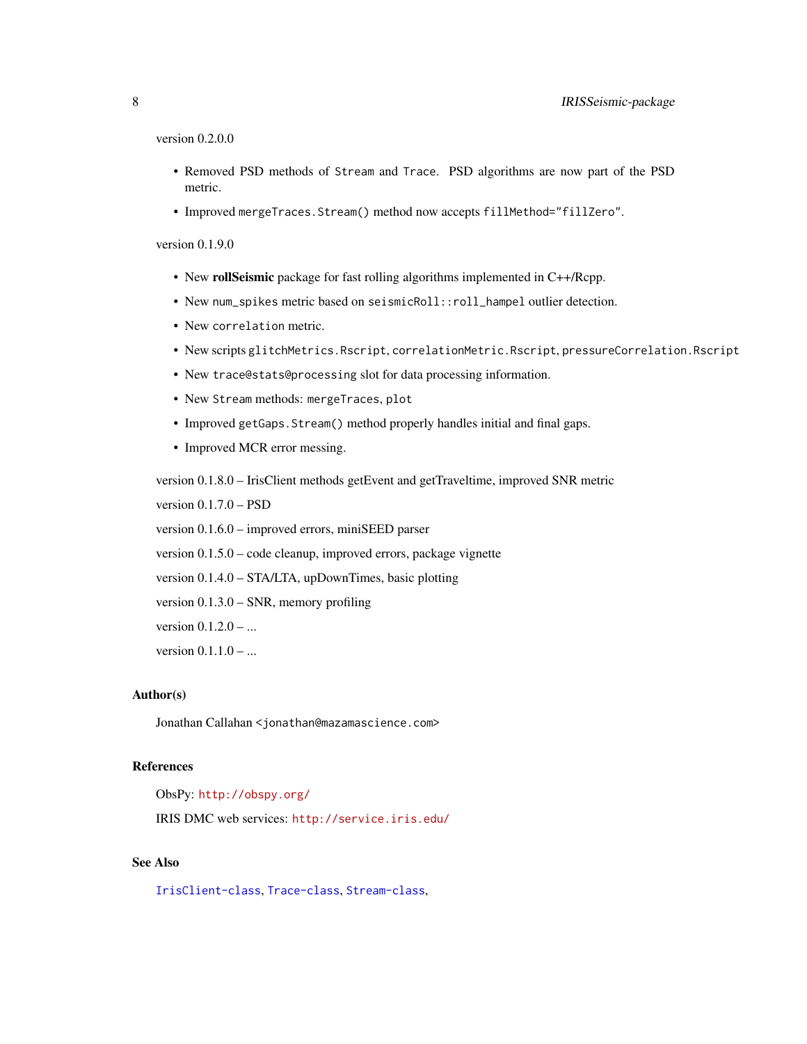version 0.2.0.0

- Removed PSD methods of `Stream` and `Trace`. PSD algorithms are now part of the PSD metric.
- Improved `mergeTraces.Stream()` method now accepts `fillMethod="fillZero"`.

version 0.1.9.0

- New **rollSeismic** package for fast rolling algorithms implemented in C++/Rcpp.
- New `num_spikes` metric based on `seismicRoll::roll_hampel` outlier detection.
- New `correlation` metric.
- New scripts `glitchMetrics.Rscript`, `correlationMetric.Rscript`, `pressureCorrelation.Rscript`
- New `trace@stats@processing` slot for data processing information.
- New `Stream` methods: `mergeTraces`, `plot`
- Improved `getGaps.Stream()` method properly handles initial and final gaps.
- Improved MCR error messing.

version 0.1.8.0 – IrisClient methods getEvent and getTraveltime, improved SNR metric

version 0.1.7.0 – PSD

version 0.1.6.0 – improved errors, miniSEED parser

version 0.1.5.0 – code cleanup, improved errors, package vignette

version 0.1.4.0 – STA/LTA, upDownTimes, basic plotting

version 0.1.3.0 – SNR, memory profiling

version 0.1.2.0 – ...

version 0.1.1.0 – ...

## Author(s)

Jonathan Callahan <`jonathan@mazamascience.com`>

## References

ObsPy: `http://obspy.org/`

IRIS DMC web services: `http://service.iris.edu/`

## See Also

`IrisClient-class`, `Trace-class`, `Stream-class`,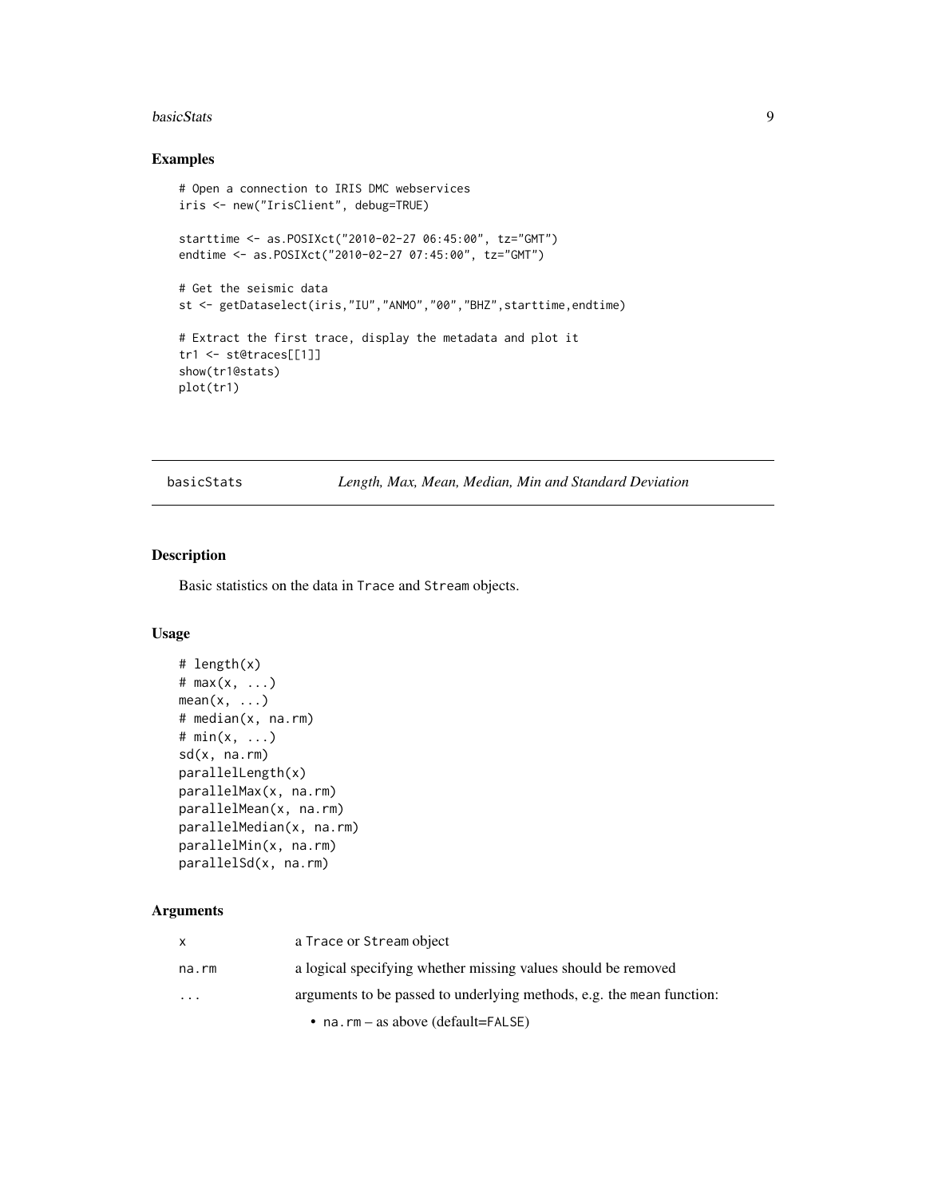## Examples

```
# Open a connection to IRIS DMC webservices
iris <- new("IrisClient", debug=TRUE)

starttime <- as.POSIXct("2010-02-27 06:45:00", tz="GMT")
endtime <- as.POSIXct("2010-02-27 07:45:00", tz="GMT")

# Get the seismic data
st <- getDataselect(iris,"IU","ANMO","00","BHZ",starttime,endtime)

# Extract the first trace, display the metadata and plot it
tr1 <- st@traces[[1]]
show(tr1@stats)
plot(tr1)
```

---

# basicStats — *Length, Max, Mean, Median, Min and Standard Deviation*

## Description

Basic statistics on the data in `Trace` and `Stream` objects.

## Usage

```
# length(x)
# max(x, ...)
mean(x, ...)
# median(x, na.rm)
# min(x, ...)
sd(x, na.rm)
parallelLength(x)
parallelMax(x, na.rm)
parallelMean(x, na.rm)
parallelMedian(x, na.rm)
parallelMin(x, na.rm)
parallelSd(x, na.rm)
```

## Arguments

| | |
|---|---|
| `x` | a `Trace` or `Stream` object |
| `na.rm` | a logical specifying whether missing values should be removed |
| `...` | arguments to be passed to underlying methods, e.g. the `mean` function:<br>• `na.rm` – as above (default=`FALSE`) |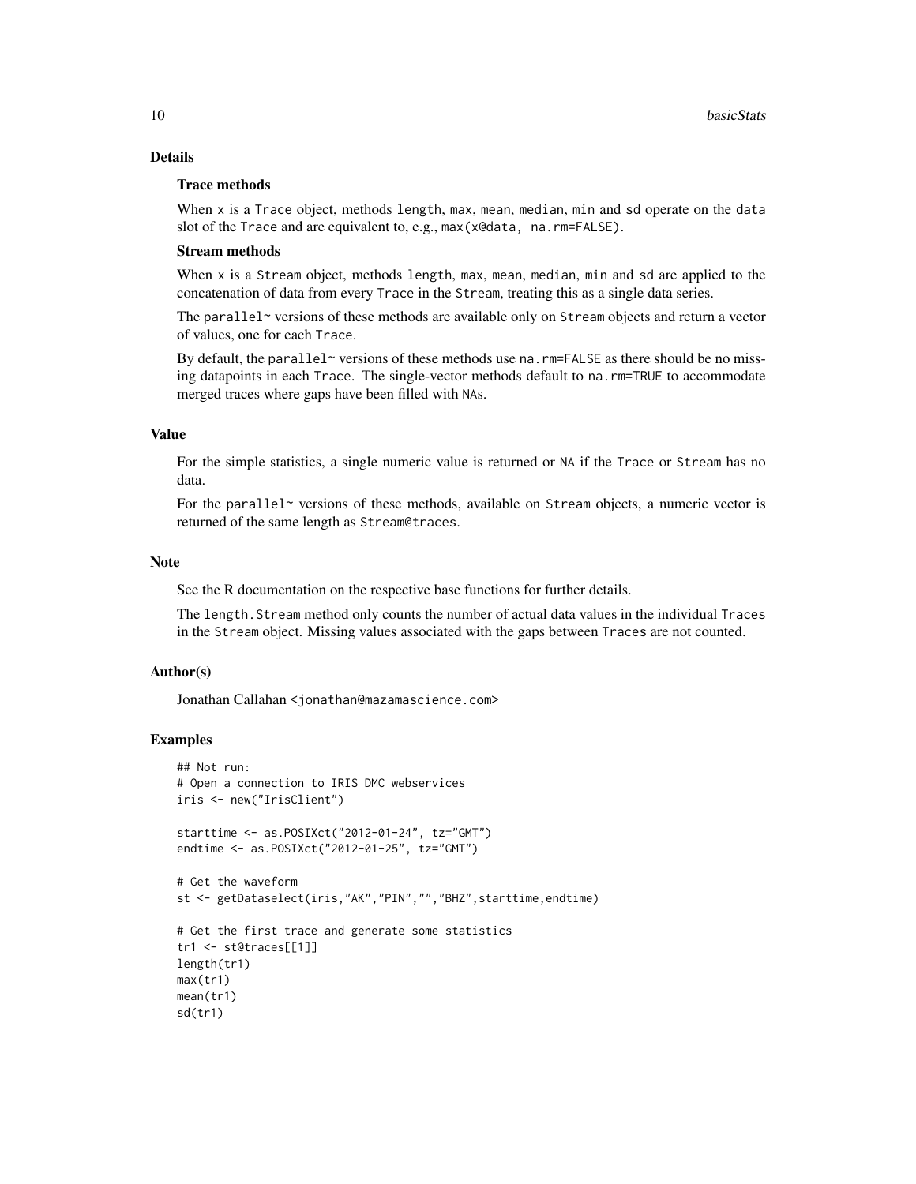## Details

### Trace methods

When x is a Trace object, methods length, max, mean, median, min and sd operate on the data slot of the Trace and are equivalent to, e.g., max(x@data, na.rm=FALSE).

### Stream methods

When x is a Stream object, methods length, max, mean, median, min and sd are applied to the concatenation of data from every Trace in the Stream, treating this as a single data series.

The parallel~ versions of these methods are available only on Stream objects and return a vector of values, one for each Trace.

By default, the parallel~ versions of these methods use na.rm=FALSE as there should be no missing datapoints in each Trace. The single-vector methods default to na.rm=TRUE to accommodate merged traces where gaps have been filled with NAs.

## Value

For the simple statistics, a single numeric value is returned or NA if the Trace or Stream has no data.

For the parallel~ versions of these methods, available on Stream objects, a numeric vector is returned of the same length as Stream@traces.

## Note

See the R documentation on the respective base functions for further details.

The length.Stream method only counts the number of actual data values in the individual Traces in the Stream object. Missing values associated with the gaps between Traces are not counted.

## Author(s)

Jonathan Callahan <jonathan@mazamascience.com>

## Examples

```
## Not run:
# Open a connection to IRIS DMC webservices
iris <- new("IrisClient")

starttime <- as.POSIXct("2012-01-24", tz="GMT")
endtime <- as.POSIXct("2012-01-25", tz="GMT")

# Get the waveform
st <- getDataselect(iris,"AK","PIN","","BHZ",starttime,endtime)

# Get the first trace and generate some statistics
tr1 <- st@traces[[1]]
length(tr1)
max(tr1)
mean(tr1)
sd(tr1)
```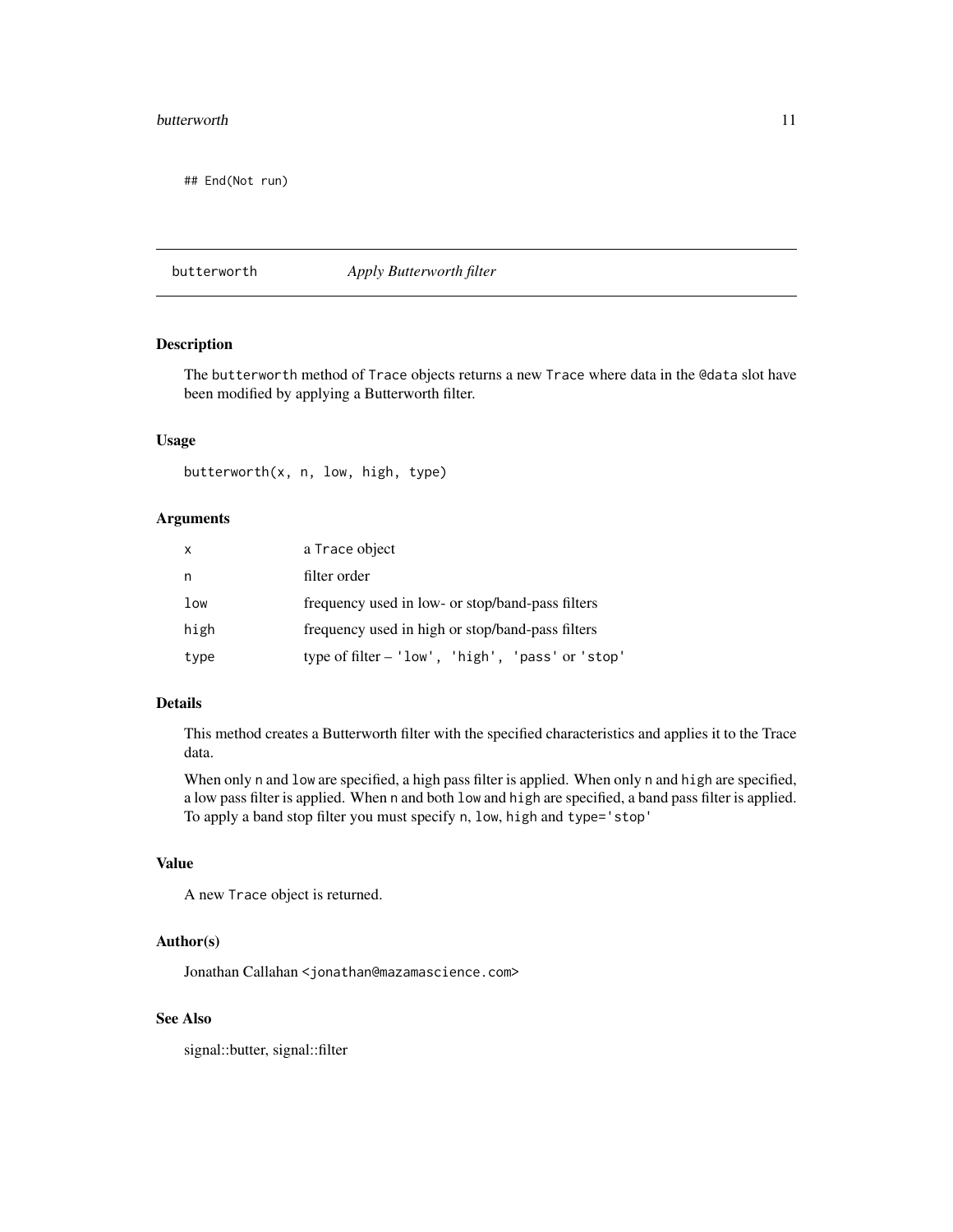```
## End(Not run)
```

---

## butterworth — *Apply Butterworth filter*

### Description

The `butterworth` method of `Trace` objects returns a new `Trace` where data in the `@data` slot have been modified by applying a Butterworth filter.

### Usage

```
butterworth(x, n, low, high, type)
```

### Arguments

| | |
|---|---|
| `x` | a `Trace` object |
| `n` | filter order |
| `low` | frequency used in low- or stop/band-pass filters |
| `high` | frequency used in high or stop/band-pass filters |
| `type` | type of filter – `'low'`, `'high'`, `'pass'` or `'stop'` |

### Details

This method creates a Butterworth filter with the specified characteristics and applies it to the Trace data.

When only `n` and `low` are specified, a high pass filter is applied. When only `n` and `high` are specified, a low pass filter is applied. When `n` and both `low` and `high` are specified, a band pass filter is applied. To apply a band stop filter you must specify `n`, `low`, `high` and `type='stop'`

### Value

A new `Trace` object is returned.

### Author(s)

Jonathan Callahan <jonathan@mazamascience.com>

### See Also

signal::butter, signal::filter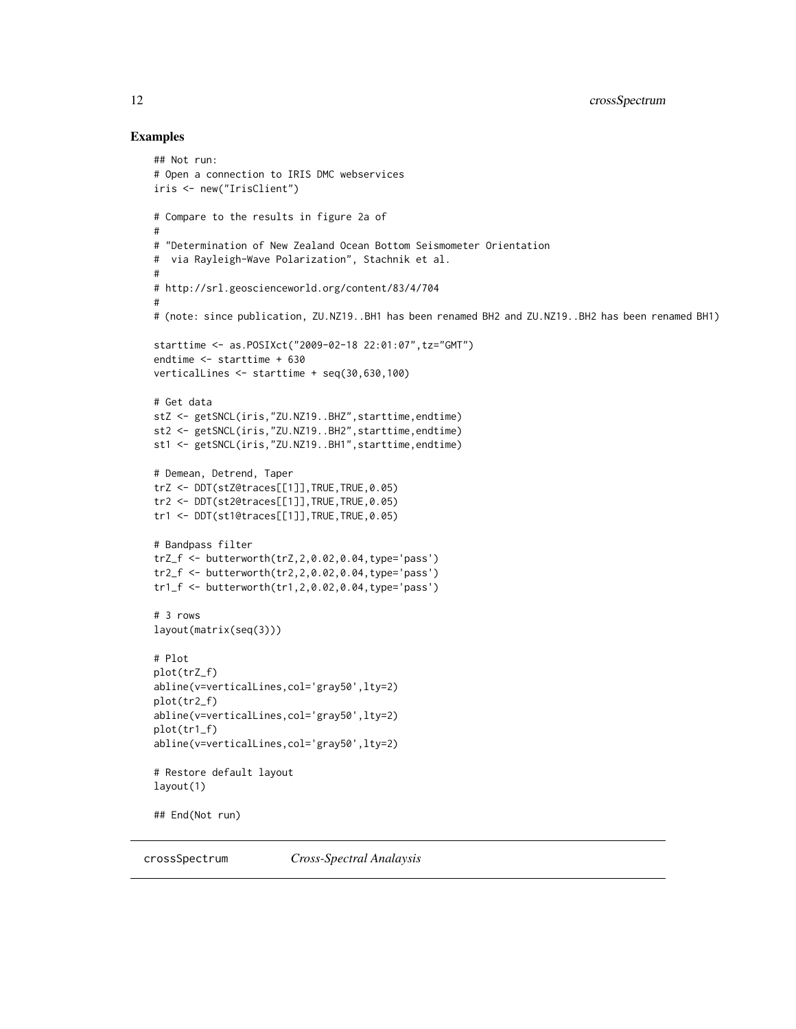## Examples

```
## Not run:
# Open a connection to IRIS DMC webservices
iris <- new("IrisClient")

# Compare to the results in figure 2a of
#
# "Determination of New Zealand Ocean Bottom Seismometer Orientation
#  via Rayleigh-Wave Polarization", Stachnik et al.
#
# http://srl.geoscienceworld.org/content/83/4/704
#
# (note: since publication, ZU.NZ19..BH1 has been renamed BH2 and ZU.NZ19..BH2 has been renamed BH1)

starttime <- as.POSIXct("2009-02-18 22:01:07",tz="GMT")
endtime <- starttime + 630
verticalLines <- starttime + seq(30,630,100)

# Get data
stZ <- getSNCL(iris,"ZU.NZ19..BHZ",starttime,endtime)
st2 <- getSNCL(iris,"ZU.NZ19..BH2",starttime,endtime)
st1 <- getSNCL(iris,"ZU.NZ19..BH1",starttime,endtime)

# Demean, Detrend, Taper
trZ <- DDT(stZ@traces[[1]],TRUE,TRUE,0.05)
tr2 <- DDT(st2@traces[[1]],TRUE,TRUE,0.05)
tr1 <- DDT(st1@traces[[1]],TRUE,TRUE,0.05)

# Bandpass filter
trZ_f <- butterworth(trZ,2,0.02,0.04,type='pass')
tr2_f <- butterworth(tr2,2,0.02,0.04,type='pass')
tr1_f <- butterworth(tr1,2,0.02,0.04,type='pass')

# 3 rows
layout(matrix(seq(3)))

# Plot
plot(trZ_f)
abline(v=verticalLines,col='gray50',lty=2)
plot(tr2_f)
abline(v=verticalLines,col='gray50',lty=2)
plot(tr1_f)
abline(v=verticalLines,col='gray50',lty=2)

# Restore default layout
layout(1)

## End(Not run)
```

---

crossSpectrum &nbsp;&nbsp;&nbsp;&nbsp; *Cross-Spectral Analaysis*

---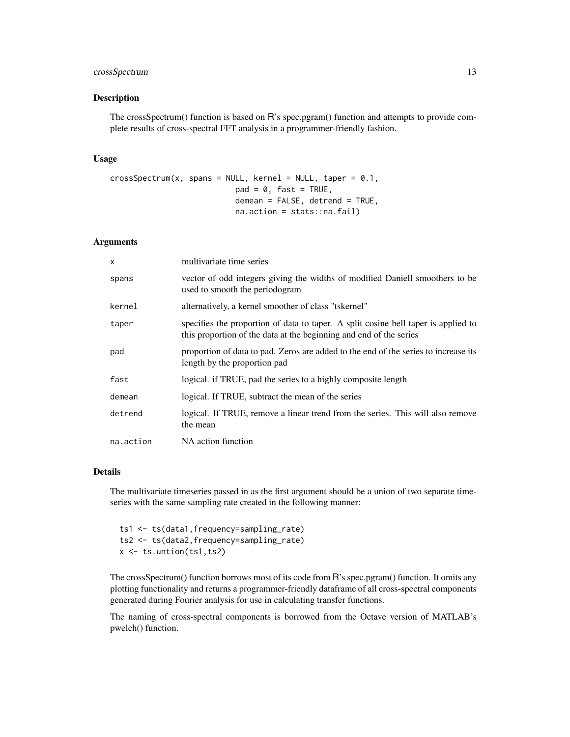## Description

The crossSpectrum() function is based on R's spec.pgram() function and attempts to provide complete results of cross-spectral FFT analysis in a programmer-friendly fashion.

## Usage

```
crossSpectrum(x, spans = NULL, kernel = NULL, taper = 0.1,
                          pad = 0, fast = TRUE,
                          demean = FALSE, detrend = TRUE,
                          na.action = stats::na.fail)
```

## Arguments

| | |
|---|---|
| `x` | multivariate time series |
| `spans` | vector of odd integers giving the widths of modified Daniell smoothers to be used to smooth the periodogram |
| `kernel` | alternatively, a kernel smoother of class "tskernel" |
| `taper` | specifies the proportion of data to taper. A split cosine bell taper is applied to this proportion of the data at the beginning and end of the series |
| `pad` | proportion of data to pad. Zeros are added to the end of the series to increase its length by the proportion pad |
| `fast` | logical. if TRUE, pad the series to a highly composite length |
| `demean` | logical. If TRUE, subtract the mean of the series |
| `detrend` | logical. If TRUE, remove a linear trend from the series. This will also remove the mean |
| `na.action` | NA action function |

## Details

The multivariate timeseries passed in as the first argument should be a union of two separate timeseries with the same sampling rate created in the following manner:

```
ts1 <- ts(data1,frequency=sampling_rate)
ts2 <- ts(data2,frequency=sampling_rate)
x <- ts.untion(ts1,ts2)
```

The crossSpectrum() function borrows most of its code from R's spec.pgram() function. It omits any plotting functionality and returns a programmer-friendly dataframe of all cross-spectral components generated during Fourier analysis for use in calculating transfer functions.

The naming of cross-spectral components is borrowed from the Octave version of MATLAB's pwelch() function.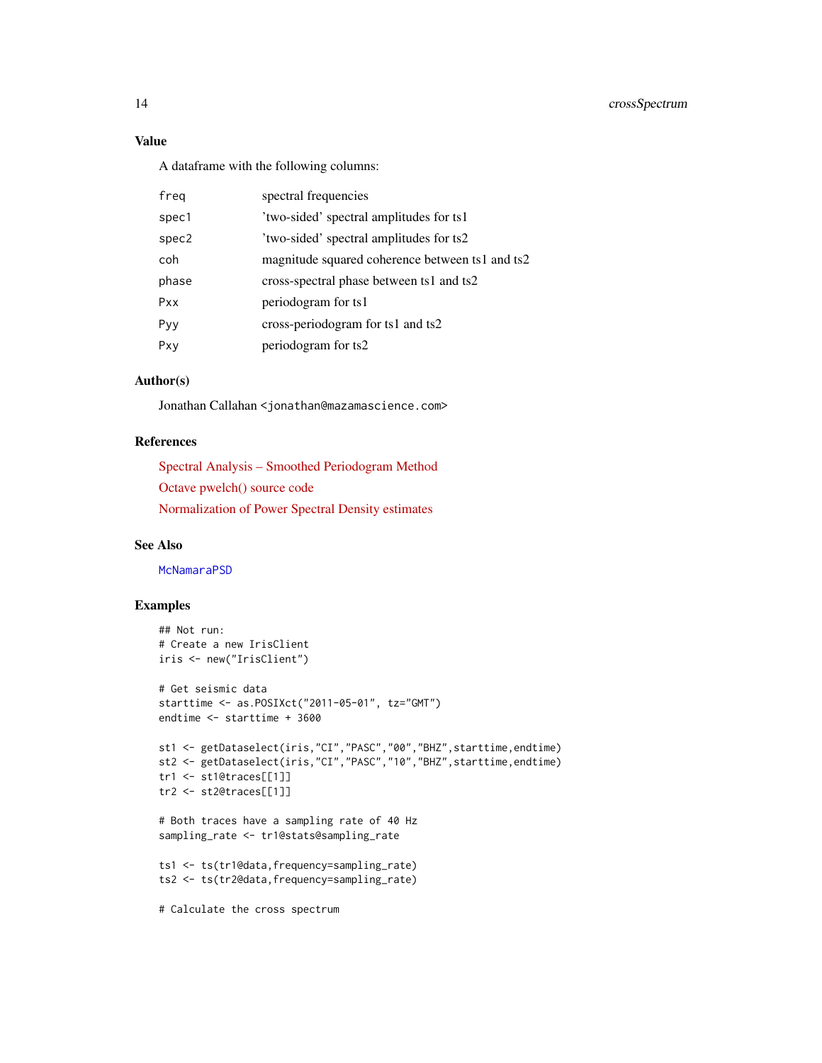## Value

A dataframe with the following columns:

| | |
|---|---|
| freq | spectral frequencies |
| spec1 | 'two-sided' spectral amplitudes for ts1 |
| spec2 | 'two-sided' spectral amplitudes for ts2 |
| coh | magnitude squared coherence between ts1 and ts2 |
| phase | cross-spectral phase between ts1 and ts2 |
| Pxx | periodogram for ts1 |
| Pyy | cross-periodogram for ts1 and ts2 |
| Pxy | periodogram for ts2 |

## Author(s)

Jonathan Callahan <jonathan@mazamascience.com>

## References

Spectral Analysis – Smoothed Periodogram Method

Octave pwelch() source code

Normalization of Power Spectral Density estimates

## See Also

McNamaraPSD

## Examples

```
## Not run:
# Create a new IrisClient
iris <- new("IrisClient")

# Get seismic data
starttime <- as.POSIXct("2011-05-01", tz="GMT")
endtime <- starttime + 3600

st1 <- getDataselect(iris,"CI","PASC","00","BHZ",starttime,endtime)
st2 <- getDataselect(iris,"CI","PASC","10","BHZ",starttime,endtime)
tr1 <- st1@traces[[1]]
tr2 <- st2@traces[[1]]

# Both traces have a sampling rate of 40 Hz
sampling_rate <- tr1@stats@sampling_rate

ts1 <- ts(tr1@data,frequency=sampling_rate)
ts2 <- ts(tr2@data,frequency=sampling_rate)

# Calculate the cross spectrum
```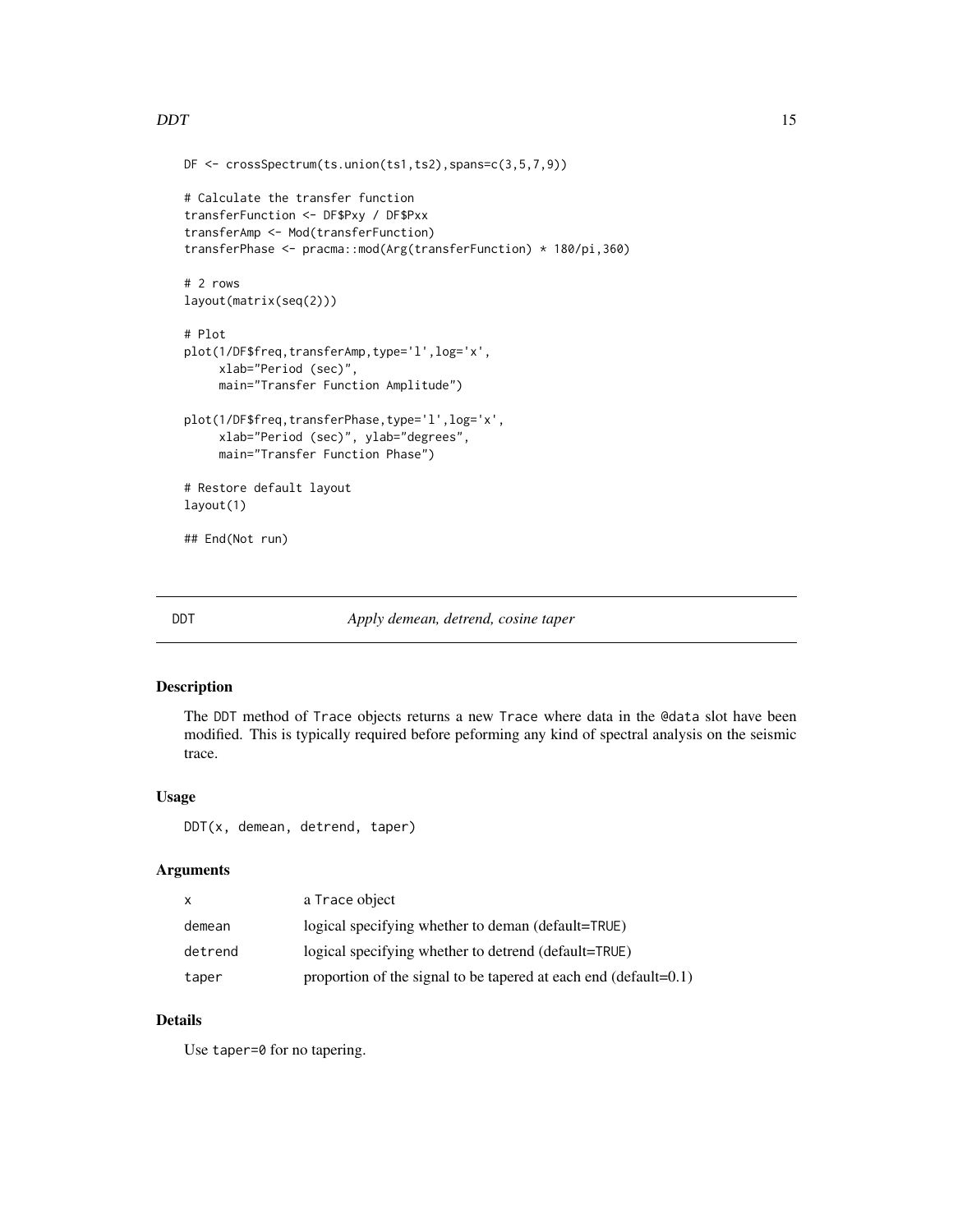```
DF <- crossSpectrum(ts.union(ts1,ts2),spans=c(3,5,7,9))

# Calculate the transfer function
transferFunction <- DF$Pxy / DF$Pxx
transferAmp <- Mod(transferFunction)
transferPhase <- pracma::mod(Arg(transferFunction) * 180/pi,360)

# 2 rows
layout(matrix(seq(2)))

# Plot
plot(1/DF$freq,transferAmp,type='l',log='x',
     xlab="Period (sec)",
     main="Transfer Function Amplitude")

plot(1/DF$freq,transferPhase,type='l',log='x',
     xlab="Period (sec)", ylab="degrees",
     main="Transfer Function Phase")

# Restore default layout
layout(1)

## End(Not run)
```

---

## DDT — *Apply demean, detrend, cosine taper*

### Description

The `DDT` method of `Trace` objects returns a new `Trace` where data in the `@data` slot have been modified. This is typically required before peforming any kind of spectral analysis on the seismic trace.

### Usage

```
DDT(x, demean, detrend, taper)
```

### Arguments

| | |
|---|---|
| `x` | a `Trace` object |
| `demean` | logical specifying whether to deman (default=`TRUE`) |
| `detrend` | logical specifying whether to detrend (default=`TRUE`) |
| `taper` | proportion of the signal to be tapered at each end (default=0.1) |

### Details

Use `taper=0` for no tapering.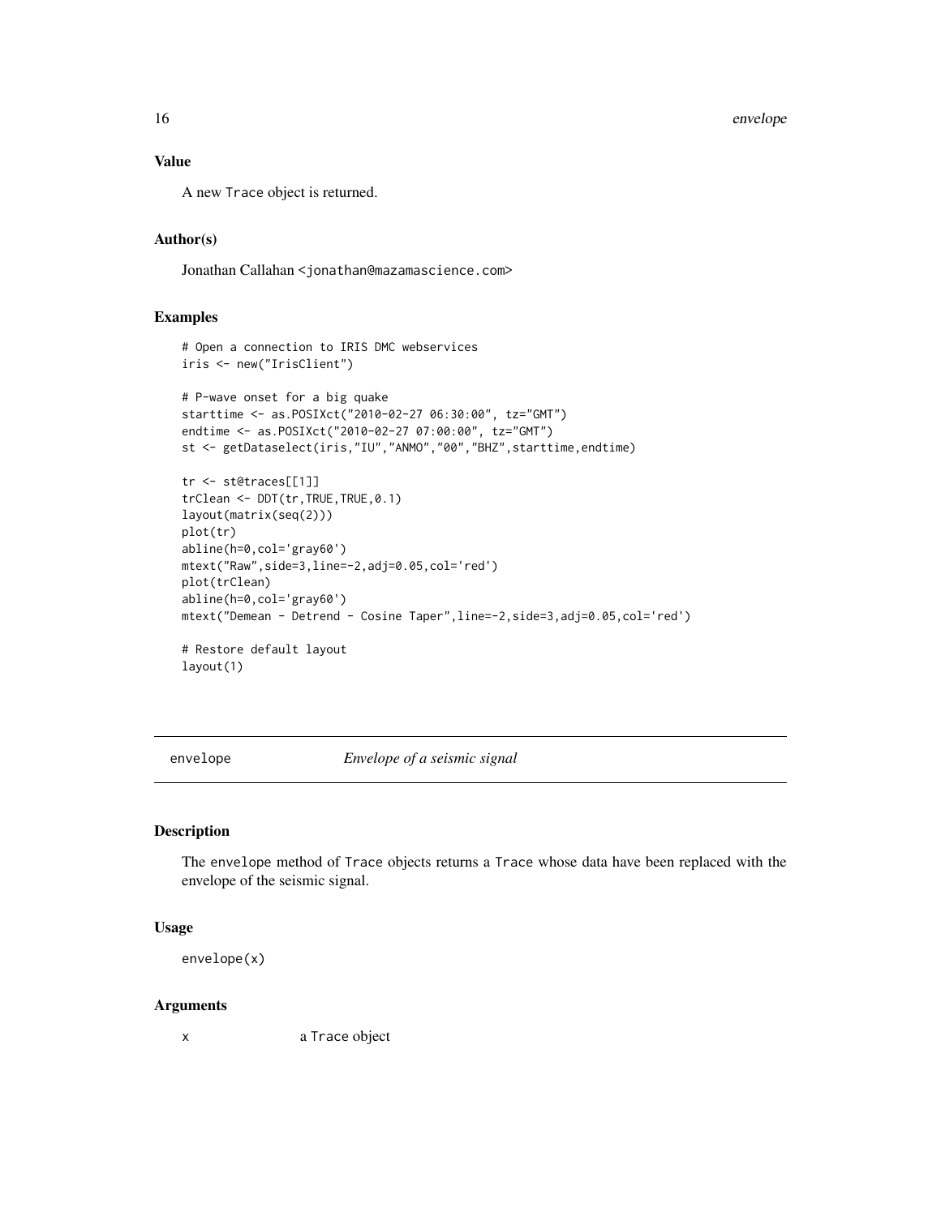### Value

A new Trace object is returned.

### Author(s)

Jonathan Callahan <jonathan@mazamascience.com>

### Examples

```
# Open a connection to IRIS DMC webservices
iris <- new("IrisClient")

# P-wave onset for a big quake
starttime <- as.POSIXct("2010-02-27 06:30:00", tz="GMT")
endtime <- as.POSIXct("2010-02-27 07:00:00", tz="GMT")
st <- getDataselect(iris,"IU","ANMO","00","BHZ",starttime,endtime)

tr <- st@traces[[1]]
trClean <- DDT(tr,TRUE,TRUE,0.1)
layout(matrix(seq(2)))
plot(tr)
abline(h=0,col='gray60')
mtext("Raw",side=3,line=-2,adj=0.05,col='red')
plot(trClean)
abline(h=0,col='gray60')
mtext("Demean - Detrend - Cosine Taper",line=-2,side=3,adj=0.05,col='red')

# Restore default layout
layout(1)
```

---

## envelope — *Envelope of a seismic signal*

### Description

The envelope method of Trace objects returns a Trace whose data have been replaced with the envelope of the seismic signal.

### Usage

```
envelope(x)
```

### Arguments

| | |
|---|---|
| x | a Trace object |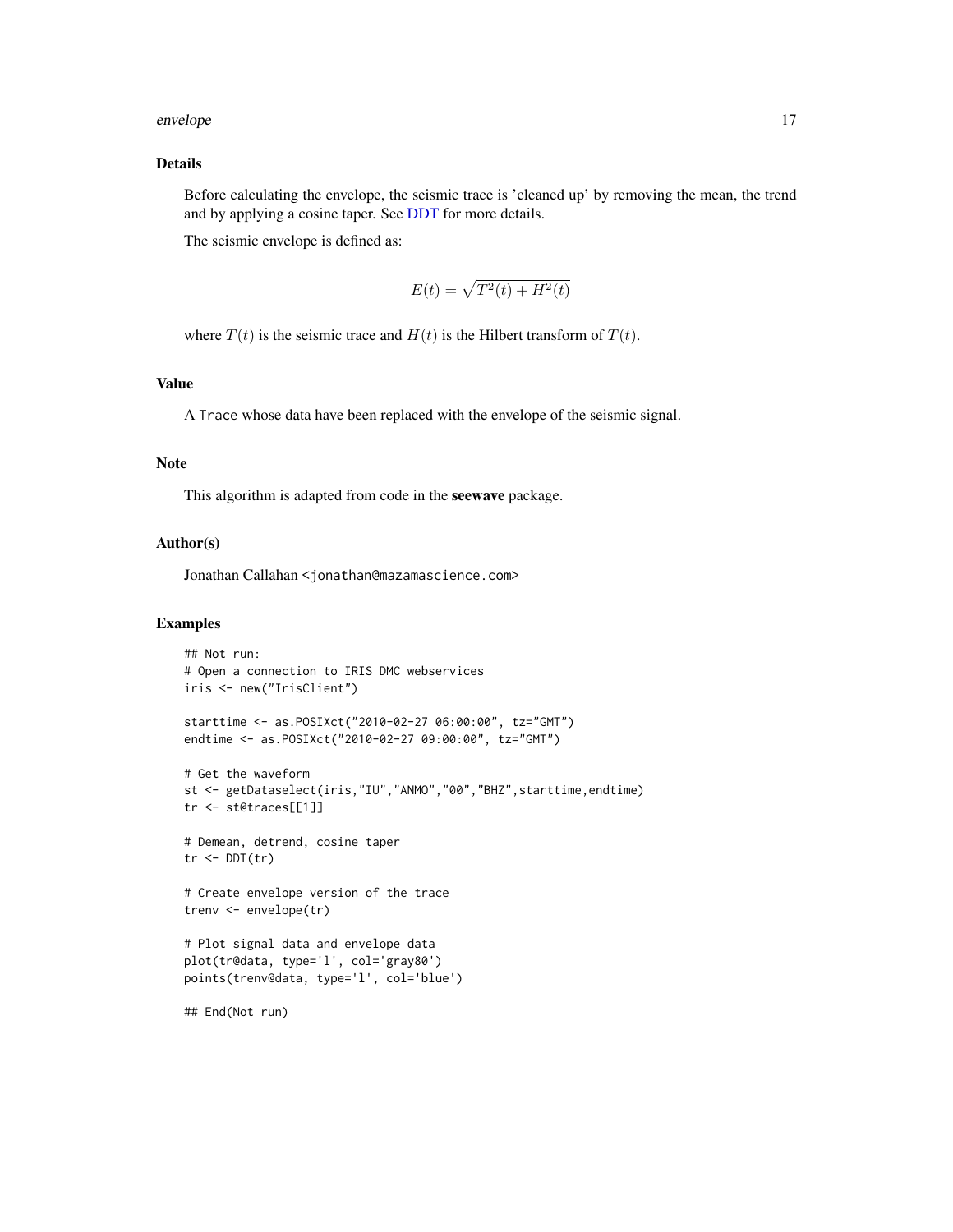### Details

Before calculating the envelope, the seismic trace is 'cleaned up' by removing the mean, the trend and by applying a cosine taper. See DDT for more details.

The seismic envelope is defined as:

$$E(t) = \sqrt{T^2(t) + H^2(t)}$$

where $T(t)$ is the seismic trace and $H(t)$ is the Hilbert transform of $T(t)$.

### Value

A Trace whose data have been replaced with the envelope of the seismic signal.

### Note

This algorithm is adapted from code in the **seewave** package.

### Author(s)

Jonathan Callahan <jonathan@mazamascience.com>

### Examples

```
## Not run:
# Open a connection to IRIS DMC webservices
iris <- new("IrisClient")

starttime <- as.POSIXct("2010-02-27 06:00:00", tz="GMT")
endtime <- as.POSIXct("2010-02-27 09:00:00", tz="GMT")

# Get the waveform
st <- getDataselect(iris,"IU","ANMO","00","BHZ",starttime,endtime)
tr <- st@traces[[1]]

# Demean, detrend, cosine taper
tr <- DDT(tr)

# Create envelope version of the trace
trenv <- envelope(tr)

# Plot signal data and envelope data
plot(tr@data, type='l', col='gray80')
points(trenv@data, type='l', col='blue')

## End(Not run)
```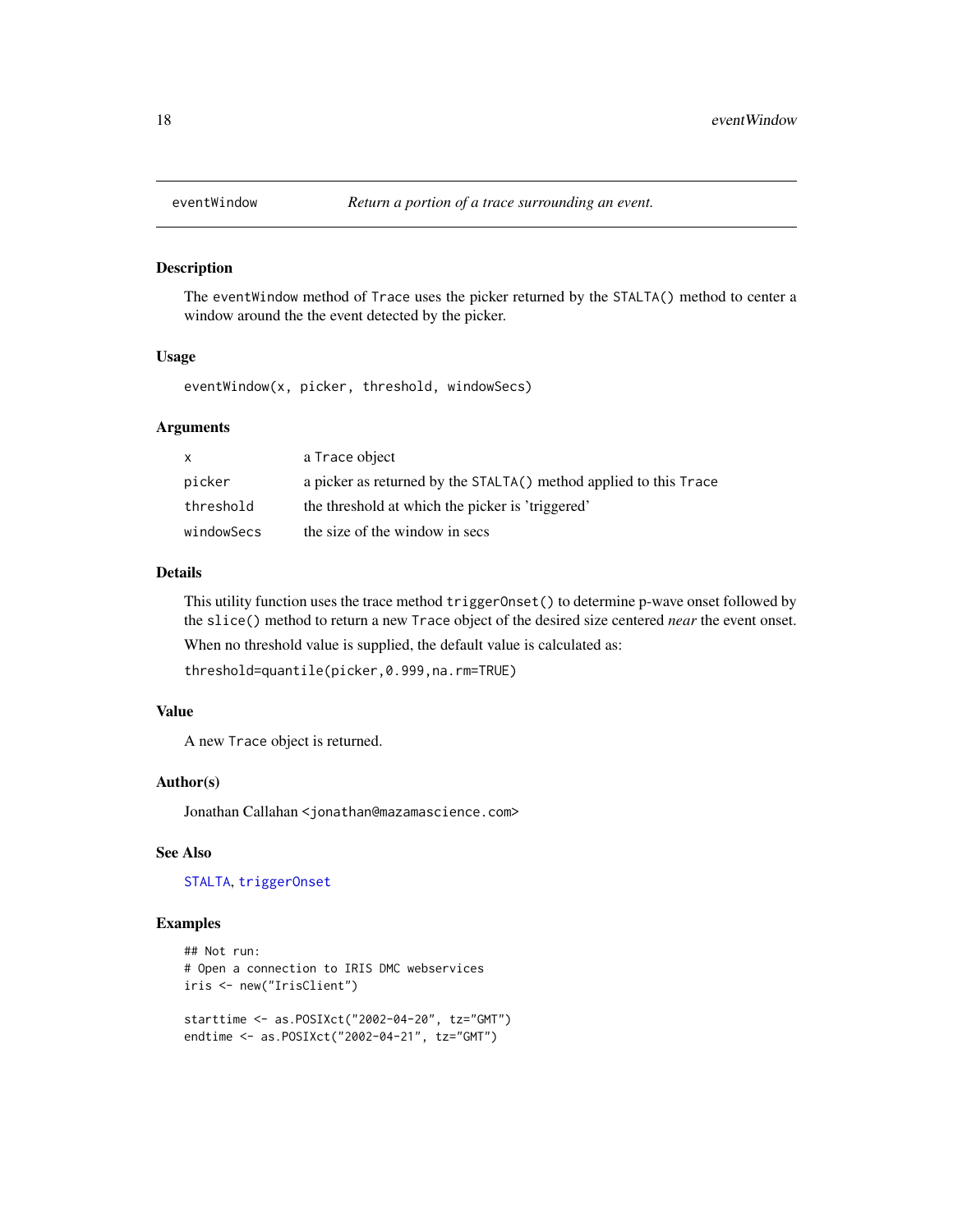# eventWindow — *Return a portion of a trace surrounding an event.*

## Description

The eventWindow method of Trace uses the picker returned by the STALTA() method to center a window around the the event detected by the picker.

## Usage

```
eventWindow(x, picker, threshold, windowSecs)
```

## Arguments

| | |
|---|---|
| x | a Trace object |
| picker | a picker as returned by the STALTA() method applied to this Trace |
| threshold | the threshold at which the picker is 'triggered' |
| windowSecs | the size of the window in secs |

## Details

This utility function uses the trace method triggerOnset() to determine p-wave onset followed by the slice() method to return a new Trace object of the desired size centered *near* the event onset.

When no threshold value is supplied, the default value is calculated as:

threshold=quantile(picker,0.999,na.rm=TRUE)

## Value

A new Trace object is returned.

## Author(s)

Jonathan Callahan <jonathan@mazamascience.com>

## See Also

STALTA, triggerOnset

## Examples

```
## Not run:
# Open a connection to IRIS DMC webservices
iris <- new("IrisClient")

starttime <- as.POSIXct("2002-04-20", tz="GMT")
endtime <- as.POSIXct("2002-04-21", tz="GMT")
```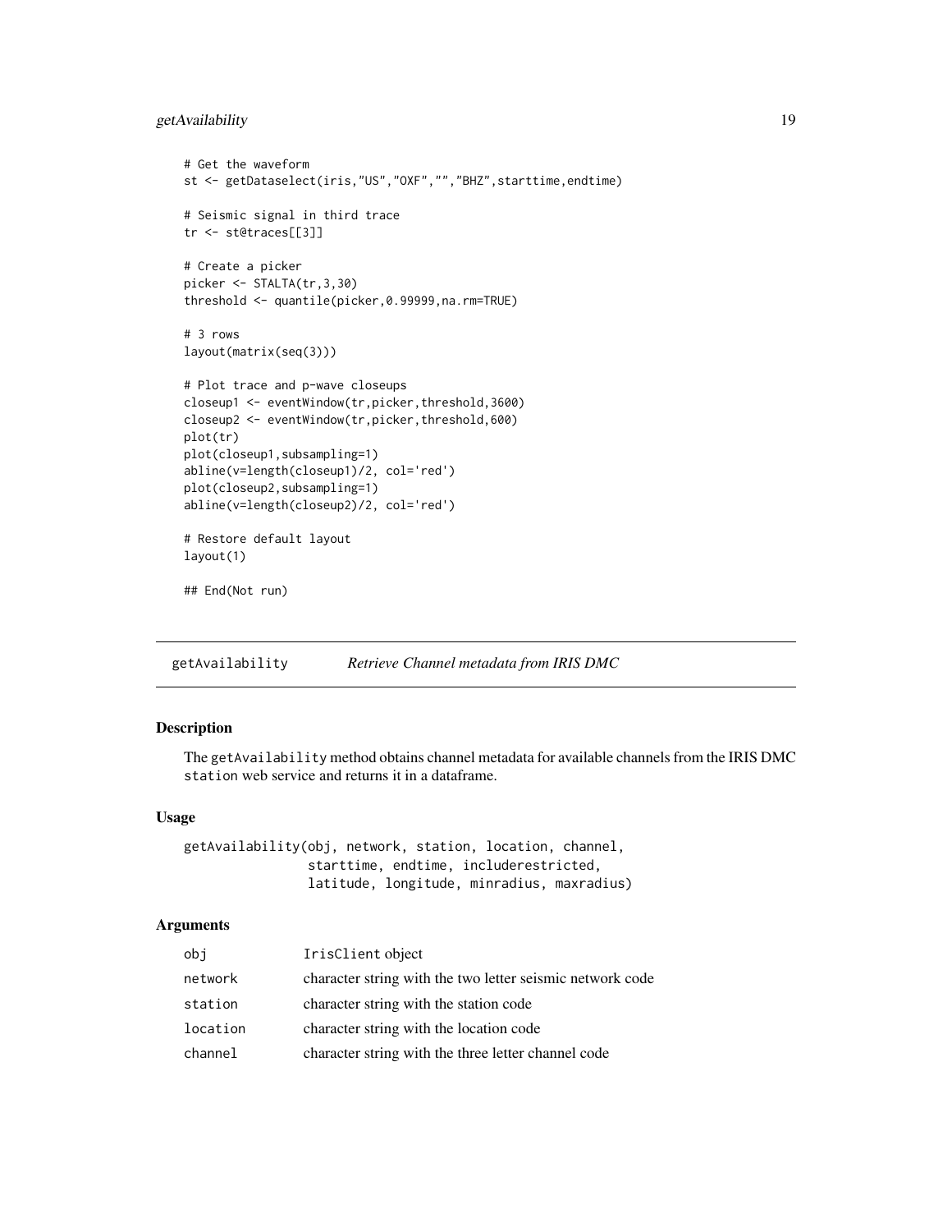```
# Get the waveform
st <- getDataselect(iris,"US","OXF","","BHZ",starttime,endtime)

# Seismic signal in third trace
tr <- st@traces[[3]]

# Create a picker
picker <- STALTA(tr,3,30)
threshold <- quantile(picker,0.99999,na.rm=TRUE)

# 3 rows
layout(matrix(seq(3)))

# Plot trace and p-wave closeups
closeup1 <- eventWindow(tr,picker,threshold,3600)
closeup2 <- eventWindow(tr,picker,threshold,600)
plot(tr)
plot(closeup1,subsampling=1)
abline(v=length(closeup1)/2, col='red')
plot(closeup2,subsampling=1)
abline(v=length(closeup2)/2, col='red')

# Restore default layout
layout(1)

## End(Not run)
```

## getAvailability *Retrieve Channel metadata from IRIS DMC*

### Description

The `getAvailability` method obtains channel metadata for available channels from the IRIS DMC `station` web service and returns it in a dataframe.

### Usage

```
getAvailability(obj, network, station, location, channel,
                starttime, endtime, includerestricted,
                latitude, longitude, minradius, maxradius)
```

### Arguments

| | |
|---|---|
| `obj` | `IrisClient` object |
| `network` | character string with the two letter seismic network code |
| `station` | character string with the station code |
| `location` | character string with the location code |
| `channel` | character string with the three letter channel code |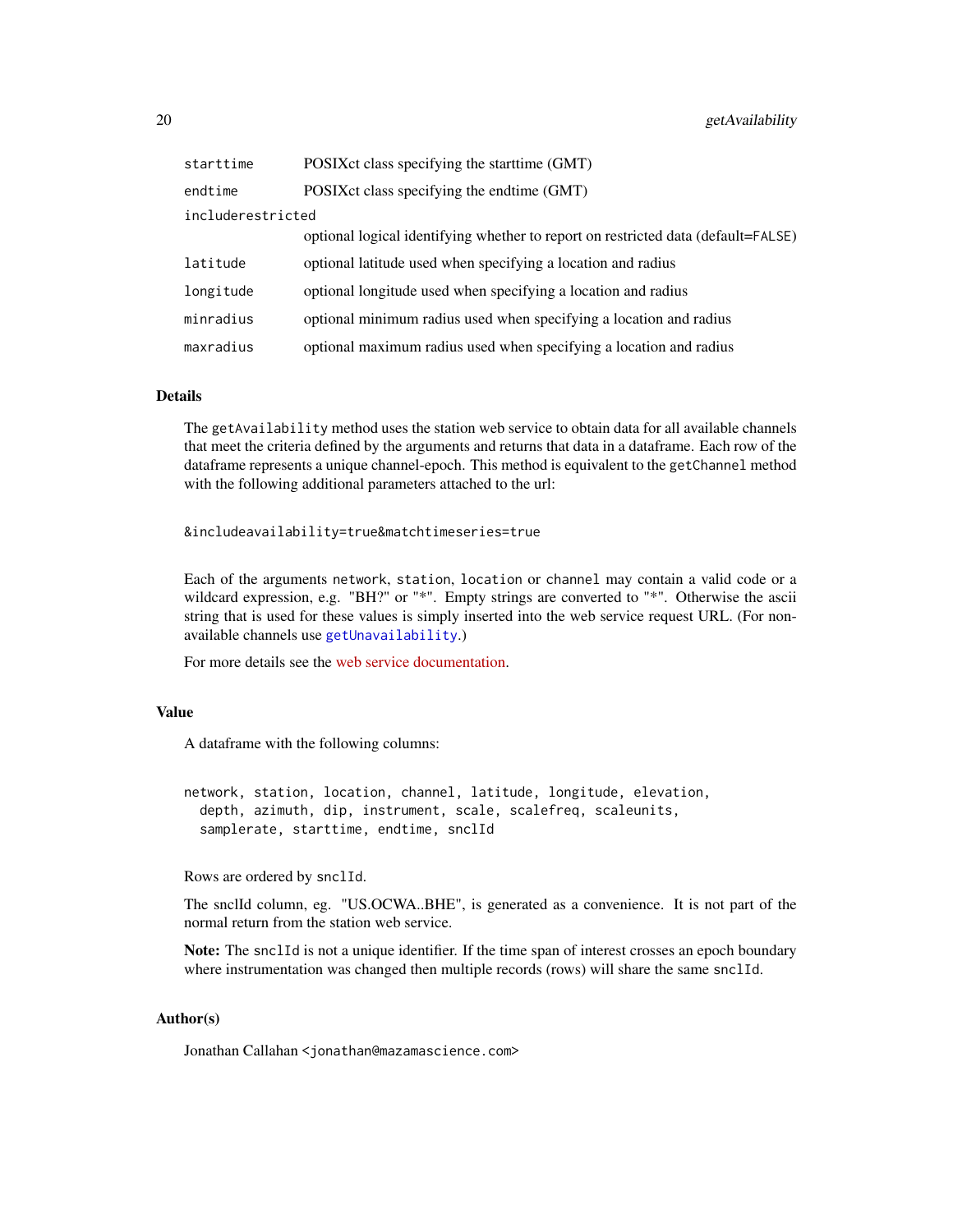| | |
|---|---|
| `starttime` | POSIXct class specifying the starttime (GMT) |
| `endtime` | POSIXct class specifying the endtime (GMT) |
| `includerestricted` | optional logical identifying whether to report on restricted data (default=`FALSE`) |
| `latitude` | optional latitude used when specifying a location and radius |
| `longitude` | optional longitude used when specifying a location and radius |
| `minradius` | optional minimum radius used when specifying a location and radius |
| `maxradius` | optional maximum radius used when specifying a location and radius |

## Details

The `getAvailability` method uses the station web service to obtain data for all available channels that meet the criteria defined by the arguments and returns that data in a dataframe. Each row of the dataframe represents a unique channel-epoch. This method is equivalent to the `getChannel` method with the following additional parameters attached to the url:

```
&includeavailability=true&matchtimeseries=true
```

Each of the arguments `network`, `station`, `location` or `channel` may contain a valid code or a wildcard expression, e.g. "BH?" or "*". Empty strings are converted to "*". Otherwise the ascii string that is used for these values is simply inserted into the web service request URL. (For non-available channels use `getUnavailability`.)

For more details see the web service documentation.

## Value

A dataframe with the following columns:

```
network, station, location, channel, latitude, longitude, elevation,
  depth, azimuth, dip, instrument, scale, scalefreq, scaleunits,
  samplerate, starttime, endtime, snclId
```

Rows are ordered by `snclId`.

The snclId column, eg. "US.OCWA..BHE", is generated as a convenience. It is not part of the normal return from the station web service.

**Note:** The `snclId` is not a unique identifier. If the time span of interest crosses an epoch boundary where instrumentation was changed then multiple records (rows) will share the same `snclId`.

## Author(s)

Jonathan Callahan <jonathan@mazamascience.com>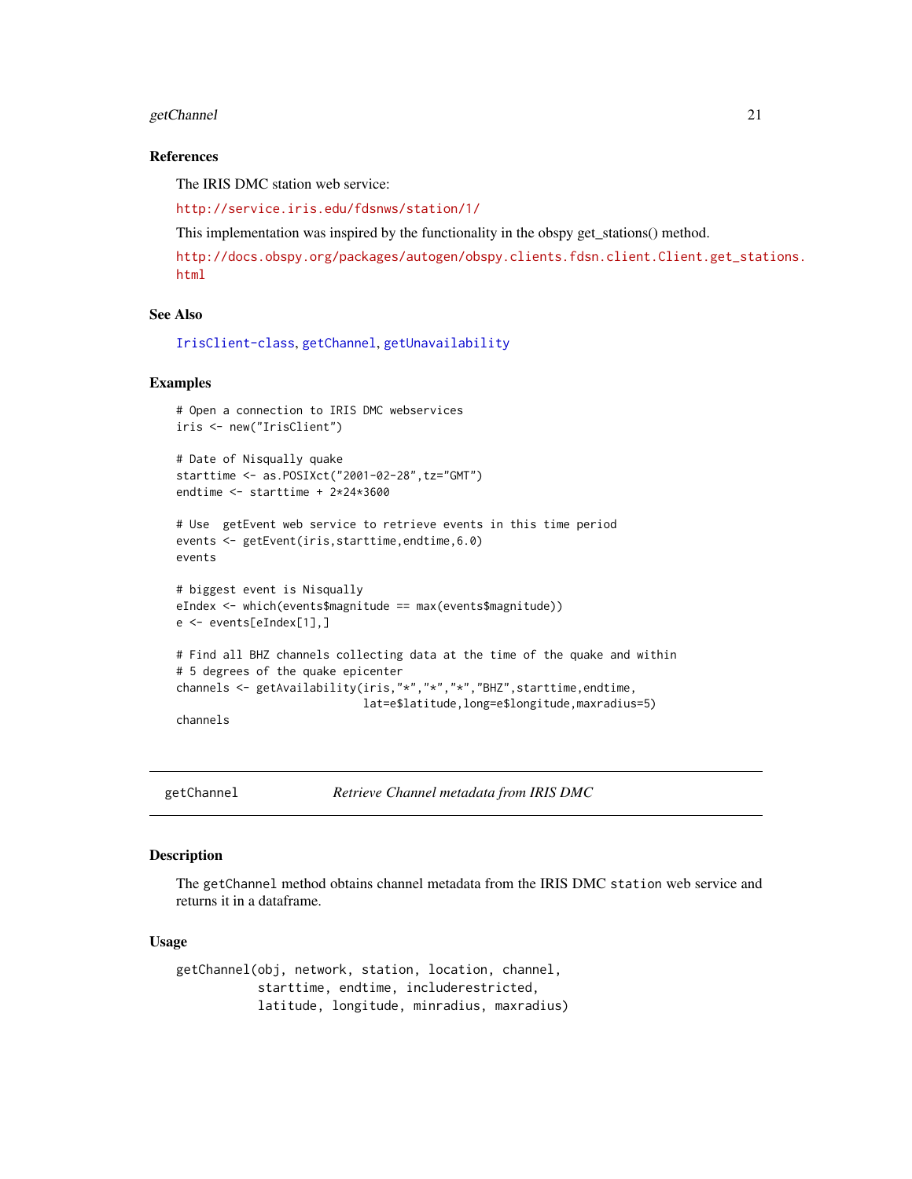### References

The IRIS DMC station web service:

http://service.iris.edu/fdsnws/station/1/

This implementation was inspired by the functionality in the obspy get_stations() method.

http://docs.obspy.org/packages/autogen/obspy.clients.fdsn.client.Client.get_stations.html

### See Also

IrisClient-class, getChannel, getUnavailability

### Examples

```
# Open a connection to IRIS DMC webservices
iris <- new("IrisClient")

# Date of Nisqually quake
starttime <- as.POSIXct("2001-02-28",tz="GMT")
endtime <- starttime + 2*24*3600

# Use  getEvent web service to retrieve events in this time period
events <- getEvent(iris,starttime,endtime,6.0)
events

# biggest event is Nisqually
eIndex <- which(events$magnitude == max(events$magnitude))
e <- events[eIndex[1],]

# Find all BHZ channels collecting data at the time of the quake and within
# 5 degrees of the quake epicenter
channels <- getAvailability(iris,"*","*","*","BHZ",starttime,endtime,
                            lat=e$latitude,long=e$longitude,maxradius=5)
channels
```

---

## getChannel &nbsp;&nbsp;&nbsp;&nbsp; *Retrieve Channel metadata from IRIS DMC*

---

### Description

The getChannel method obtains channel metadata from the IRIS DMC station web service and returns it in a dataframe.

### Usage

```
getChannel(obj, network, station, location, channel,
           starttime, endtime, includerestricted,
           latitude, longitude, minradius, maxradius)
```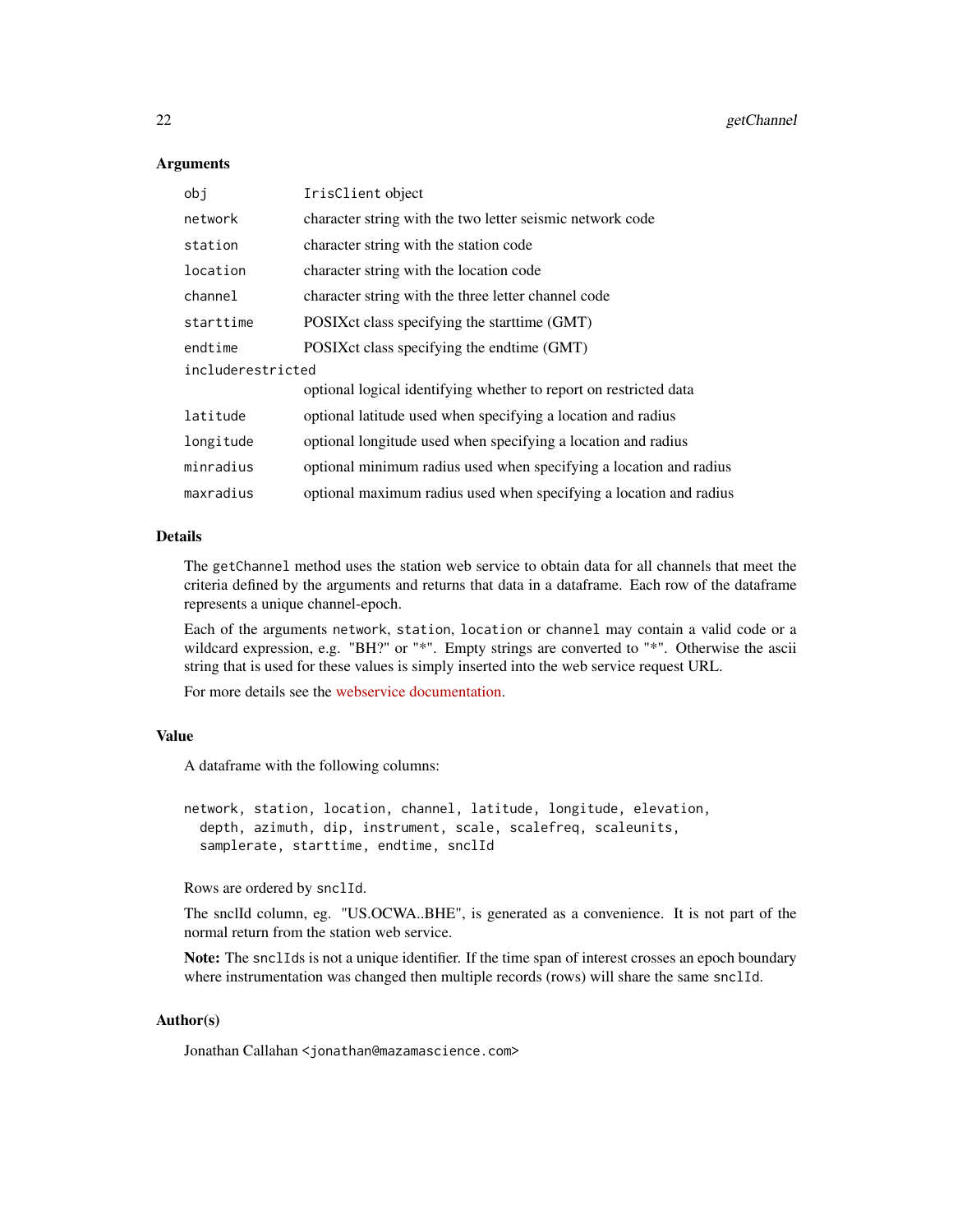## Arguments

| | |
|---|---|
| `obj` | `IrisClient` object |
| `network` | character string with the two letter seismic network code |
| `station` | character string with the station code |
| `location` | character string with the location code |
| `channel` | character string with the three letter channel code |
| `starttime` | POSIXct class specifying the starttime (GMT) |
| `endtime` | POSIXct class specifying the endtime (GMT) |
| `includerestricted` | optional logical identifying whether to report on restricted data |
| `latitude` | optional latitude used when specifying a location and radius |
| `longitude` | optional longitude used when specifying a location and radius |
| `minradius` | optional minimum radius used when specifying a location and radius |
| `maxradius` | optional maximum radius used when specifying a location and radius |

## Details

The `getChannel` method uses the station web service to obtain data for all channels that meet the criteria defined by the arguments and returns that data in a dataframe. Each row of the dataframe represents a unique channel-epoch.

Each of the arguments `network`, `station`, `location` or `channel` may contain a valid code or a wildcard expression, e.g. "BH?" or "*". Empty strings are converted to "*". Otherwise the ascii string that is used for these values is simply inserted into the web service request URL.

For more details see the webservice documentation.

## Value

A dataframe with the following columns:

```
network, station, location, channel, latitude, longitude, elevation,
  depth, azimuth, dip, instrument, scale, scalefreq, scaleunits,
  samplerate, starttime, endtime, snclId
```

Rows are ordered by `snclId`.

The snclId column, eg. "US.OCWA..BHE", is generated as a convenience. It is not part of the normal return from the station web service.

**Note:** The `snclIds` is not a unique identifier. If the time span of interest crosses an epoch boundary where instrumentation was changed then multiple records (rows) will share the same `snclId`.

## Author(s)

Jonathan Callahan <jonathan@mazamascience.com>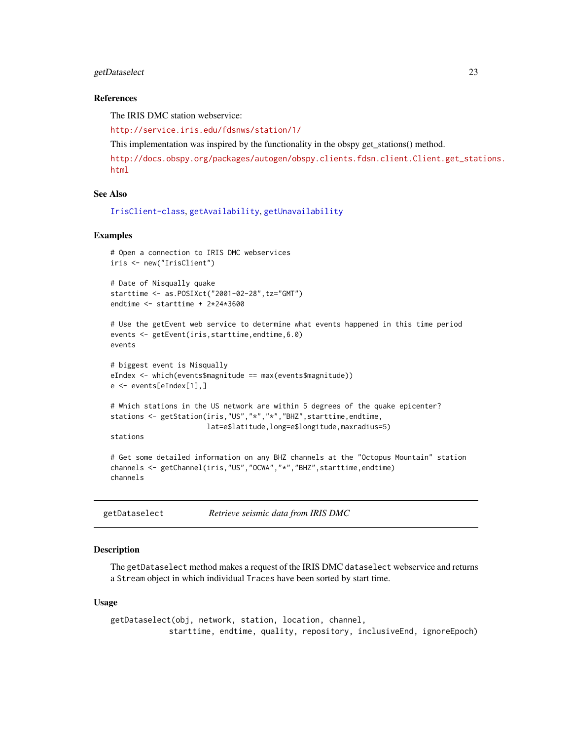## References

The IRIS DMC station webservice:

http://service.iris.edu/fdsnws/station/1/

This implementation was inspired by the functionality in the obspy get_stations() method.

http://docs.obspy.org/packages/autogen/obspy.clients.fdsn.client.Client.get_stations.html

## See Also

IrisClient-class, getAvailability, getUnavailability

## Examples

```
# Open a connection to IRIS DMC webservices
iris <- new("IrisClient")

# Date of Nisqually quake
starttime <- as.POSIXct("2001-02-28",tz="GMT")
endtime <- starttime + 2*24*3600

# Use the getEvent web service to determine what events happened in this time period
events <- getEvent(iris,starttime,endtime,6.0)
events

# biggest event is Nisqually
eIndex <- which(events$magnitude == max(events$magnitude))
e <- events[eIndex[1],]

# Which stations in the US network are within 5 degrees of the quake epicenter?
stations <- getStation(iris,"US","*","*","BHZ",starttime,endtime,
                       lat=e$latitude,long=e$longitude,maxradius=5)
stations

# Get some detailed information on any BHZ channels at the "Octopus Mountain" station
channels <- getChannel(iris,"US","OCWA","*","BHZ",starttime,endtime)
channels
```

---

# getDataselect *Retrieve seismic data from IRIS DMC*

## Description

The getDataselect method makes a request of the IRIS DMC dataselect webservice and returns a Stream object in which individual Traces have been sorted by start time.

## Usage

```
getDataselect(obj, network, station, location, channel,
             starttime, endtime, quality, repository, inclusiveEnd, ignoreEpoch)
```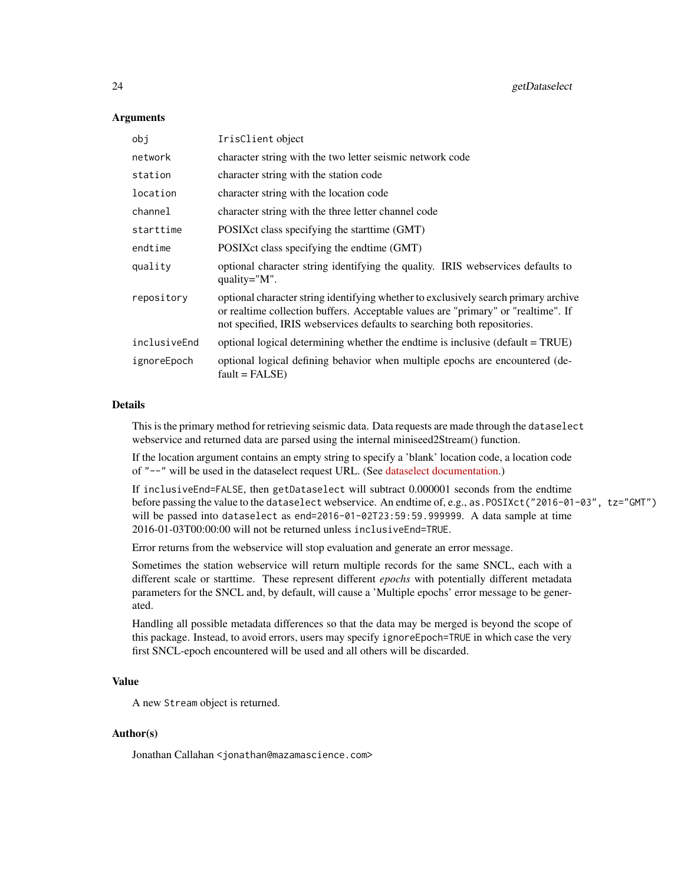## Arguments

| | |
|---|---|
| `obj` | `IrisClient` object |
| `network` | character string with the two letter seismic network code |
| `station` | character string with the station code |
| `location` | character string with the location code |
| `channel` | character string with the three letter channel code |
| `starttime` | POSIXct class specifying the starttime (GMT) |
| `endtime` | POSIXct class specifying the endtime (GMT) |
| `quality` | optional character string identifying the quality. IRIS webservices defaults to quality="M". |
| `repository` | optional character string identifying whether to exclusively search primary archive or realtime collection buffers. Acceptable values are "primary" or "realtime". If not specified, IRIS webservices defaults to searching both repositories. |
| `inclusiveEnd` | optional logical determining whether the endtime is inclusive (default = TRUE) |
| `ignoreEpoch` | optional logical defining behavior when multiple epochs are encountered (default = FALSE) |

## Details

This is the primary method for retrieving seismic data. Data requests are made through the `dataselect` webservice and returned data are parsed using the internal miniseed2Stream() function.

If the location argument contains an empty string to specify a 'blank' location code, a location code of `"--"` will be used in the dataselect request URL. (See dataselect documentation.)

If `inclusiveEnd=FALSE`, then `getDataselect` will subtract 0.000001 seconds from the endtime before passing the value to the `dataselect` webservice. An endtime of, e.g., `as.POSIXct("2016-01-03", tz="GMT")` will be passed into `dataselect` as `end=2016-01-02T23:59:59.999999`. A data sample at time 2016-01-03T00:00:00 will not be returned unless `inclusiveEnd=TRUE`.

Error returns from the webservice will stop evaluation and generate an error message.

Sometimes the station webservice will return multiple records for the same SNCL, each with a different scale or starttime. These represent different *epochs* with potentially different metadata parameters for the SNCL and, by default, will cause a 'Multiple epochs' error message to be generated.

Handling all possible metadata differences so that the data may be merged is beyond the scope of this package. Instead, to avoid errors, users may specify `ignoreEpoch=TRUE` in which case the very first SNCL-epoch encountered will be used and all others will be discarded.

## Value

A new `Stream` object is returned.

## Author(s)

Jonathan Callahan <jonathan@mazamascience.com>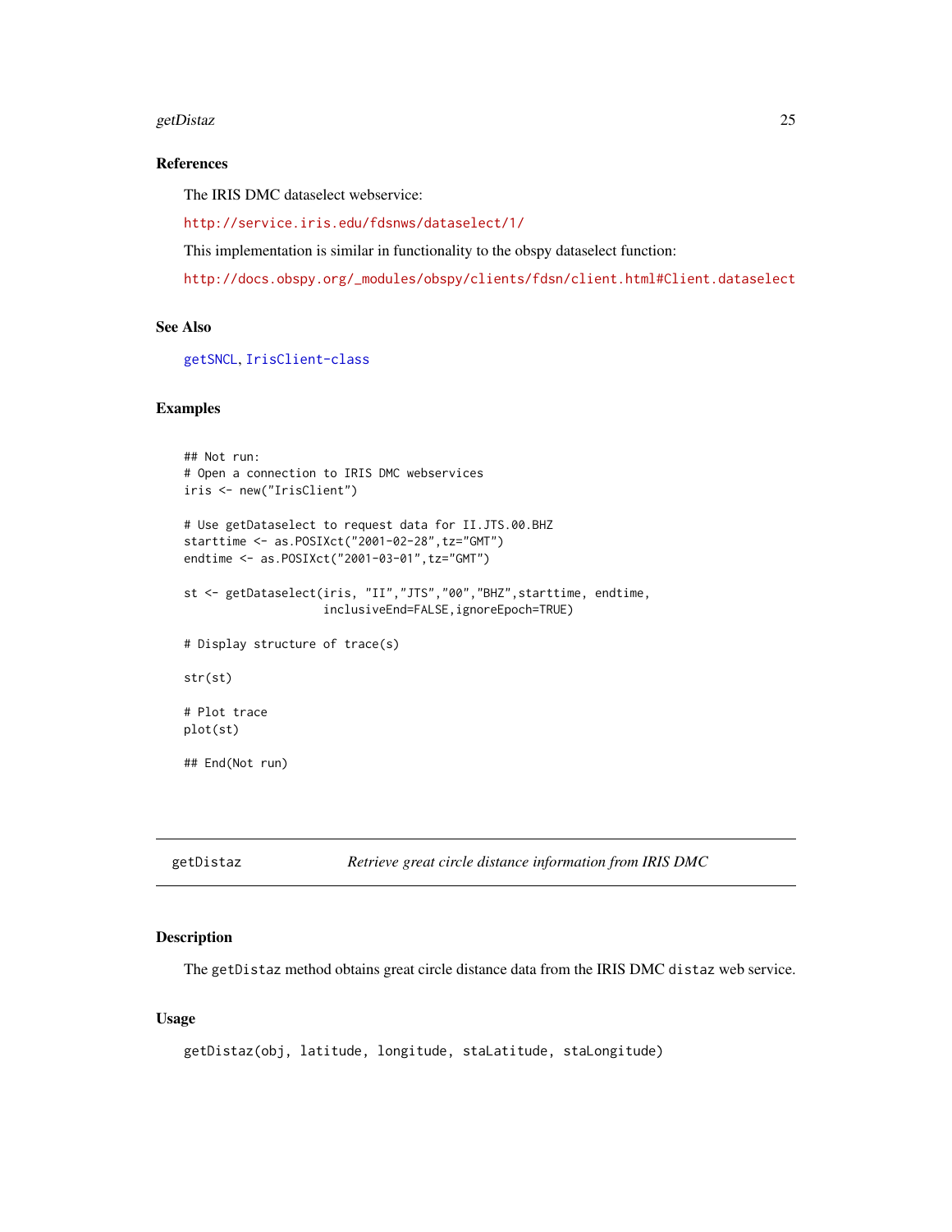### References

The IRIS DMC dataselect webservice:

http://service.iris.edu/fdsnws/dataselect/1/

This implementation is similar in functionality to the obspy dataselect function:

http://docs.obspy.org/_modules/obspy/clients/fdsn/client.html#Client.dataselect

### See Also

getSNCL, IrisClient-class

### Examples

```
## Not run:
# Open a connection to IRIS DMC webservices
iris <- new("IrisClient")

# Use getDataselect to request data for II.JTS.00.BHZ
starttime <- as.POSIXct("2001-02-28",tz="GMT")
endtime <- as.POSIXct("2001-03-01",tz="GMT")

st <- getDataselect(iris, "II","JTS","00","BHZ",starttime, endtime,
                    inclusiveEnd=FALSE,ignoreEpoch=TRUE)

# Display structure of trace(s)

str(st)

# Plot trace
plot(st)

## End(Not run)
```

---

## getDistaz — *Retrieve great circle distance information from IRIS DMC*

### Description

The `getDistaz` method obtains great circle distance data from the IRIS DMC `distaz` web service.

### Usage

```
getDistaz(obj, latitude, longitude, staLatitude, staLongitude)
```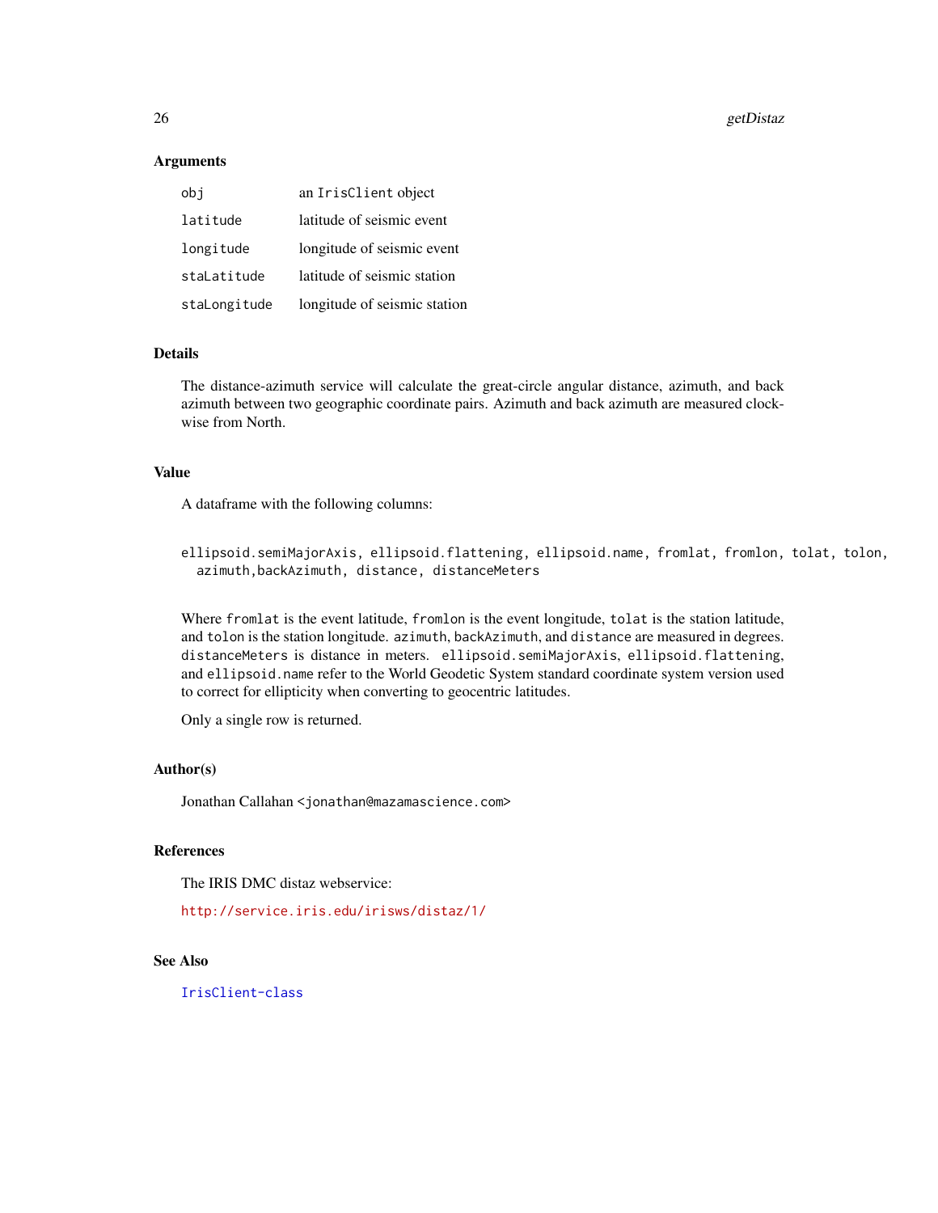### Arguments

| | |
|---|---|
| `obj` | an `IrisClient` object |
| `latitude` | latitude of seismic event |
| `longitude` | longitude of seismic event |
| `staLatitude` | latitude of seismic station |
| `staLongitude` | longitude of seismic station |

### Details

The distance-azimuth service will calculate the great-circle angular distance, azimuth, and back azimuth between two geographic coordinate pairs. Azimuth and back azimuth are measured clockwise from North.

### Value

A dataframe with the following columns:

```
ellipsoid.semiMajorAxis, ellipsoid.flattening, ellipsoid.name, fromlat, fromlon, tolat, tolon,
  azimuth,backAzimuth, distance, distanceMeters
```

Where `fromlat` is the event latitude, `fromlon` is the event longitude, `tolat` is the station latitude, and `tolon` is the station longitude. `azimuth`, `backAzimuth`, and `distance` are measured in degrees. `distanceMeters` is distance in meters. `ellipsoid.semiMajorAxis`, `ellipsoid.flattening`, and `ellipsoid.name` refer to the World Geodetic System standard coordinate system version used to correct for ellipticity when converting to geocentric latitudes.

Only a single row is returned.

### Author(s)

Jonathan Callahan <jonathan@mazamascience.com>

### References

The IRIS DMC distaz webservice:

http://service.iris.edu/irisws/distaz/1/

### See Also

`IrisClient-class`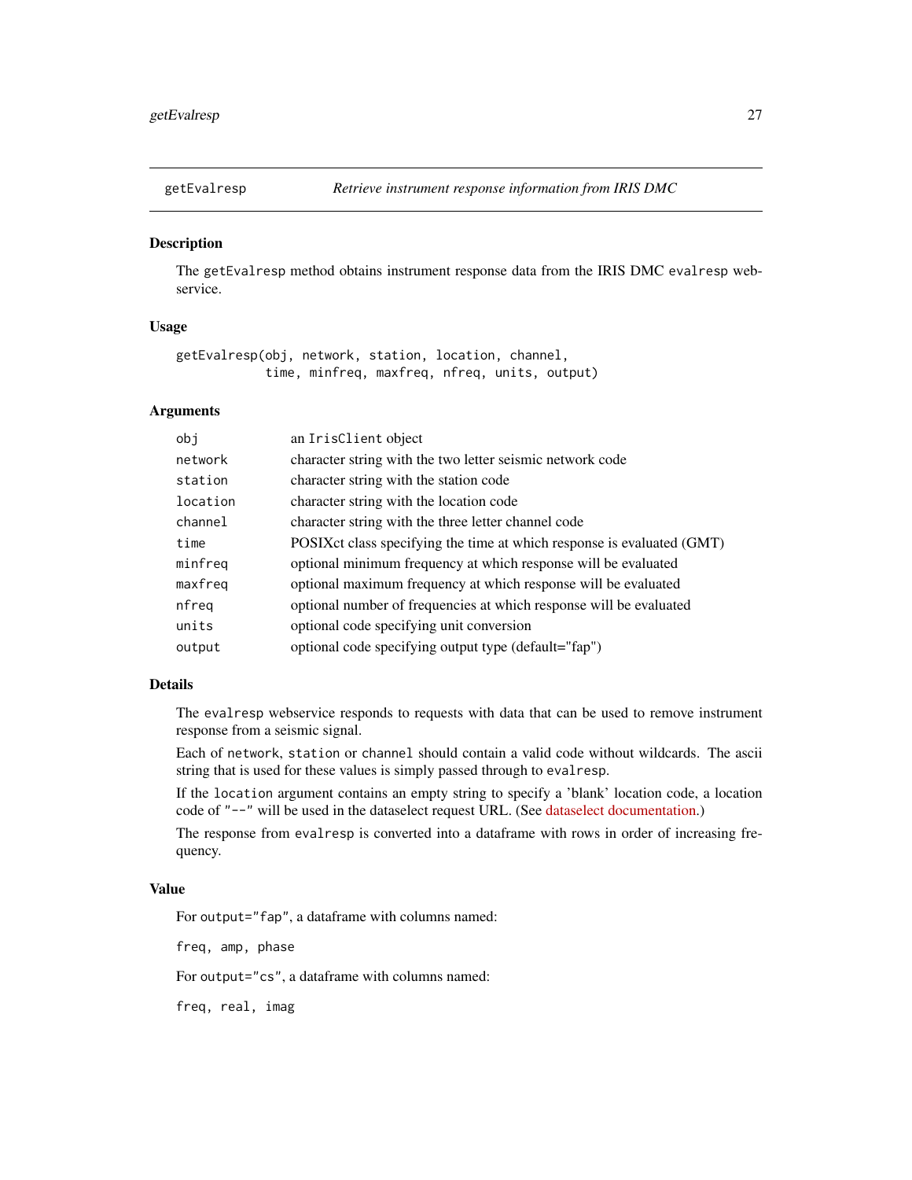## getEvalresp — *Retrieve instrument response information from IRIS DMC*

### Description

The `getEvalresp` method obtains instrument response data from the IRIS DMC `evalresp` webservice.

### Usage

```
getEvalresp(obj, network, station, location, channel,
            time, minfreq, maxfreq, nfreq, units, output)
```

### Arguments

| | |
|---|---|
| `obj` | an `IrisClient` object |
| `network` | character string with the two letter seismic network code |
| `station` | character string with the station code |
| `location` | character string with the location code |
| `channel` | character string with the three letter channel code |
| `time` | POSIXct class specifying the time at which response is evaluated (GMT) |
| `minfreq` | optional minimum frequency at which response will be evaluated |
| `maxfreq` | optional maximum frequency at which response will be evaluated |
| `nfreq` | optional number of frequencies at which response will be evaluated |
| `units` | optional code specifying unit conversion |
| `output` | optional code specifying output type (default="fap") |

### Details

The `evalresp` webservice responds to requests with data that can be used to remove instrument response from a seismic signal.

Each of `network`, `station` or `channel` should contain a valid code without wildcards. The ascii string that is used for these values is simply passed through to `evalresp`.

If the `location` argument contains an empty string to specify a 'blank' location code, a location code of `"--"` will be used in the dataselect request URL. (See dataselect documentation.)

The response from `evalresp` is converted into a dataframe with rows in order of increasing frequency.

### Value

For `output="fap"`, a dataframe with columns named:

`freq, amp, phase`

For `output="cs"`, a dataframe with columns named:

`freq, real, imag`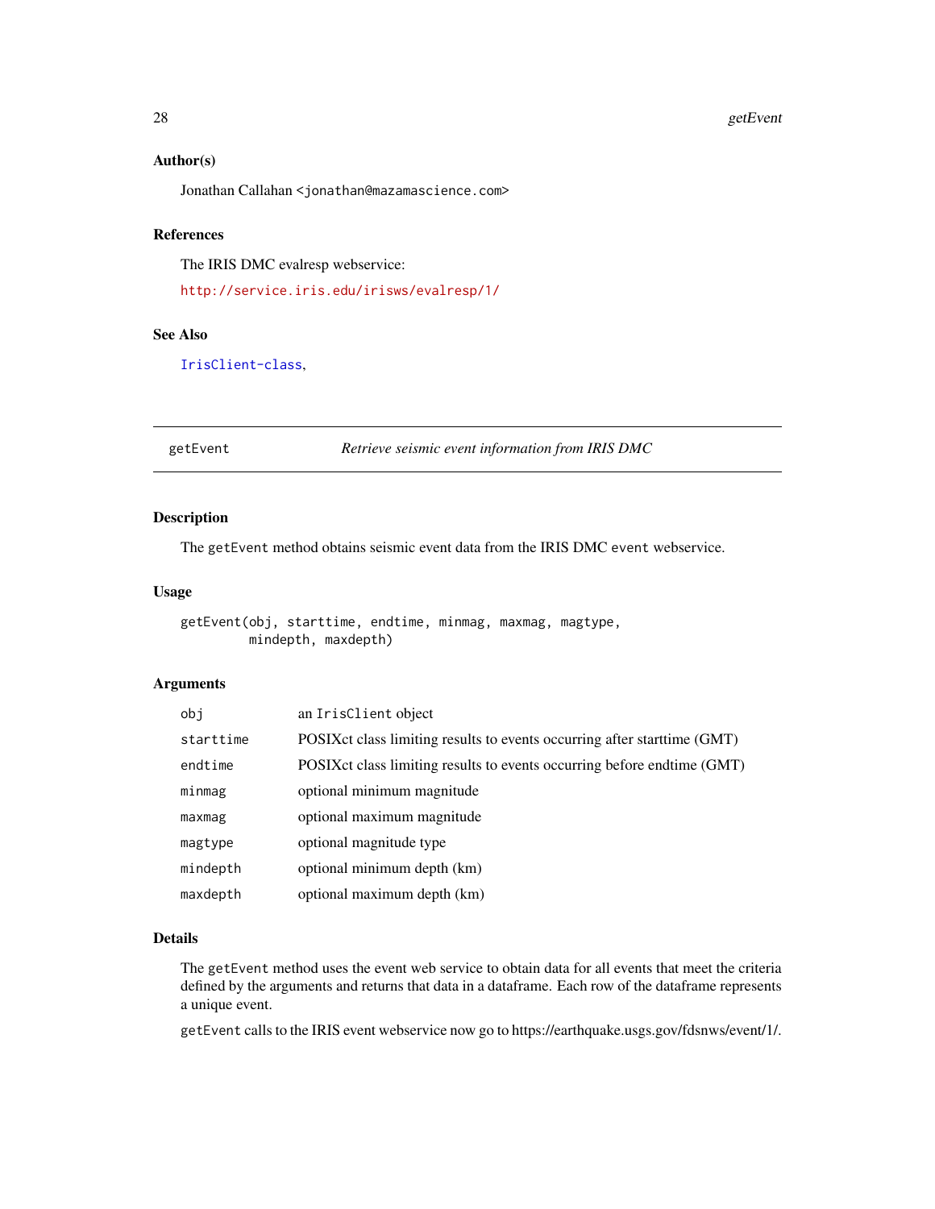### Author(s)

Jonathan Callahan <jonathan@mazamascience.com>

### References

The IRIS DMC evalresp webservice:

http://service.iris.edu/irisws/evalresp/1/

### See Also

IrisClient-class,

---

## getEvent — *Retrieve seismic event information from IRIS DMC*

---

### Description

The `getEvent` method obtains seismic event data from the IRIS DMC `event` webservice.

### Usage

```
getEvent(obj, starttime, endtime, minmag, maxmag, magtype,
         mindepth, maxdepth)
```

### Arguments

| | |
|---|---|
| `obj` | an `IrisClient` object |
| `starttime` | POSIXct class limiting results to events occurring after starttime (GMT) |
| `endtime` | POSIXct class limiting results to events occurring before endtime (GMT) |
| `minmag` | optional minimum magnitude |
| `maxmag` | optional maximum magnitude |
| `magtype` | optional magnitude type |
| `mindepth` | optional minimum depth (km) |
| `maxdepth` | optional maximum depth (km) |

### Details

The `getEvent` method uses the event web service to obtain data for all events that meet the criteria defined by the arguments and returns that data in a dataframe. Each row of the dataframe represents a unique event.

`getEvent` calls to the IRIS event webservice now go to https://earthquake.usgs.gov/fdsnws/event/1/.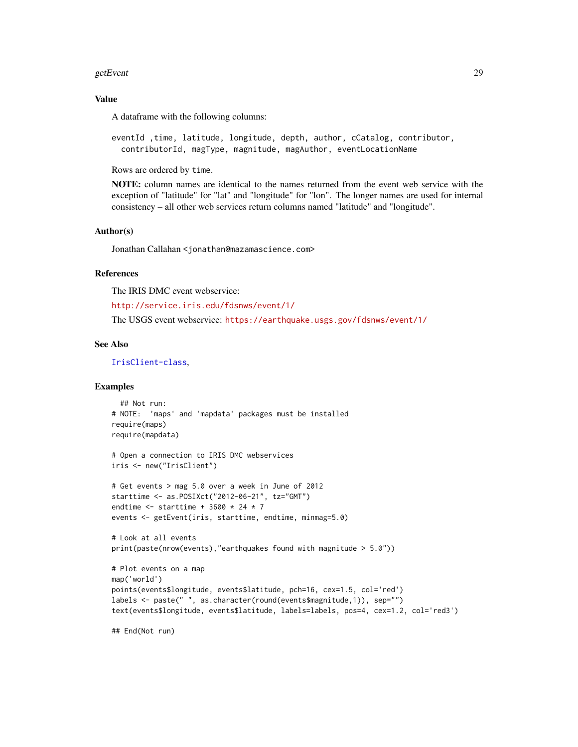## Value

A dataframe with the following columns:

```
eventId ,time, latitude, longitude, depth, author, cCatalog, contributor,
  contributorId, magType, magnitude, magAuthor, eventLocationName
```

Rows are ordered by `time`.

**NOTE:** column names are identical to the names returned from the event web service with the exception of "latitude" for "lat" and "longitude" for "lon". The longer names are used for internal consistency – all other web services return columns named "latitude" and "longitude".

## Author(s)

Jonathan Callahan <jonathan@mazamascience.com>

## References

The IRIS DMC event webservice:

http://service.iris.edu/fdsnws/event/1/

The USGS event webservice: https://earthquake.usgs.gov/fdsnws/event/1/

## See Also

IrisClient-class,

## Examples

```
  ## Not run:
# NOTE:  'maps' and 'mapdata' packages must be installed
require(maps)
require(mapdata)

# Open a connection to IRIS DMC webservices
iris <- new("IrisClient")

# Get events > mag 5.0 over a week in June of 2012
starttime <- as.POSIXct("2012-06-21", tz="GMT")
endtime <- starttime + 3600 * 24 * 7
events <- getEvent(iris, starttime, endtime, minmag=5.0)

# Look at all events
print(paste(nrow(events),"earthquakes found with magnitude > 5.0"))

# Plot events on a map
map('world')
points(events$longitude, events$latitude, pch=16, cex=1.5, col='red')
labels <- paste(" ", as.character(round(events$magnitude,1)), sep="")
text(events$longitude, events$latitude, labels=labels, pos=4, cex=1.2, col='red3')

## End(Not run)
```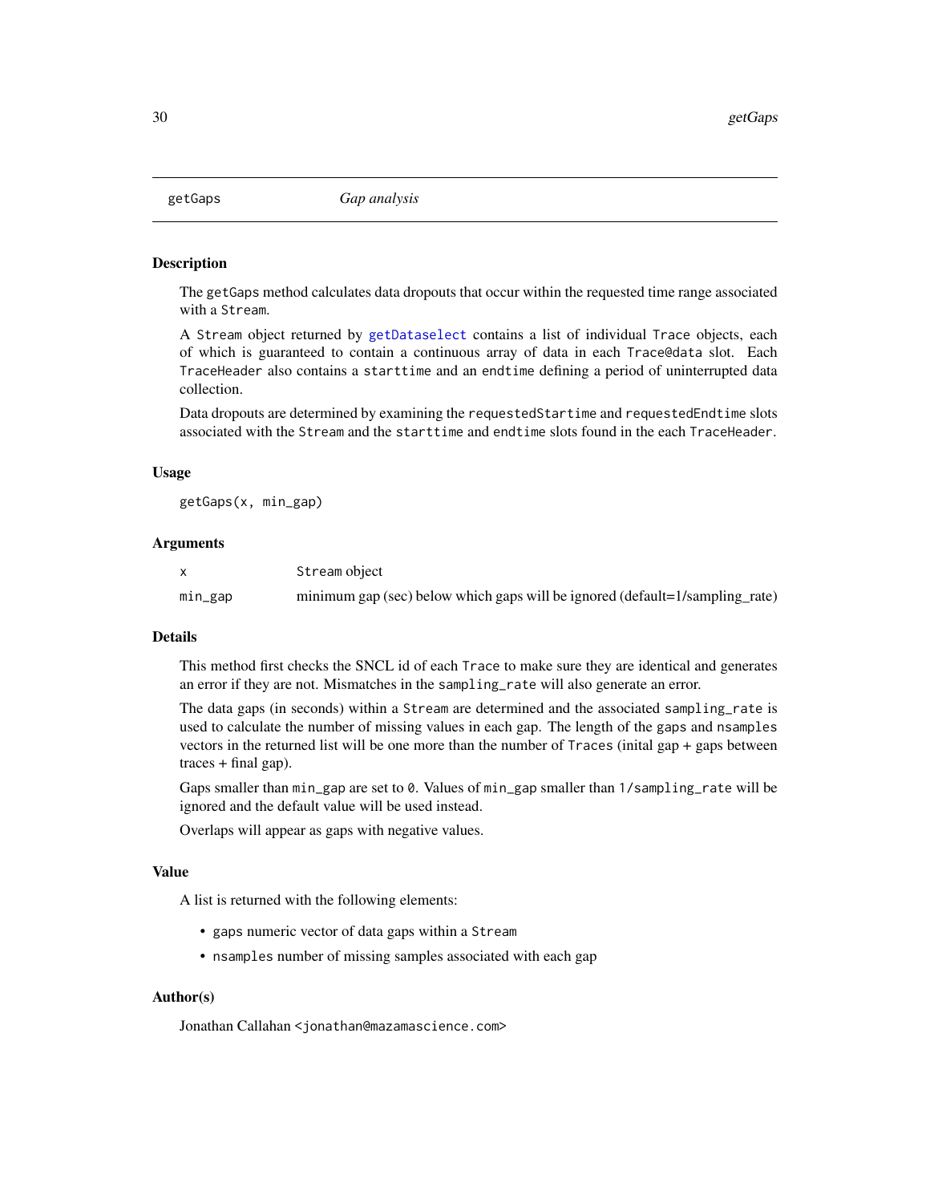# getGaps *Gap analysis*

## Description

The `getGaps` method calculates data dropouts that occur within the requested time range associated with a `Stream`.

A `Stream` object returned by `getDataselect` contains a list of individual `Trace` objects, each of which is guaranteed to contain a continuous array of data in each `Trace@data` slot. Each `TraceHeader` also contains a `starttime` and an `endtime` defining a period of uninterrupted data collection.

Data dropouts are determined by examining the `requestedStartime` and `requestedEndtime` slots associated with the `Stream` and the `starttime` and `endtime` slots found in the each `TraceHeader`.

## Usage

```
getGaps(x, min_gap)
```

## Arguments

| | |
|---|---|
| `x` | `Stream` object |
| `min_gap` | minimum gap (sec) below which gaps will be ignored (default=1/sampling_rate) |

## Details

This method first checks the SNCL id of each `Trace` to make sure they are identical and generates an error if they are not. Mismatches in the `sampling_rate` will also generate an error.

The data gaps (in seconds) within a `Stream` are determined and the associated `sampling_rate` is used to calculate the number of missing values in each gap. The length of the `gaps` and `nsamples` vectors in the returned list will be one more than the number of `Traces` (inital gap + gaps between traces + final gap).

Gaps smaller than `min_gap` are set to `0`. Values of `min_gap` smaller than `1/sampling_rate` will be ignored and the default value will be used instead.

Overlaps will appear as gaps with negative values.

## Value

A list is returned with the following elements:

- `gaps` numeric vector of data gaps within a `Stream`
- `nsamples` number of missing samples associated with each gap

## Author(s)

Jonathan Callahan <jonathan@mazamascience.com>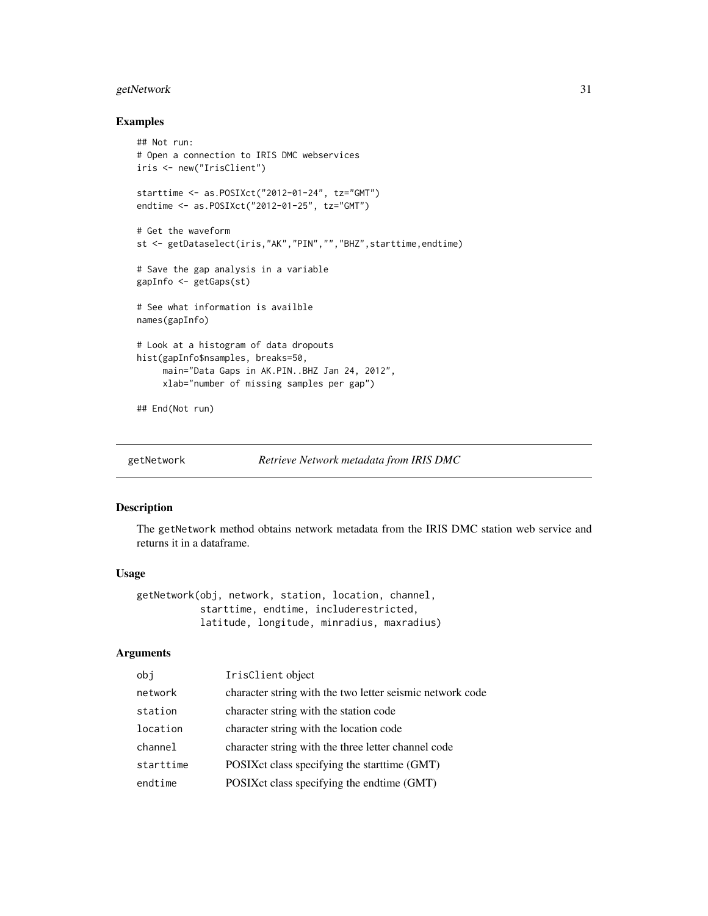## Examples

```
## Not run:
# Open a connection to IRIS DMC webservices
iris <- new("IrisClient")

starttime <- as.POSIXct("2012-01-24", tz="GMT")
endtime <- as.POSIXct("2012-01-25", tz="GMT")

# Get the waveform
st <- getDataselect(iris,"AK","PIN","","BHZ",starttime,endtime)

# Save the gap analysis in a variable
gapInfo <- getGaps(st)

# See what information is availble
names(gapInfo)

# Look at a histogram of data dropouts
hist(gapInfo$nsamples, breaks=50,
     main="Data Gaps in AK.PIN..BHZ Jan 24, 2012",
     xlab="number of missing samples per gap")

## End(Not run)
```

---

# getNetwork *Retrieve Network metadata from IRIS DMC*

## Description

The getNetwork method obtains network metadata from the IRIS DMC station web service and returns it in a dataframe.

## Usage

```
getNetwork(obj, network, station, location, channel,
           starttime, endtime, includerestricted,
           latitude, longitude, minradius, maxradius)
```

## Arguments

| | |
|---|---|
| obj | IrisClient object |
| network | character string with the two letter seismic network code |
| station | character string with the station code |
| location | character string with the location code |
| channel | character string with the three letter channel code |
| starttime | POSIXct class specifying the starttime (GMT) |
| endtime | POSIXct class specifying the endtime (GMT) |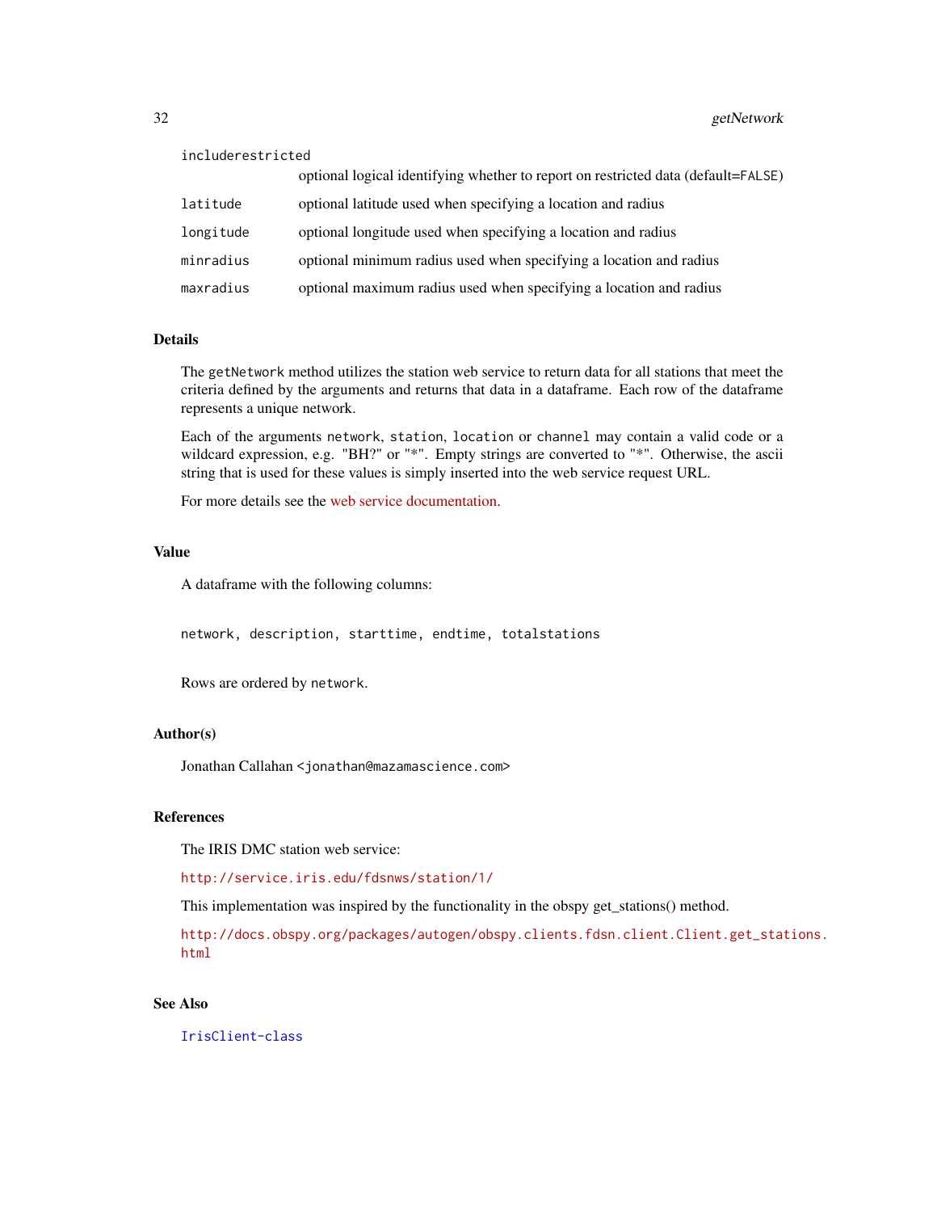| | |
|---|---|
| `includerestricted` | optional logical identifying whether to report on restricted data (default=`FALSE`) |
| `latitude` | optional latitude used when specifying a location and radius |
| `longitude` | optional longitude used when specifying a location and radius |
| `minradius` | optional minimum radius used when specifying a location and radius |
| `maxradius` | optional maximum radius used when specifying a location and radius |

### Details

The `getNetwork` method utilizes the station web service to return data for all stations that meet the criteria defined by the arguments and returns that data in a dataframe. Each row of the dataframe represents a unique network.

Each of the arguments `network`, `station`, `location` or `channel` may contain a valid code or a wildcard expression, e.g. "BH?" or "*". Empty strings are converted to "*". Otherwise, the ascii string that is used for these values is simply inserted into the web service request URL.

For more details see the web service documentation.

### Value

A dataframe with the following columns:

```
network, description, starttime, endtime, totalstations
```

Rows are ordered by `network`.

### Author(s)

Jonathan Callahan <jonathan@mazamascience.com>

### References

The IRIS DMC station web service:

http://service.iris.edu/fdsnws/station/1/

This implementation was inspired by the functionality in the obspy get_stations() method.

http://docs.obspy.org/packages/autogen/obspy.clients.fdsn.client.Client.get_stations.html

### See Also

`IrisClient-class`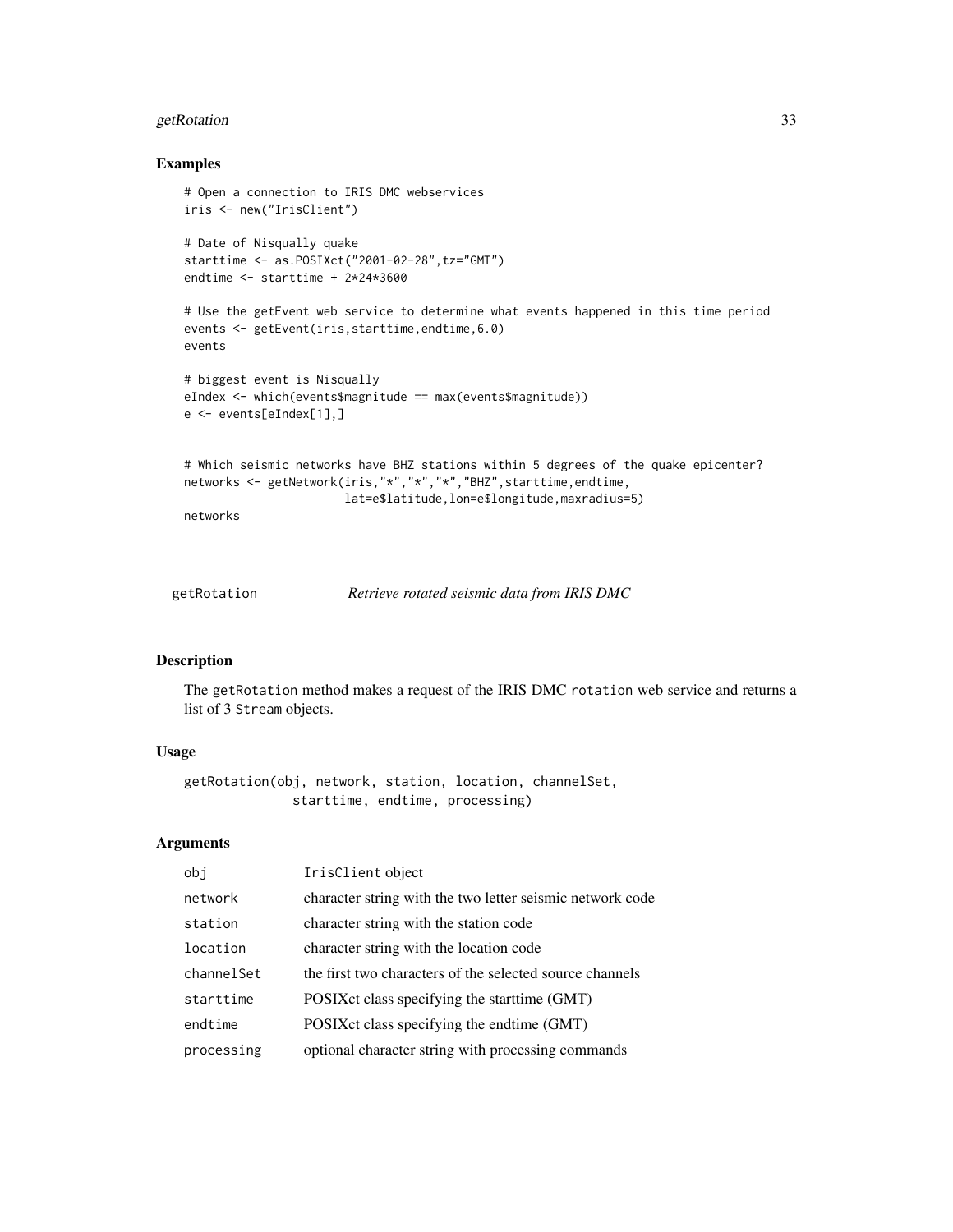## Examples

```
# Open a connection to IRIS DMC webservices
iris <- new("IrisClient")

# Date of Nisqually quake
starttime <- as.POSIXct("2001-02-28",tz="GMT")
endtime <- starttime + 2*24*3600

# Use the getEvent web service to determine what events happened in this time period
events <- getEvent(iris,starttime,endtime,6.0)
events

# biggest event is Nisqually
eIndex <- which(events$magnitude == max(events$magnitude))
e <- events[eIndex[1],]


# Which seismic networks have BHZ stations within 5 degrees of the quake epicenter?
networks <- getNetwork(iris,"*","*","*","BHZ",starttime,endtime,
                       lat=e$latitude,lon=e$longitude,maxradius=5)
networks
```

---

`getRotation` *Retrieve rotated seismic data from IRIS DMC*

---

## Description

The `getRotation` method makes a request of the IRIS DMC `rotation` web service and returns a list of 3 `Stream` objects.

## Usage

```
getRotation(obj, network, station, location, channelSet,
            starttime, endtime, processing)
```

## Arguments

| | |
|---|---|
| `obj` | `IrisClient` object |
| `network` | character string with the two letter seismic network code |
| `station` | character string with the station code |
| `location` | character string with the location code |
| `channelSet` | the first two characters of the selected source channels |
| `starttime` | POSIXct class specifying the starttime (GMT) |
| `endtime` | POSIXct class specifying the endtime (GMT) |
| `processing` | optional character string with processing commands |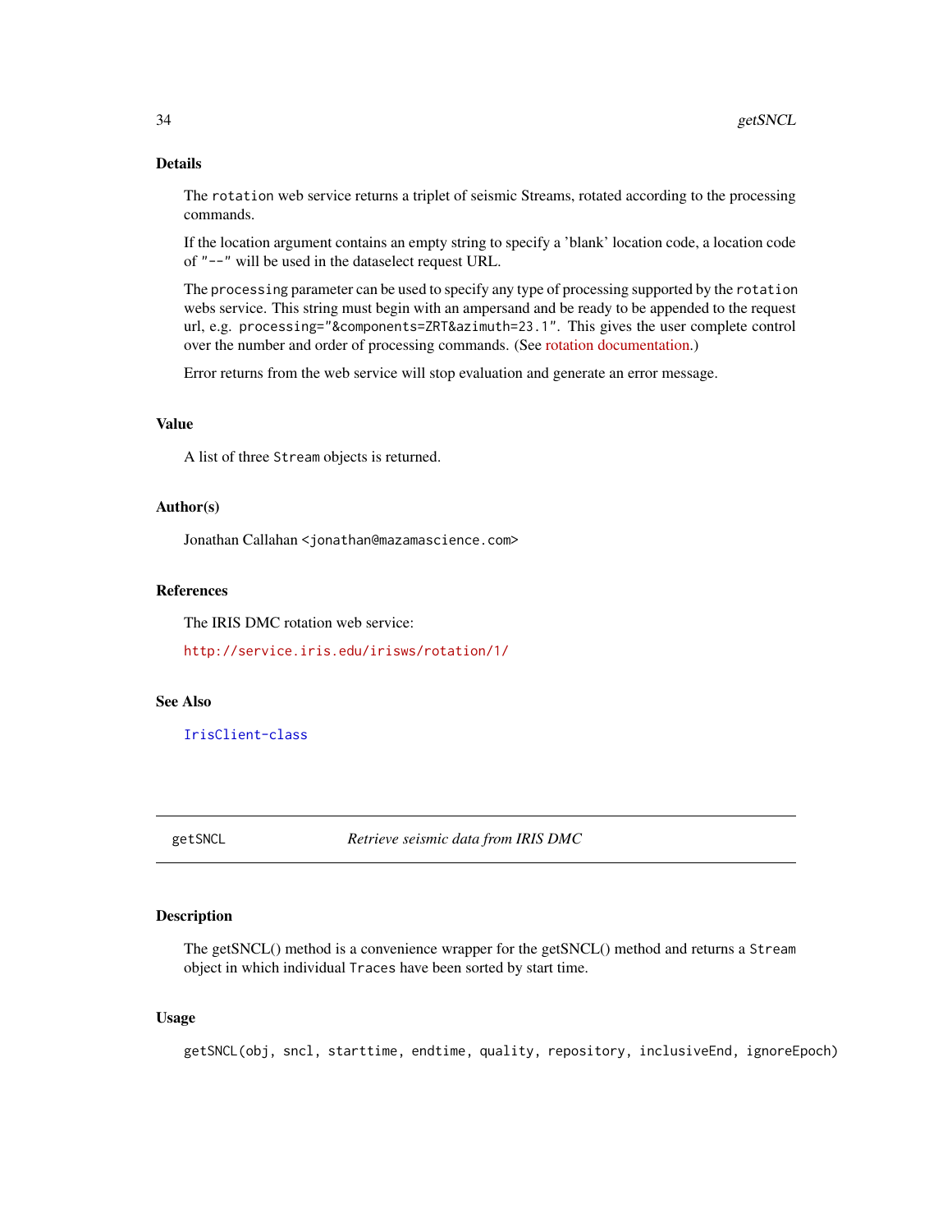### Details

The `rotation` web service returns a triplet of seismic Streams, rotated according to the processing commands.

If the location argument contains an empty string to specify a 'blank' location code, a location code of `"--"` will be used in the dataselect request URL.

The `processing` parameter can be used to specify any type of processing supported by the `rotation` webs service. This string must begin with an ampersand and be ready to be appended to the request url, e.g. `processing="&components=ZRT&azimuth=23.1"`. This gives the user complete control over the number and order of processing commands. (See rotation documentation.)

Error returns from the web service will stop evaluation and generate an error message.

### Value

A list of three `Stream` objects is returned.

### Author(s)

Jonathan Callahan <jonathan@mazamascience.com>

### References

The IRIS DMC rotation web service:

http://service.iris.edu/irisws/rotation/1/

### See Also

`IrisClient-class`

---

## getSNCL — *Retrieve seismic data from IRIS DMC*

### Description

The getSNCL() method is a convenience wrapper for the getSNCL() method and returns a `Stream` object in which individual `Traces` have been sorted by start time.

### Usage

```
getSNCL(obj, sncl, starttime, endtime, quality, repository, inclusiveEnd, ignoreEpoch)
```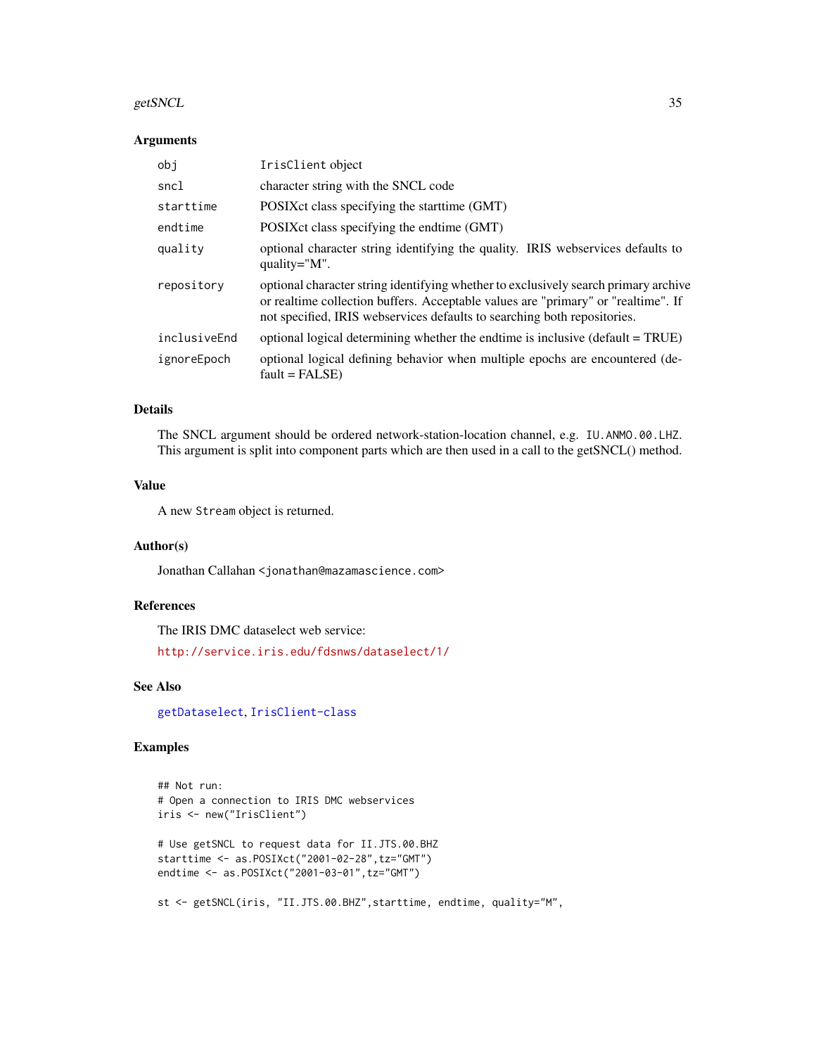### Arguments

| | |
|---|---|
| `obj` | IrisClient object |
| `sncl` | character string with the SNCL code |
| `starttime` | POSIXct class specifying the starttime (GMT) |
| `endtime` | POSIXct class specifying the endtime (GMT) |
| `quality` | optional character string identifying the quality. IRIS webservices defaults to quality="M". |
| `repository` | optional character string identifying whether to exclusively search primary archive or realtime collection buffers. Acceptable values are "primary" or "realtime". If not specified, IRIS webservices defaults to searching both repositories. |
| `inclusiveEnd` | optional logical determining whether the endtime is inclusive (default = TRUE) |
| `ignoreEpoch` | optional logical defining behavior when multiple epochs are encountered (default = FALSE) |

### Details

The SNCL argument should be ordered network-station-location channel, e.g. `IU.ANMO.00.LHZ`. This argument is split into component parts which are then used in a call to the getSNCL() method.

### Value

A new `Stream` object is returned.

### Author(s)

Jonathan Callahan <jonathan@mazamascience.com>

### References

The IRIS DMC dataselect web service:

http://service.iris.edu/fdsnws/dataselect/1/

### See Also

getDataselect, IrisClient-class

### Examples

```
## Not run:
# Open a connection to IRIS DMC webservices
iris <- new("IrisClient")

# Use getSNCL to request data for II.JTS.00.BHZ
starttime <- as.POSIXct("2001-02-28",tz="GMT")
endtime <- as.POSIXct("2001-03-01",tz="GMT")

st <- getSNCL(iris, "II.JTS.00.BHZ",starttime, endtime, quality="M",
```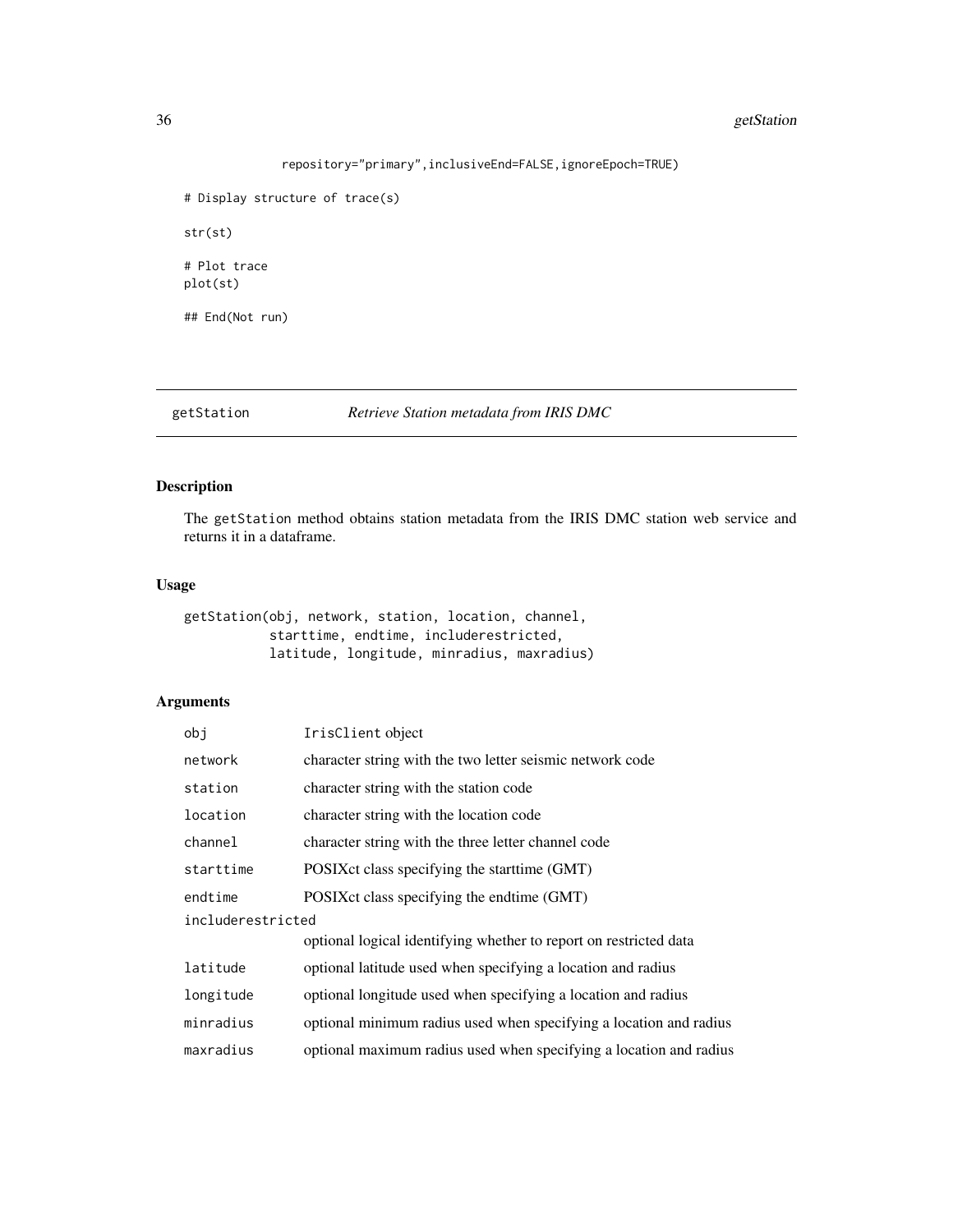```
repository="primary",inclusiveEnd=FALSE,ignoreEpoch=TRUE)

# Display structure of trace(s)

str(st)

# Plot trace
plot(st)

## End(Not run)
```

---

## getStation &nbsp;&nbsp;&nbsp;&nbsp; *Retrieve Station metadata from IRIS DMC*

---

### Description

The `getStation` method obtains station metadata from the IRIS DMC station web service and returns it in a dataframe.

### Usage

```
getStation(obj, network, station, location, channel,
           starttime, endtime, includerestricted,
           latitude, longitude, minradius, maxradius)
```

### Arguments

| | |
|---|---|
| `obj` | `IrisClient` object |
| `network` | character string with the two letter seismic network code |
| `station` | character string with the station code |
| `location` | character string with the location code |
| `channel` | character string with the three letter channel code |
| `starttime` | POSIXct class specifying the starttime (GMT) |
| `endtime` | POSIXct class specifying the endtime (GMT) |
| `includerestricted` | optional logical identifying whether to report on restricted data |
| `latitude` | optional latitude used when specifying a location and radius |
| `longitude` | optional longitude used when specifying a location and radius |
| `minradius` | optional minimum radius used when specifying a location and radius |
| `maxradius` | optional maximum radius used when specifying a location and radius |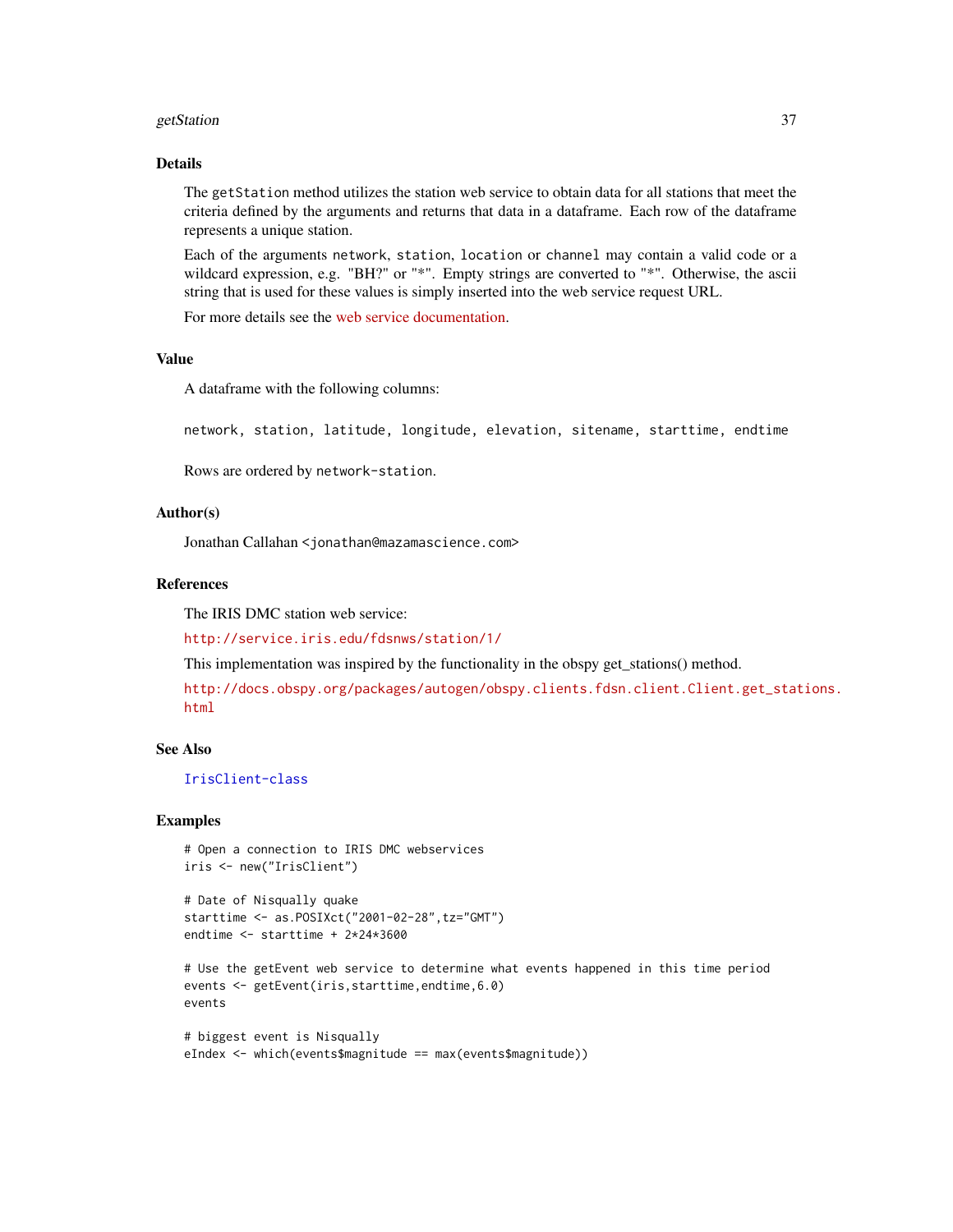## Details

The `getStation` method utilizes the station web service to obtain data for all stations that meet the criteria defined by the arguments and returns that data in a dataframe. Each row of the dataframe represents a unique station.

Each of the arguments `network`, `station`, `location` or `channel` may contain a valid code or a wildcard expression, e.g. "BH?" or "*". Empty strings are converted to "*". Otherwise, the ascii string that is used for these values is simply inserted into the web service request URL.

For more details see the web service documentation.

## Value

A dataframe with the following columns:

`network, station, latitude, longitude, elevation, sitename, starttime, endtime`

Rows are ordered by `network-station`.

## Author(s)

Jonathan Callahan <jonathan@mazamascience.com>

## References

The IRIS DMC station web service:

http://service.iris.edu/fdsnws/station/1/

This implementation was inspired by the functionality in the obspy get_stations() method.

http://docs.obspy.org/packages/autogen/obspy.clients.fdsn.client.Client.get_stations.html

## See Also

`IrisClient-class`

## Examples

```
# Open a connection to IRIS DMC webservices
iris <- new("IrisClient")

# Date of Nisqually quake
starttime <- as.POSIXct("2001-02-28",tz="GMT")
endtime <- starttime + 2*24*3600

# Use the getEvent web service to determine what events happened in this time period
events <- getEvent(iris,starttime,endtime,6.0)
events

# biggest event is Nisqually
eIndex <- which(events$magnitude == max(events$magnitude))
```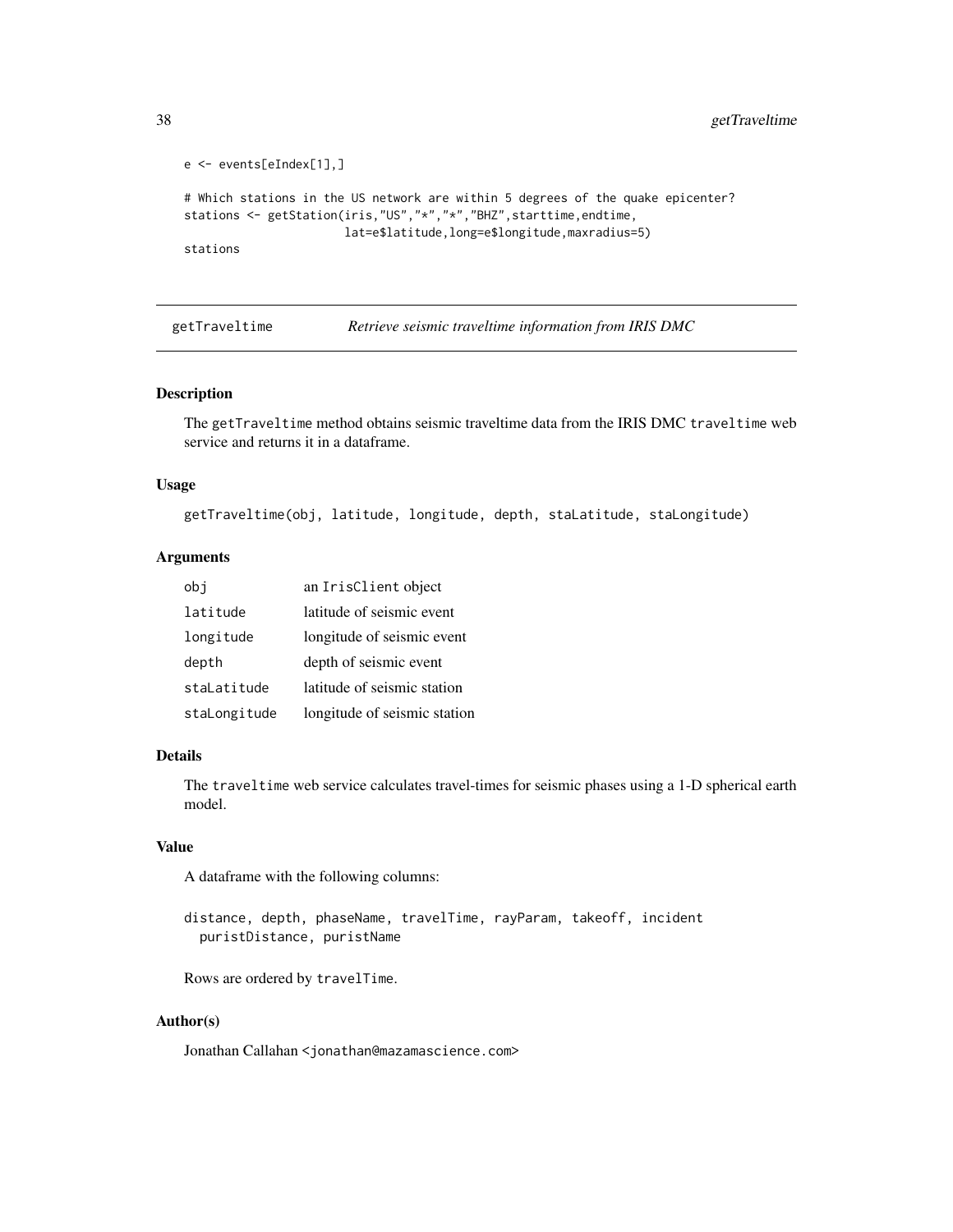```
e <- events[eIndex[1],]

# Which stations in the US network are within 5 degrees of the quake epicenter?
stations <- getStation(iris,"US","*","*","BHZ",starttime,endtime,
                       lat=e$latitude,long=e$longitude,maxradius=5)
stations
```

## getTraveltime *Retrieve seismic traveltime information from IRIS DMC*

### Description

The getTraveltime method obtains seismic traveltime data from the IRIS DMC traveltime web service and returns it in a dataframe.

### Usage

```
getTraveltime(obj, latitude, longitude, depth, staLatitude, staLongitude)
```

### Arguments

| | |
|---|---|
| obj | an IrisClient object |
| latitude | latitude of seismic event |
| longitude | longitude of seismic event |
| depth | depth of seismic event |
| staLatitude | latitude of seismic station |
| staLongitude | longitude of seismic station |

### Details

The traveltime web service calculates travel-times for seismic phases using a 1-D spherical earth model.

### Value

A dataframe with the following columns:

```
distance, depth, phaseName, travelTime, rayParam, takeoff, incident
  puristDistance, puristName
```

Rows are ordered by travelTime.

### Author(s)

Jonathan Callahan <jonathan@mazamascience.com>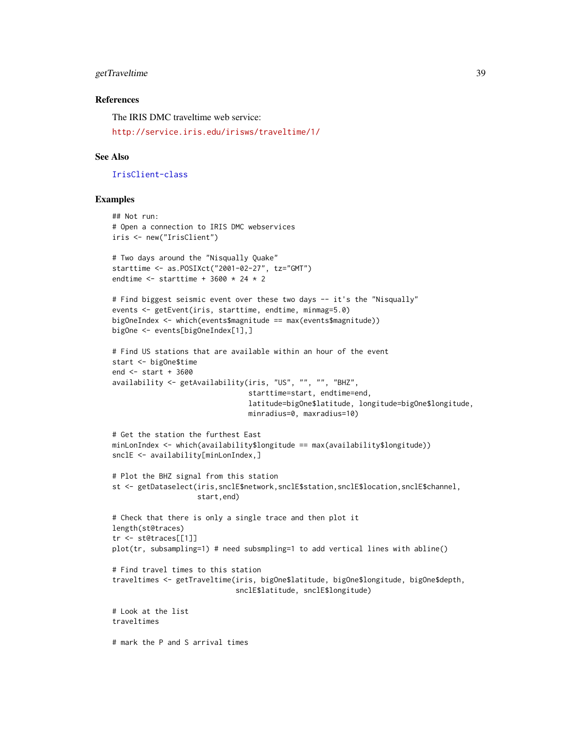### References

The IRIS DMC traveltime web service:

http://service.iris.edu/irisws/traveltime/1/

### See Also

IrisClient-class

### Examples

```
## Not run:
# Open a connection to IRIS DMC webservices
iris <- new("IrisClient")

# Two days around the "Nisqually Quake"
starttime <- as.POSIXct("2001-02-27", tz="GMT")
endtime <- starttime + 3600 * 24 * 2

# Find biggest seismic event over these two days -- it's the "Nisqually"
events <- getEvent(iris, starttime, endtime, minmag=5.0)
bigOneIndex <- which(events$magnitude == max(events$magnitude))
bigOne <- events[bigOneIndex[1],]

# Find US stations that are available within an hour of the event
start <- bigOne$time
end <- start + 3600
availability <- getAvailability(iris, "US", "", "", "BHZ",
                                starttime=start, endtime=end,
                                latitude=bigOne$latitude, longitude=bigOne$longitude,
                                minradius=0, maxradius=10)

# Get the station the furthest East
minLonIndex <- which(availability$longitude == max(availability$longitude))
snclE <- availability[minLonIndex,]

# Plot the BHZ signal from this station
st <- getDataselect(iris,snclE$network,snclE$station,snclE$location,snclE$channel,
                    start,end)

# Check that there is only a single trace and then plot it
length(st@traces)
tr <- st@traces[[1]]
plot(tr, subsampling=1) # need subsmpling=1 to add vertical lines with abline()

# Find travel times to this station
traveltimes <- getTraveltime(iris, bigOne$latitude, bigOne$longitude, bigOne$depth,
                             snclE$latitude, snclE$longitude)

# Look at the list
traveltimes

# mark the P and S arrival times
```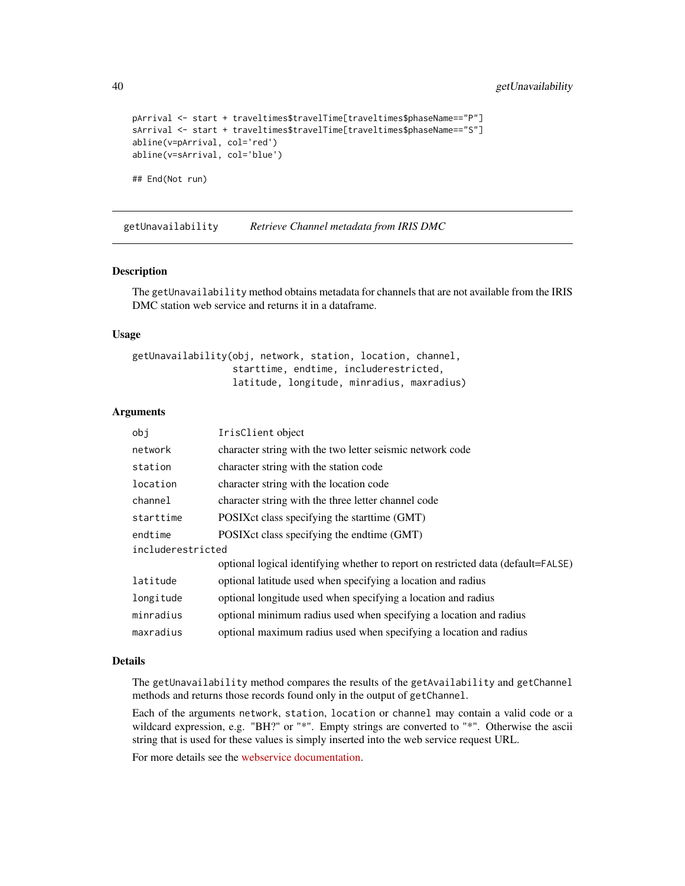```
pArrival <- start + traveltimes$travelTime[traveltimes$phaseName=="P"]
sArrival <- start + traveltimes$travelTime[traveltimes$phaseName=="S"]
abline(v=pArrival, col='red')
abline(v=sArrival, col='blue')

## End(Not run)
```

---

getUnavailability    *Retrieve Channel metadata from IRIS DMC*

---

## Description

The `getUnavailability` method obtains metadata for channels that are not available from the IRIS DMC station web service and returns it in a dataframe.

## Usage

```
getUnavailability(obj, network, station, location, channel,
                  starttime, endtime, includerestricted,
                  latitude, longitude, minradius, maxradius)
```

## Arguments

| | |
|---|---|
| `obj` | `IrisClient` object |
| `network` | character string with the two letter seismic network code |
| `station` | character string with the station code |
| `location` | character string with the location code |
| `channel` | character string with the three letter channel code |
| `starttime` | POSIXct class specifying the starttime (GMT) |
| `endtime` | POSIXct class specifying the endtime (GMT) |
| `includerestricted` | optional logical identifying whether to report on restricted data (default=`FALSE`) |
| `latitude` | optional latitude used when specifying a location and radius |
| `longitude` | optional longitude used when specifying a location and radius |
| `minradius` | optional minimum radius used when specifying a location and radius |
| `maxradius` | optional maximum radius used when specifying a location and radius |

## Details

The `getUnavailability` method compares the results of the `getAvailability` and `getChannel` methods and returns those records found only in the output of `getChannel`.

Each of the arguments `network`, `station`, `location` or `channel` may contain a valid code or a wildcard expression, e.g. "BH?" or "*". Empty strings are converted to "*". Otherwise the ascii string that is used for these values is simply inserted into the web service request URL.

For more details see the webservice documentation.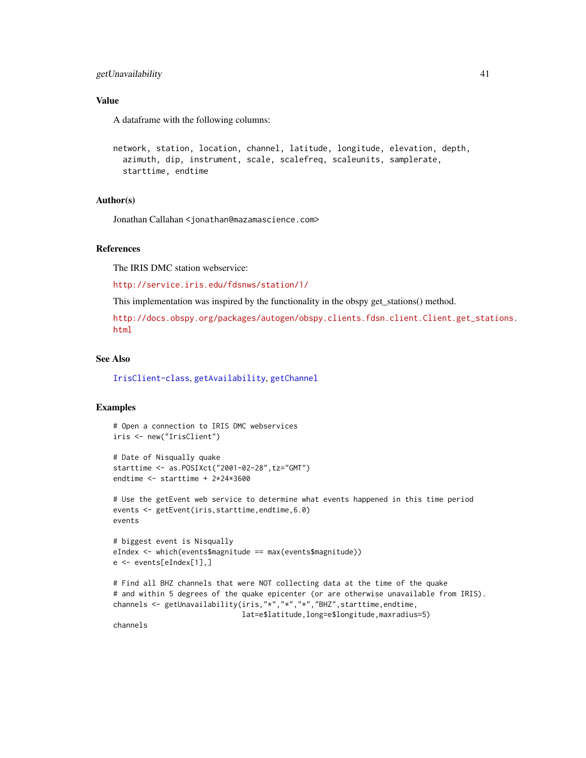### Value

A dataframe with the following columns:

```
network, station, location, channel, latitude, longitude, elevation, depth,
  azimuth, dip, instrument, scale, scalefreq, scaleunits, samplerate,
  starttime, endtime
```

### Author(s)

Jonathan Callahan <jonathan@mazamascience.com>

### References

The IRIS DMC station webservice:

http://service.iris.edu/fdsnws/station/1/

This implementation was inspired by the functionality in the obspy get_stations() method.

http://docs.obspy.org/packages/autogen/obspy.clients.fdsn.client.Client.get_stations.html

### See Also

IrisClient-class, getAvailability, getChannel

### Examples

```
# Open a connection to IRIS DMC webservices
iris <- new("IrisClient")

# Date of Nisqually quake
starttime <- as.POSIXct("2001-02-28",tz="GMT")
endtime <- starttime + 2*24*3600

# Use the getEvent web service to determine what events happened in this time period
events <- getEvent(iris,starttime,endtime,6.0)
events

# biggest event is Nisqually
eIndex <- which(events$magnitude == max(events$magnitude))
e <- events[eIndex[1],]

# Find all BHZ channels that were NOT collecting data at the time of the quake
# and within 5 degrees of the quake epicenter (or are otherwise unavailable from IRIS).
channels <- getUnavailability(iris,"*","*","*","BHZ",starttime,endtime,
                              lat=e$latitude,long=e$longitude,maxradius=5)
channels
```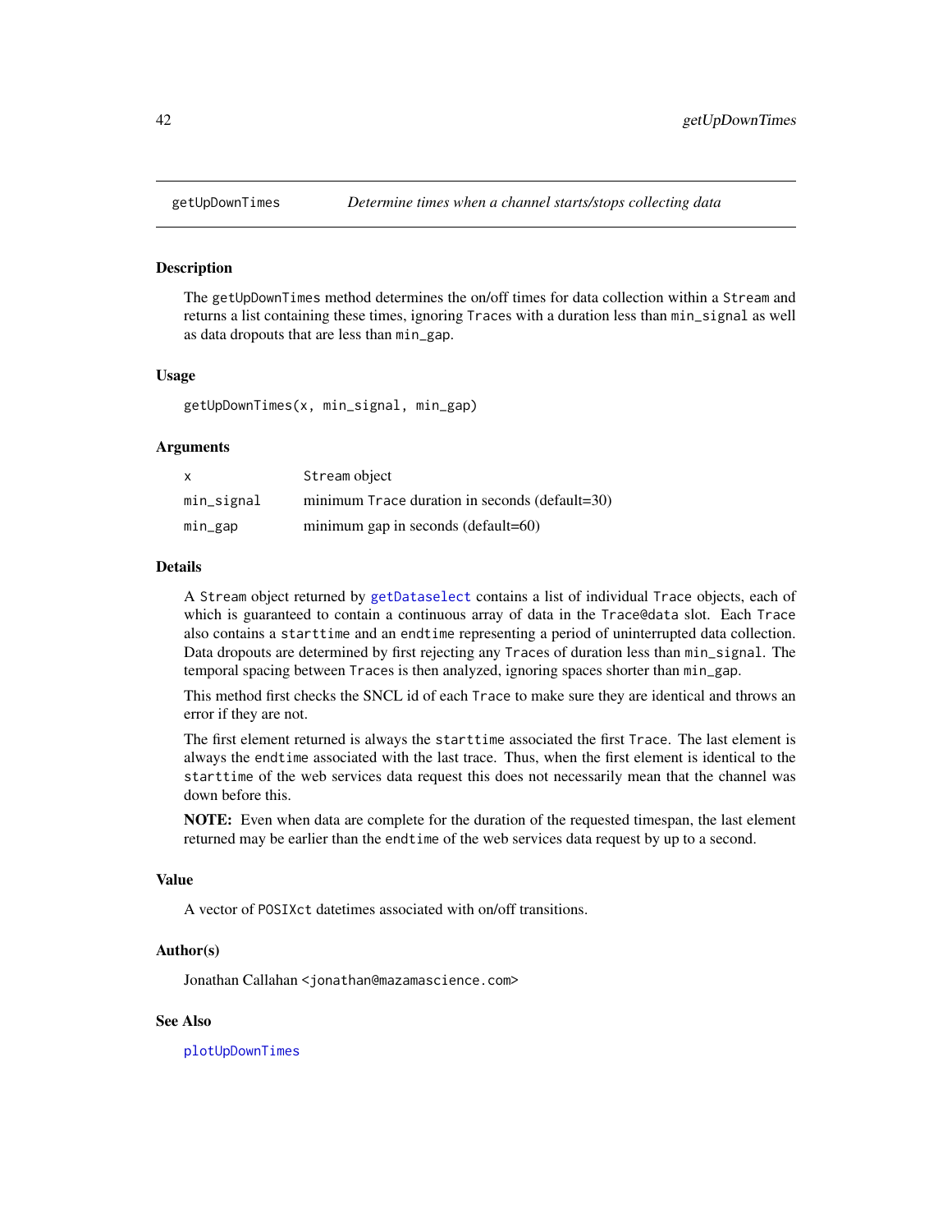# getUpDownTimes — *Determine times when a channel starts/stops collecting data*

## Description

The getUpDownTimes method determines the on/off times for data collection within a Stream and returns a list containing these times, ignoring Traces with a duration less than min_signal as well as data dropouts that are less than min_gap.

## Usage

```
getUpDownTimes(x, min_signal, min_gap)
```

## Arguments

| | |
|---|---|
| x | Stream object |
| min_signal | minimum Trace duration in seconds (default=30) |
| min_gap | minimum gap in seconds (default=60) |

## Details

A Stream object returned by getDataselect contains a list of individual Trace objects, each of which is guaranteed to contain a continuous array of data in the Trace@data slot. Each Trace also contains a starttime and an endtime representing a period of uninterrupted data collection. Data dropouts are determined by first rejecting any Traces of duration less than min_signal. The temporal spacing between Traces is then analyzed, ignoring spaces shorter than min_gap.

This method first checks the SNCL id of each Trace to make sure they are identical and throws an error if they are not.

The first element returned is always the starttime associated the first Trace. The last element is always the endtime associated with the last trace. Thus, when the first element is identical to the starttime of the web services data request this does not necessarily mean that the channel was down before this.

**NOTE:** Even when data are complete for the duration of the requested timespan, the last element returned may be earlier than the endtime of the web services data request by up to a second.

## Value

A vector of POSIXct datetimes associated with on/off transitions.

## Author(s)

Jonathan Callahan <jonathan@mazamascience.com>

## See Also

plotUpDownTimes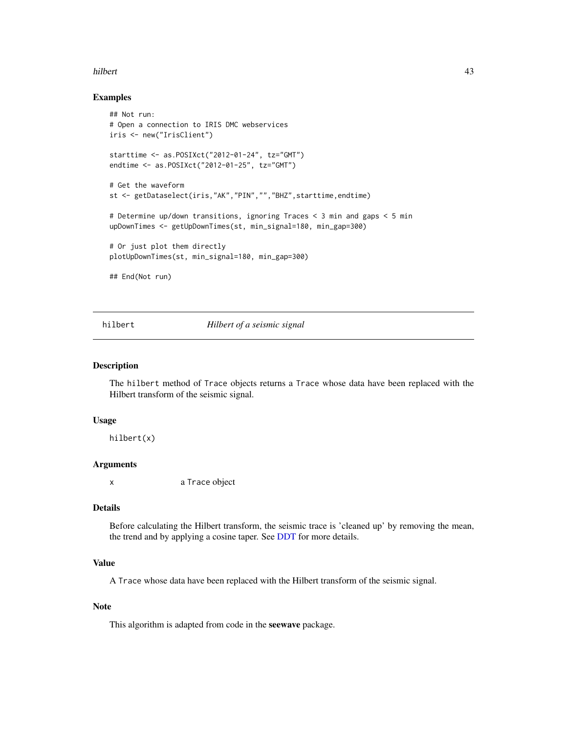### Examples

```
## Not run:
# Open a connection to IRIS DMC webservices
iris <- new("IrisClient")

starttime <- as.POSIXct("2012-01-24", tz="GMT")
endtime <- as.POSIXct("2012-01-25", tz="GMT")

# Get the waveform
st <- getDataselect(iris,"AK","PIN","","BHZ",starttime,endtime)

# Determine up/down transitions, ignoring Traces < 3 min and gaps < 5 min
upDownTimes <- getUpDownTimes(st, min_signal=180, min_gap=300)

# Or just plot them directly
plotUpDownTimes(st, min_signal=180, min_gap=300)

## End(Not run)
```

---

## hilbert &nbsp;&nbsp;&nbsp;&nbsp; *Hilbert of a seismic signal*

---

### Description

The `hilbert` method of `Trace` objects returns a `Trace` whose data have been replaced with the Hilbert transform of the seismic signal.

### Usage

```
hilbert(x)
```

### Arguments

| | |
|---|---|
| `x` | a `Trace` object |

### Details

Before calculating the Hilbert transform, the seismic trace is 'cleaned up' by removing the mean, the trend and by applying a cosine taper. See DDT for more details.

### Value

A `Trace` whose data have been replaced with the Hilbert transform of the seismic signal.

### Note

This algorithm is adapted from code in the **seewave** package.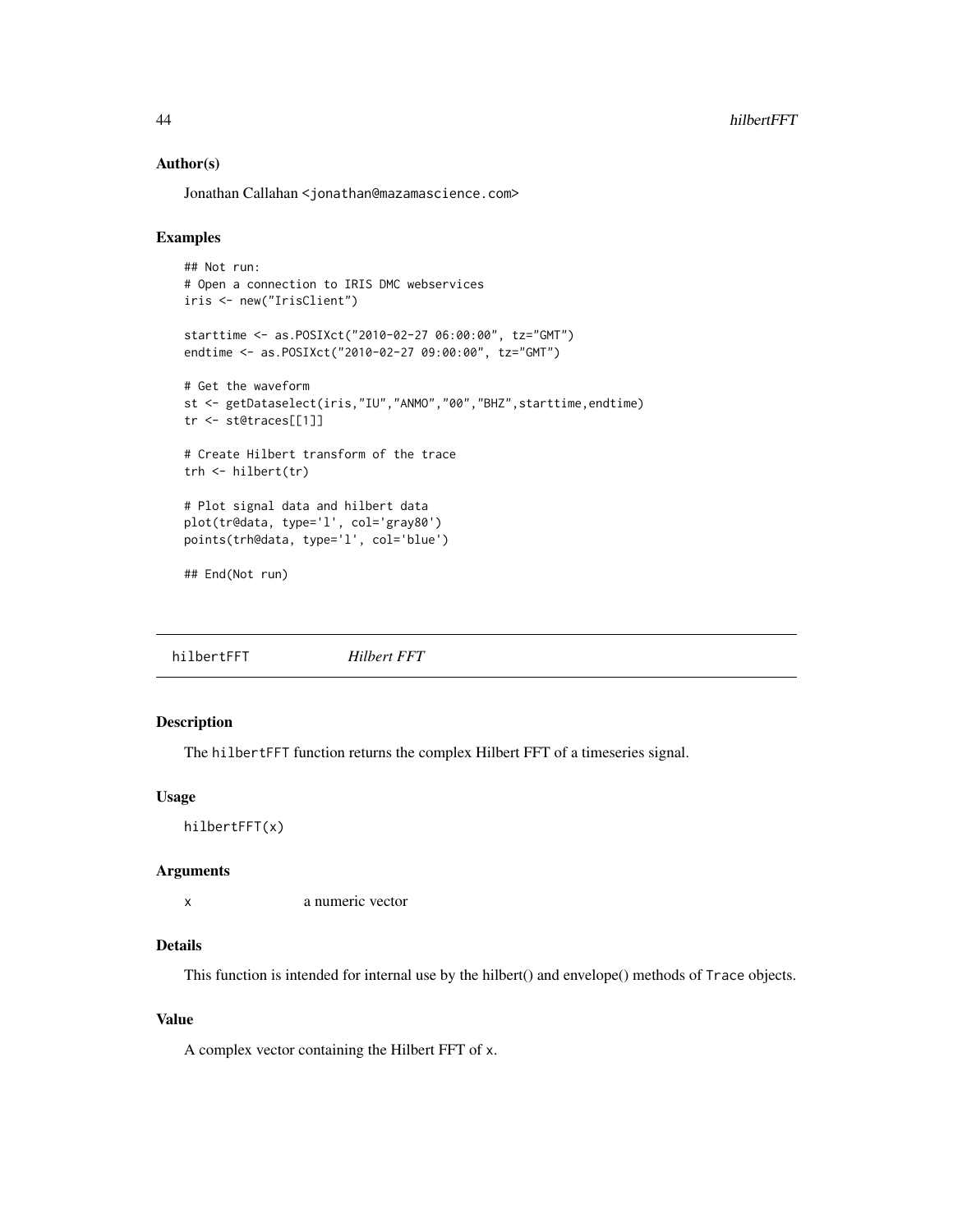### Author(s)

Jonathan Callahan <jonathan@mazamascience.com>

### Examples

```
## Not run:
# Open a connection to IRIS DMC webservices
iris <- new("IrisClient")

starttime <- as.POSIXct("2010-02-27 06:00:00", tz="GMT")
endtime <- as.POSIXct("2010-02-27 09:00:00", tz="GMT")

# Get the waveform
st <- getDataselect(iris,"IU","ANMO","00","BHZ",starttime,endtime)
tr <- st@traces[[1]]

# Create Hilbert transform of the trace
trh <- hilbert(tr)

# Plot signal data and hilbert data
plot(tr@data, type='l', col='gray80')
points(trh@data, type='l', col='blue')

## End(Not run)
```

---

## hilbertFFT *Hilbert FFT*

---

### Description

The hilbertFFT function returns the complex Hilbert FFT of a timeseries signal.

### Usage

```
hilbertFFT(x)
```

### Arguments

x a numeric vector

### Details

This function is intended for internal use by the hilbert() and envelope() methods of Trace objects.

### Value

A complex vector containing the Hilbert FFT of x.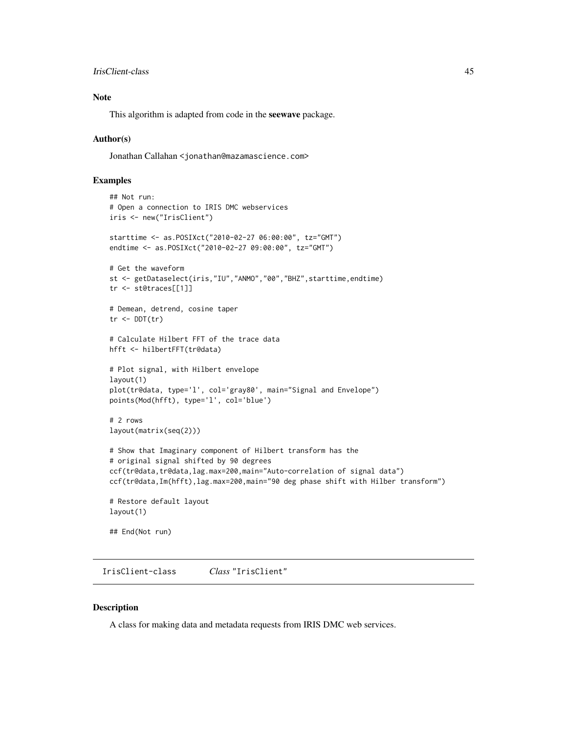### Note

This algorithm is adapted from code in the **seewave** package.

### Author(s)

Jonathan Callahan <jonathan@mazamascience.com>

### Examples

```
## Not run:
# Open a connection to IRIS DMC webservices
iris <- new("IrisClient")

starttime <- as.POSIXct("2010-02-27 06:00:00", tz="GMT")
endtime <- as.POSIXct("2010-02-27 09:00:00", tz="GMT")

# Get the waveform
st <- getDataselect(iris,"IU","ANMO","00","BHZ",starttime,endtime)
tr <- st@traces[[1]]

# Demean, detrend, cosine taper
tr <- DDT(tr)

# Calculate Hilbert FFT of the trace data
hfft <- hilbertFFT(tr@data)

# Plot signal, with Hilbert envelope
layout(1)
plot(tr@data, type='l', col='gray80', main="Signal and Envelope")
points(Mod(hfft), type='l', col='blue')

# 2 rows
layout(matrix(seq(2)))

# Show that Imaginary component of Hilbert transform has the
# original signal shifted by 90 degrees
ccf(tr@data,tr@data,lag.max=200,main="Auto-correlation of signal data")
ccf(tr@data,Im(hfft),lag.max=200,main="90 deg phase shift with Hilber transform")

# Restore default layout
layout(1)

## End(Not run)
```

---

## IrisClient-class &nbsp;&nbsp;&nbsp;&nbsp; *Class* "IrisClient"

### Description

A class for making data and metadata requests from IRIS DMC web services.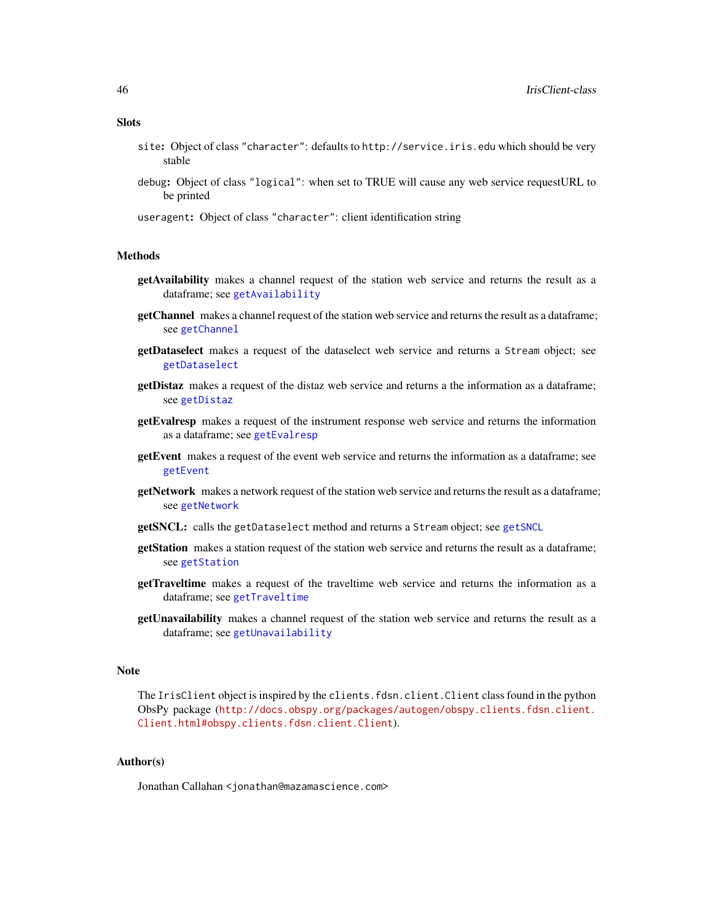## Slots

`site`: Object of class `"character"`: defaults to `http://service.iris.edu` which should be very stable

`debug`: Object of class `"logical"`: when set to TRUE will cause any web service requestURL to be printed

`useragent`: Object of class `"character"`: client identification string

## Methods

**getAvailability** makes a channel request of the station web service and returns the result as a dataframe; see `getAvailability`

**getChannel** makes a channel request of the station web service and returns the result as a dataframe; see `getChannel`

**getDataselect** makes a request of the dataselect web service and returns a `Stream` object; see `getDataselect`

**getDistaz** makes a request of the distaz web service and returns a the information as a dataframe; see `getDistaz`

**getEvalresp** makes a request of the instrument response web service and returns the information as a dataframe; see `getEvalresp`

**getEvent** makes a request of the event web service and returns the information as a dataframe; see `getEvent`

**getNetwork** makes a network request of the station web service and returns the result as a dataframe; see `getNetwork`

**getSNCL:** calls the `getDataselect` method and returns a `Stream` object; see `getSNCL`

**getStation** makes a station request of the station web service and returns the result as a dataframe; see `getStation`

**getTraveltime** makes a request of the traveltime web service and returns the information as a dataframe; see `getTraveltime`

**getUnavailability** makes a channel request of the station web service and returns the result as a dataframe; see `getUnavailability`

## Note

The `IrisClient` object is inspired by the `clients.fdsn.client.Client` class found in the python ObsPy package (`http://docs.obspy.org/packages/autogen/obspy.clients.fdsn.client.Client.html#obspy.clients.fdsn.client.Client`).

## Author(s)

Jonathan Callahan `<jonathan@mazamascience.com>`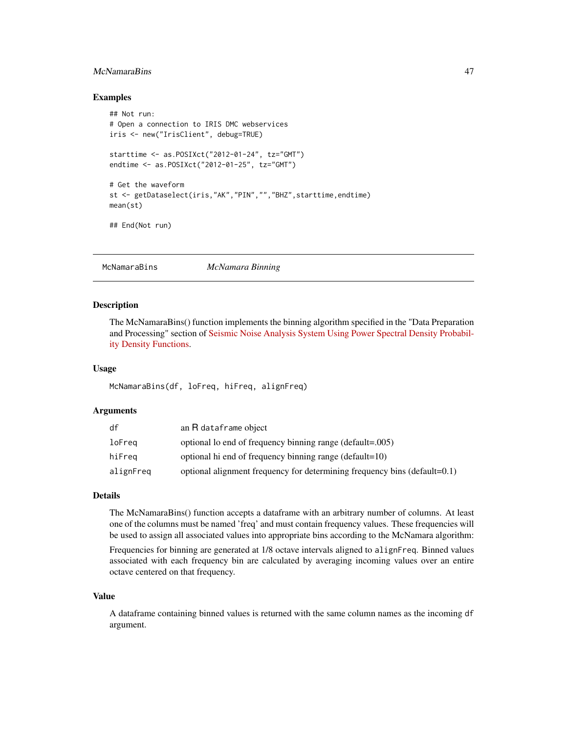## Examples

```
## Not run:
# Open a connection to IRIS DMC webservices
iris <- new("IrisClient", debug=TRUE)

starttime <- as.POSIXct("2012-01-24", tz="GMT")
endtime <- as.POSIXct("2012-01-25", tz="GMT")

# Get the waveform
st <- getDataselect(iris,"AK","PIN","","BHZ",starttime,endtime)
mean(st)

## End(Not run)
```

---

# McNamaraBins — *McNamara Binning*

## Description

The McNamaraBins() function implements the binning algorithm specified in the "Data Preparation and Processing" section of Seismic Noise Analysis System Using Power Spectral Density Probability Density Functions.

## Usage

```
McNamaraBins(df, loFreq, hiFreq, alignFreq)
```

## Arguments

| | |
|---|---|
| `df` | an R `dataframe` object |
| `loFreq` | optional lo end of frequency binning range (default=.005) |
| `hiFreq` | optional hi end of frequency binning range (default=10) |
| `alignFreq` | optional alignment frequency for determining frequency bins (default=0.1) |

## Details

The McNamaraBins() function accepts a dataframe with an arbitrary number of columns. At least one of the columns must be named 'freq' and must contain frequency values. These frequencies will be used to assign all associated values into appropriate bins according to the McNamara algorithm:

Frequencies for binning are generated at 1/8 octave intervals aligned to `alignFreq`. Binned values associated with each frequency bin are calculated by averaging incoming values over an entire octave centered on that frequency.

## Value

A dataframe containing binned values is returned with the same column names as the incoming `df` argument.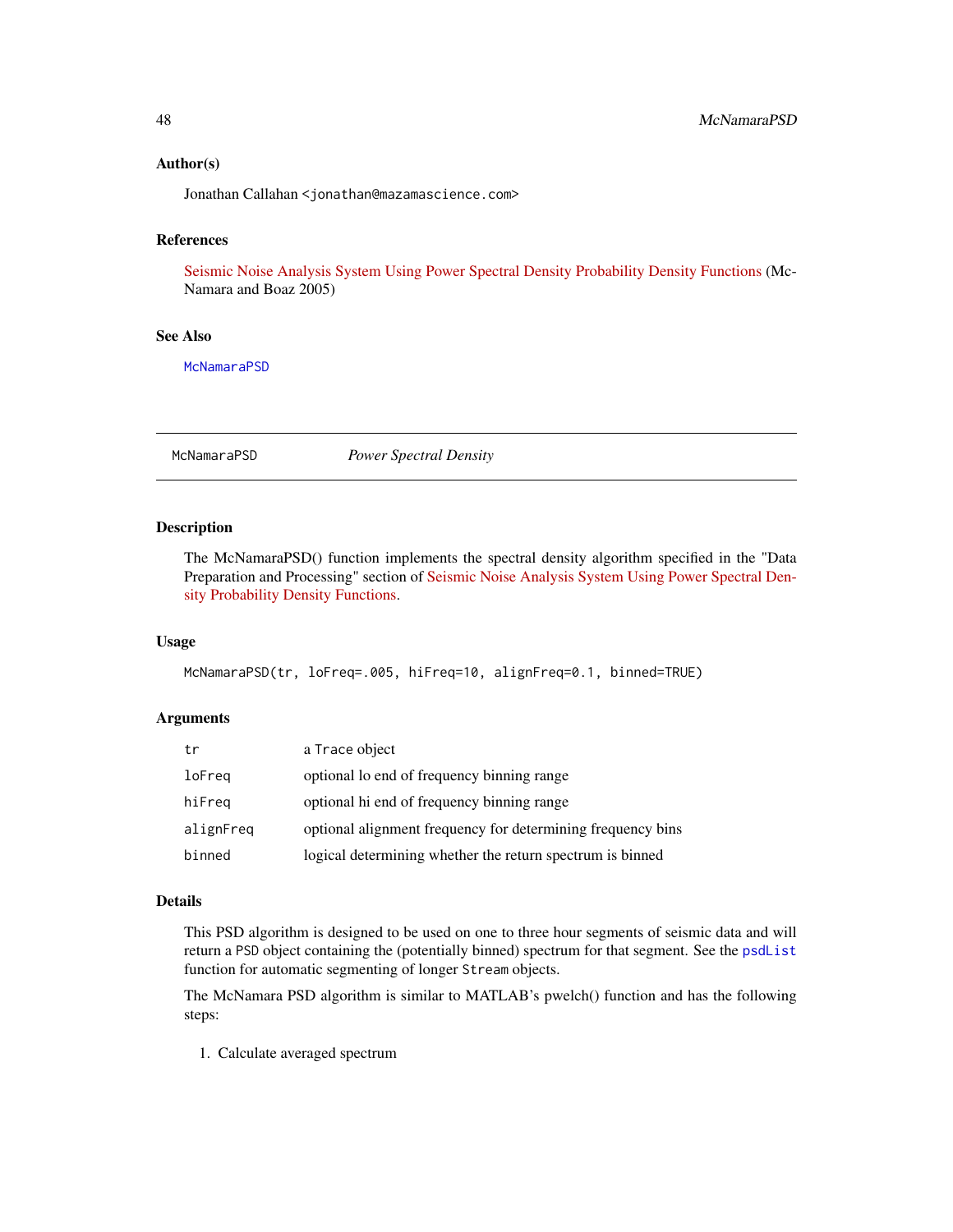### Author(s)

Jonathan Callahan <jonathan@mazamascience.com>

### References

Seismic Noise Analysis System Using Power Spectral Density Probability Density Functions (McNamara and Boaz 2005)

### See Also

McNamaraPSD

---

## McNamaraPSD *Power Spectral Density*

---

### Description

The McNamaraPSD() function implements the spectral density algorithm specified in the "Data Preparation and Processing" section of Seismic Noise Analysis System Using Power Spectral Density Probability Density Functions.

### Usage

```
McNamaraPSD(tr, loFreq=.005, hiFreq=10, alignFreq=0.1, binned=TRUE)
```

### Arguments

| | |
|---|---|
| `tr` | a `Trace` object |
| `loFreq` | optional lo end of frequency binning range |
| `hiFreq` | optional hi end of frequency binning range |
| `alignFreq` | optional alignment frequency for determining frequency bins |
| `binned` | logical determining whether the return spectrum is binned |

### Details

This PSD algorithm is designed to be used on one to three hour segments of seismic data and will return a `PSD` object containing the (potentially binned) spectrum for that segment. See the `psdList` function for automatic segmenting of longer `Stream` objects.

The McNamara PSD algorithm is similar to MATLAB's pwelch() function and has the following steps:

1. Calculate averaged spectrum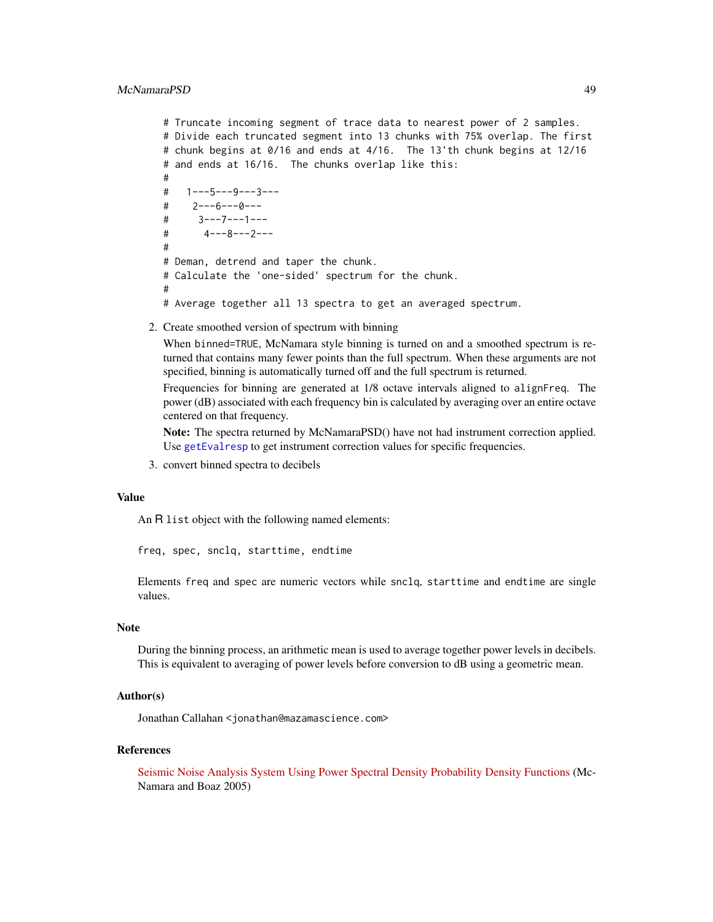```
# Truncate incoming segment of trace data to nearest power of 2 samples.
# Divide each truncated segment into 13 chunks with 75% overlap. The first
# chunk begins at 0/16 and ends at 4/16.  The 13'th chunk begins at 12/16
# and ends at 16/16.  The chunks overlap like this:
#
#   1---5---9---3---
#    2---6---0---
#     3---7---1---
#      4---8---2---
#
# Deman, detrend and taper the chunk.
# Calculate the 'one-sided' spectrum for the chunk.
#
# Average together all 13 spectra to get an averaged spectrum.
```

2. Create smoothed version of spectrum with binning

   When binned=TRUE, McNamara style binning is turned on and a smoothed spectrum is returned that contains many fewer points than the full spectrum. When these arguments are not specified, binning is automatically turned off and the full spectrum is returned.

   Frequencies for binning are generated at 1/8 octave intervals aligned to alignFreq. The power (dB) associated with each frequency bin is calculated by averaging over an entire octave centered on that frequency.

   **Note:** The spectra returned by McNamaraPSD() have not had instrument correction applied. Use getEvalresp to get instrument correction values for specific frequencies.

3. convert binned spectra to decibels

## Value

An R list object with the following named elements:

freq, spec, snclq, starttime, endtime

Elements freq and spec are numeric vectors while snclq, starttime and endtime are single values.

## Note

During the binning process, an arithmetic mean is used to average together power levels in decibels. This is equivalent to averaging of power levels before conversion to dB using a geometric mean.

## Author(s)

Jonathan Callahan <jonathan@mazamascience.com>

## References

Seismic Noise Analysis System Using Power Spectral Density Probability Density Functions (McNamara and Boaz 2005)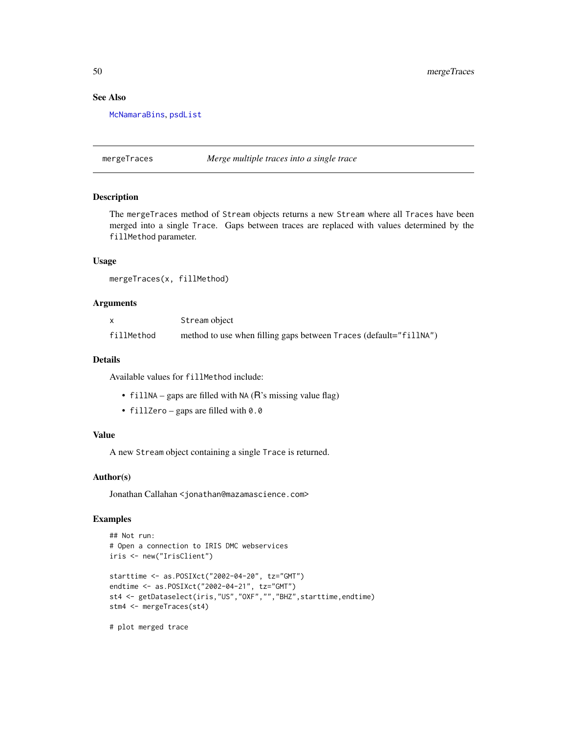### See Also

McNamaraBins, psdList

## mergeTraces — *Merge multiple traces into a single trace*

### Description

The mergeTraces method of Stream objects returns a new Stream where all Traces have been merged into a single Trace. Gaps between traces are replaced with values determined by the fillMethod parameter.

### Usage

```
mergeTraces(x, fillMethod)
```

### Arguments

| | |
|---|---|
| x | Stream object |
| fillMethod | method to use when filling gaps between Traces (default="fillNA") |

### Details

Available values for fillMethod include:

- fillNA – gaps are filled with NA (R's missing value flag)
- fillZero – gaps are filled with 0.0

### Value

A new Stream object containing a single Trace is returned.

### Author(s)

Jonathan Callahan <jonathan@mazamascience.com>

### Examples

```
## Not run:
# Open a connection to IRIS DMC webservices
iris <- new("IrisClient")

starttime <- as.POSIXct("2002-04-20", tz="GMT")
endtime <- as.POSIXct("2002-04-21", tz="GMT")
st4 <- getDataselect(iris,"US","OXF","","BHZ",starttime,endtime)
stm4 <- mergeTraces(st4)

# plot merged trace
```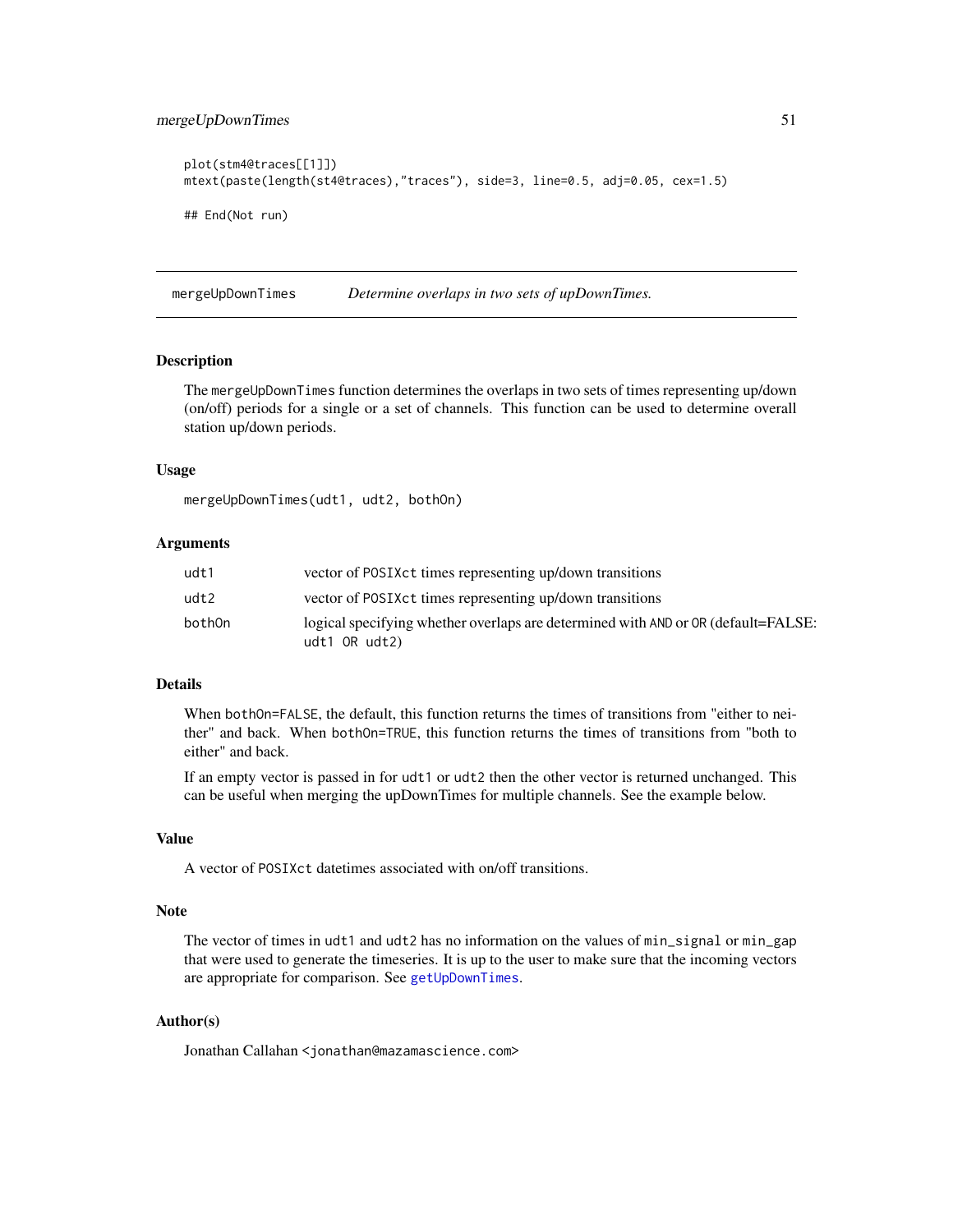```
plot(stm4@traces[[1]])
mtext(paste(length(st4@traces),"traces"), side=3, line=0.5, adj=0.05, cex=1.5)

## End(Not run)
```

---

## mergeUpDownTimes — *Determine overlaps in two sets of upDownTimes.*

---

### Description

The `mergeUpDownTimes` function determines the overlaps in two sets of times representing up/down (on/off) periods for a single or a set of channels. This function can be used to determine overall station up/down periods.

### Usage

```
mergeUpDownTimes(udt1, udt2, bothOn)
```

### Arguments

| | |
|---|---|
| `udt1` | vector of `POSIXct` times representing up/down transitions |
| `udt2` | vector of `POSIXct` times representing up/down transitions |
| `bothOn` | logical specifying whether overlaps are determined with `AND` or `OR` (default=FALSE: `udt1 OR udt2`) |

### Details

When `bothOn=FALSE`, the default, this function returns the times of transitions from "either to neither" and back. When `bothOn=TRUE`, this function returns the times of transitions from "both to either" and back.

If an empty vector is passed in for `udt1` or `udt2` then the other vector is returned unchanged. This can be useful when merging the upDownTimes for multiple channels. See the example below.

### Value

A vector of `POSIXct` datetimes associated with on/off transitions.

### Note

The vector of times in `udt1` and `udt2` has no information on the values of `min_signal` or `min_gap` that were used to generate the timeseries. It is up to the user to make sure that the incoming vectors are appropriate for comparison. See `getUpDownTimes`.

### Author(s)

Jonathan Callahan <jonathan@mazamascience.com>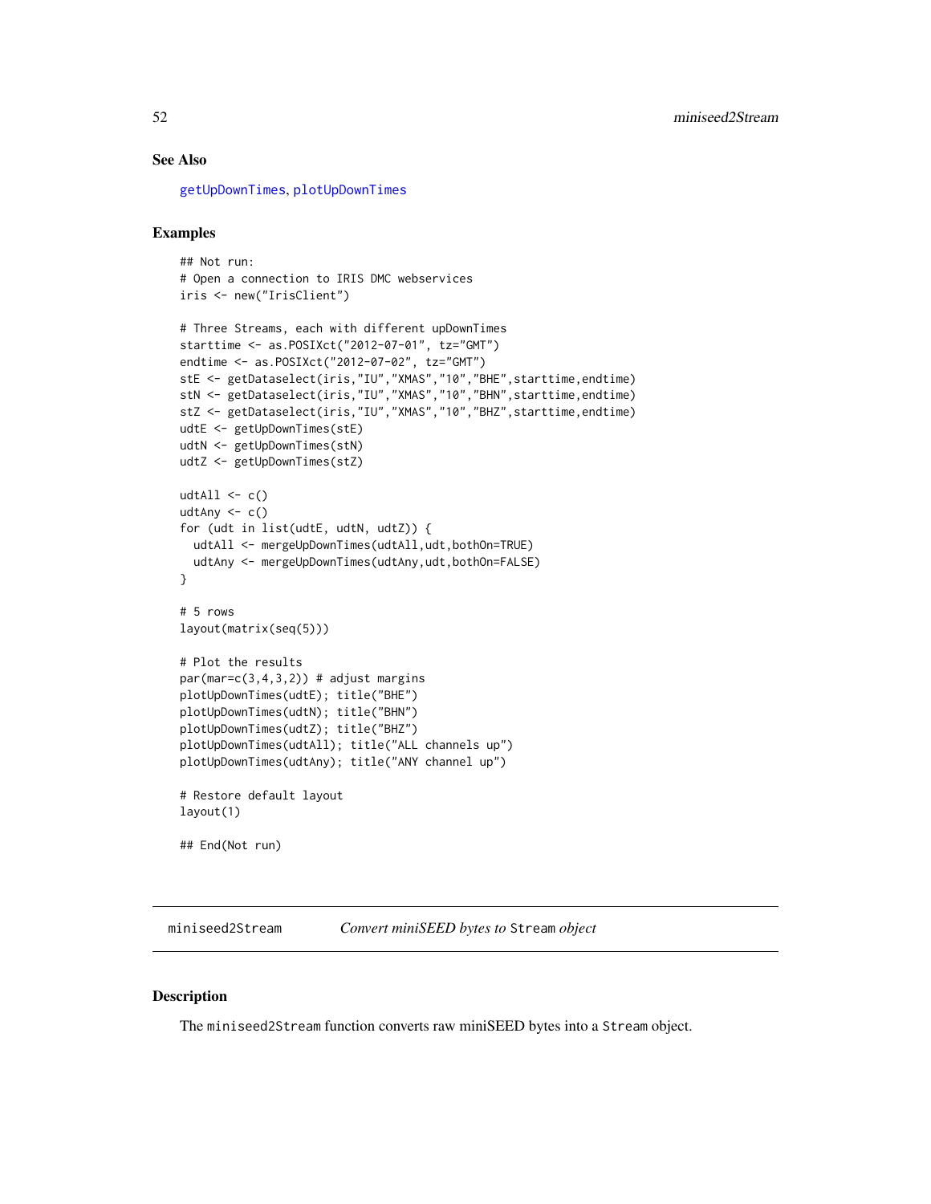## See Also

getUpDownTimes, plotUpDownTimes

## Examples

```
## Not run:
# Open a connection to IRIS DMC webservices
iris <- new("IrisClient")

# Three Streams, each with different upDownTimes
starttime <- as.POSIXct("2012-07-01", tz="GMT")
endtime <- as.POSIXct("2012-07-02", tz="GMT")
stE <- getDataselect(iris,"IU","XMAS","10","BHE",starttime,endtime)
stN <- getDataselect(iris,"IU","XMAS","10","BHN",starttime,endtime)
stZ <- getDataselect(iris,"IU","XMAS","10","BHZ",starttime,endtime)
udtE <- getUpDownTimes(stE)
udtN <- getUpDownTimes(stN)
udtZ <- getUpDownTimes(stZ)

udtAll <- c()
udtAny <- c()
for (udt in list(udtE, udtN, udtZ)) {
  udtAll <- mergeUpDownTimes(udtAll,udt,bothOn=TRUE)
  udtAny <- mergeUpDownTimes(udtAny,udt,bothOn=FALSE)
}

# 5 rows
layout(matrix(seq(5)))

# Plot the results
par(mar=c(3,4,3,2)) # adjust margins
plotUpDownTimes(udtE); title("BHE")
plotUpDownTimes(udtN); title("BHN")
plotUpDownTimes(udtZ); title("BHZ")
plotUpDownTimes(udtAll); title("ALL channels up")
plotUpDownTimes(udtAny); title("ANY channel up")

# Restore default layout
layout(1)

## End(Not run)
```

---

# miniseed2Stream — *Convert miniSEED bytes to* `Stream` *object*

---

## Description

The `miniseed2Stream` function converts raw miniSEED bytes into a `Stream` object.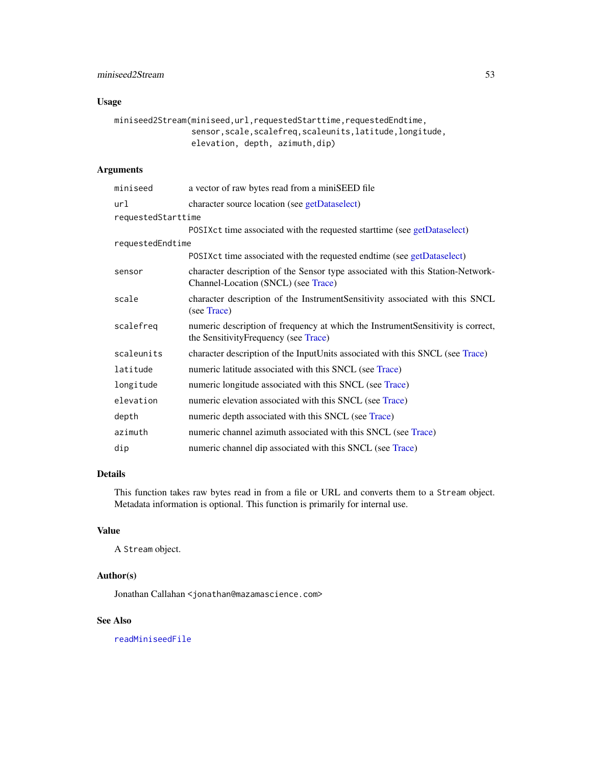## Usage

```
miniseed2Stream(miniseed,url,requestedStarttime,requestedEndtime,
                sensor,scale,scalefreq,scaleunits,latitude,longitude,
                elevation, depth, azimuth,dip)
```

## Arguments

| | |
|---|---|
| `miniseed` | a vector of raw bytes read from a miniSEED file |
| `url` | character source location (see getDataselect) |
| `requestedStarttime` | `POSIXct` time associated with the requested starttime (see getDataselect) |
| `requestedEndtime` | `POSIXct` time associated with the requested endtime (see getDataselect) |
| `sensor` | character description of the Sensor type associated with this Station-Network-Channel-Location (SNCL) (see Trace) |
| `scale` | character description of the InstrumentSensitivity associated with this SNCL (see Trace) |
| `scalefreq` | numeric description of frequency at which the InstrumentSensitivity is correct, the SensitivityFrequency (see Trace) |
| `scaleunits` | character description of the InputUnits associated with this SNCL (see Trace) |
| `latitude` | numeric latitude associated with this SNCL (see Trace) |
| `longitude` | numeric longitude associated with this SNCL (see Trace) |
| `elevation` | numeric elevation associated with this SNCL (see Trace) |
| `depth` | numeric depth associated with this SNCL (see Trace) |
| `azimuth` | numeric channel azimuth associated with this SNCL (see Trace) |
| `dip` | numeric channel dip associated with this SNCL (see Trace) |

## Details

This function takes raw bytes read in from a file or URL and converts them to a `Stream` object. Metadata information is optional. This function is primarily for internal use.

## Value

A `Stream` object.

## Author(s)

Jonathan Callahan <jonathan@mazamascience.com>

## See Also

`readMiniseedFile`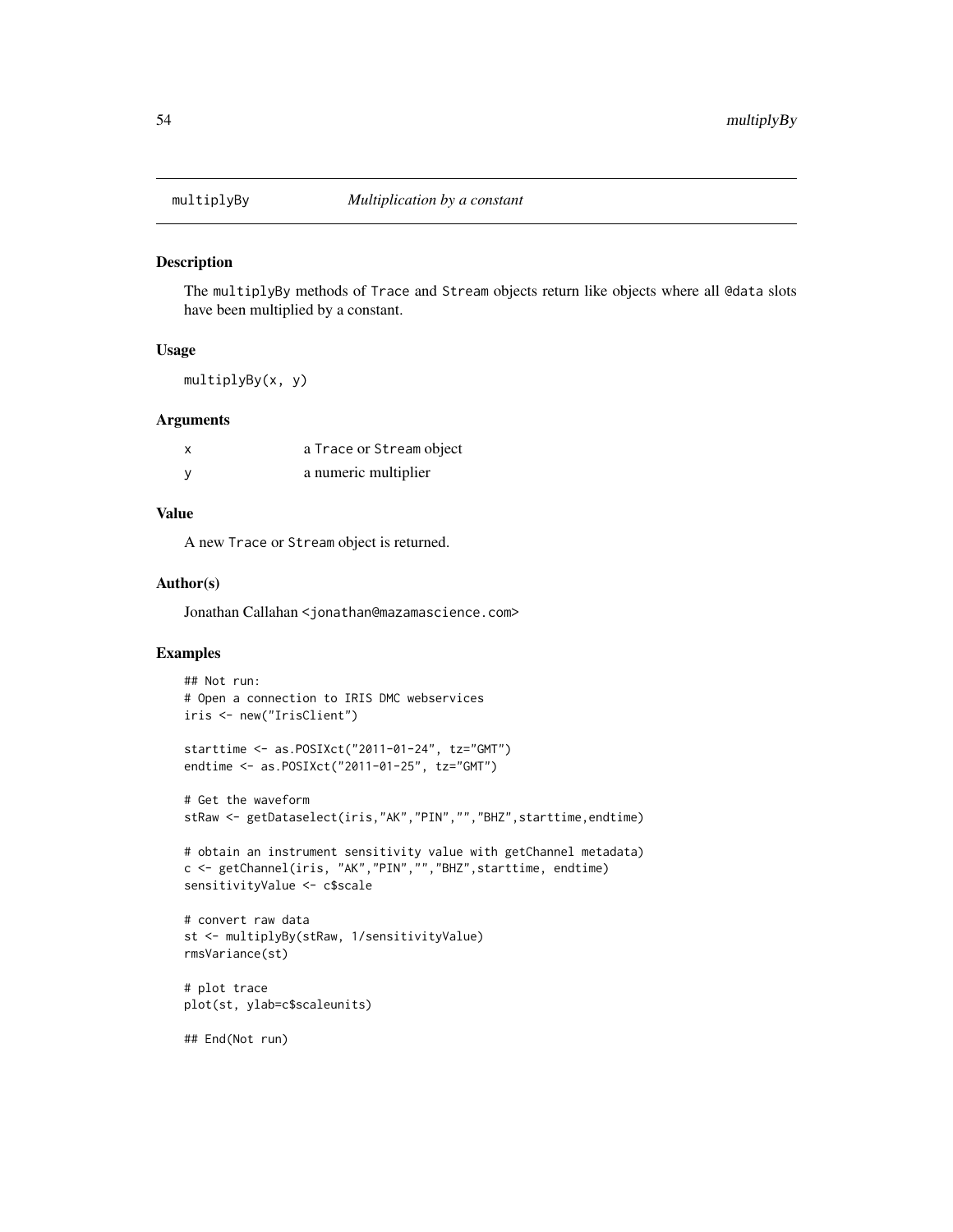# multiplyBy — *Multiplication by a constant*

## Description

The `multiplyBy` methods of `Trace` and `Stream` objects return like objects where all `@data` slots have been multiplied by a constant.

## Usage

```
multiplyBy(x, y)
```

## Arguments

| | |
|---|---|
| x | a `Trace` or `Stream` object |
| y | a numeric multiplier |

## Value

A new `Trace` or `Stream` object is returned.

## Author(s)

Jonathan Callahan <jonathan@mazamascience.com>

## Examples

```
## Not run:
# Open a connection to IRIS DMC webservices
iris <- new("IrisClient")

starttime <- as.POSIXct("2011-01-24", tz="GMT")
endtime <- as.POSIXct("2011-01-25", tz="GMT")

# Get the waveform
stRaw <- getDataselect(iris,"AK","PIN","","BHZ",starttime,endtime)

# obtain an instrument sensitivity value with getChannel metadata)
c <- getChannel(iris, "AK","PIN","","BHZ",starttime, endtime)
sensitivityValue <- c$scale

# convert raw data
st <- multiplyBy(stRaw, 1/sensitivityValue)
rmsVariance(st)

# plot trace
plot(st, ylab=c$scaleunits)

## End(Not run)
```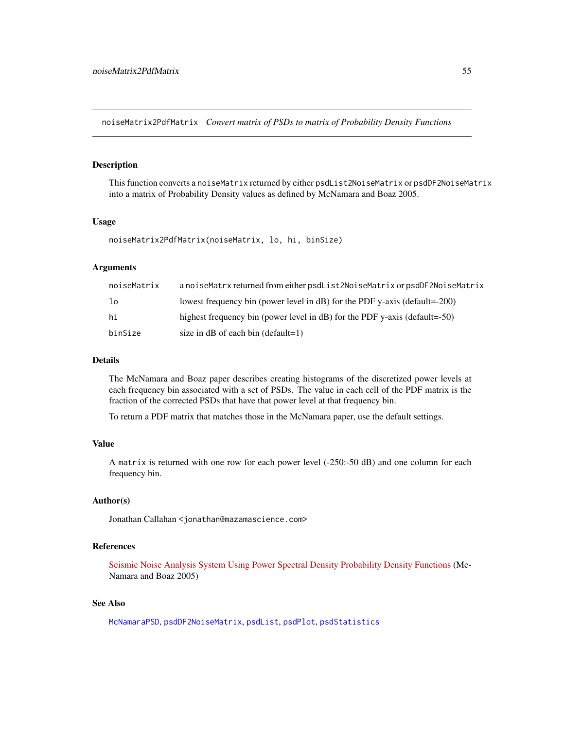## noiseMatrix2PdfMatrix *Convert matrix of PSDs to matrix of Probability Density Functions*

### Description

This function converts a `noiseMatrix` returned by either `psdList2NoiseMatrix` or `psdDF2NoiseMatrix` into a matrix of Probability Density values as defined by McNamara and Boaz 2005.

### Usage

```
noiseMatrix2PdfMatrix(noiseMatrix, lo, hi, binSize)
```

### Arguments

| | |
|---|---|
| `noiseMatrix` | a `noiseMatrx` returned from either `psdList2NoiseMatrix` or `psdDF2NoiseMatrix` |
| `lo` | lowest frequency bin (power level in dB) for the PDF y-axis (default=-200) |
| `hi` | highest frequency bin (power level in dB) for the PDF y-axis (default=-50) |
| `binSize` | size in dB of each bin (default=1) |

### Details

The McNamara and Boaz paper describes creating histograms of the discretized power levels at each frequency bin associated with a set of PSDs. The value in each cell of the PDF matrix is the fraction of the corrected PSDs that have that power level at that frequency bin.

To return a PDF matrix that matches those in the McNamara paper, use the default settings.

### Value

A `matrix` is returned with one row for each power level (-250:-50 dB) and one column for each frequency bin.

### Author(s)

Jonathan Callahan <jonathan@mazamascience.com>

### References

Seismic Noise Analysis System Using Power Spectral Density Probability Density Functions (McNamara and Boaz 2005)

### See Also

`McNamaraPSD`, `psdDF2NoiseMatrix`, `psdList`, `psdPlot`, `psdStatistics`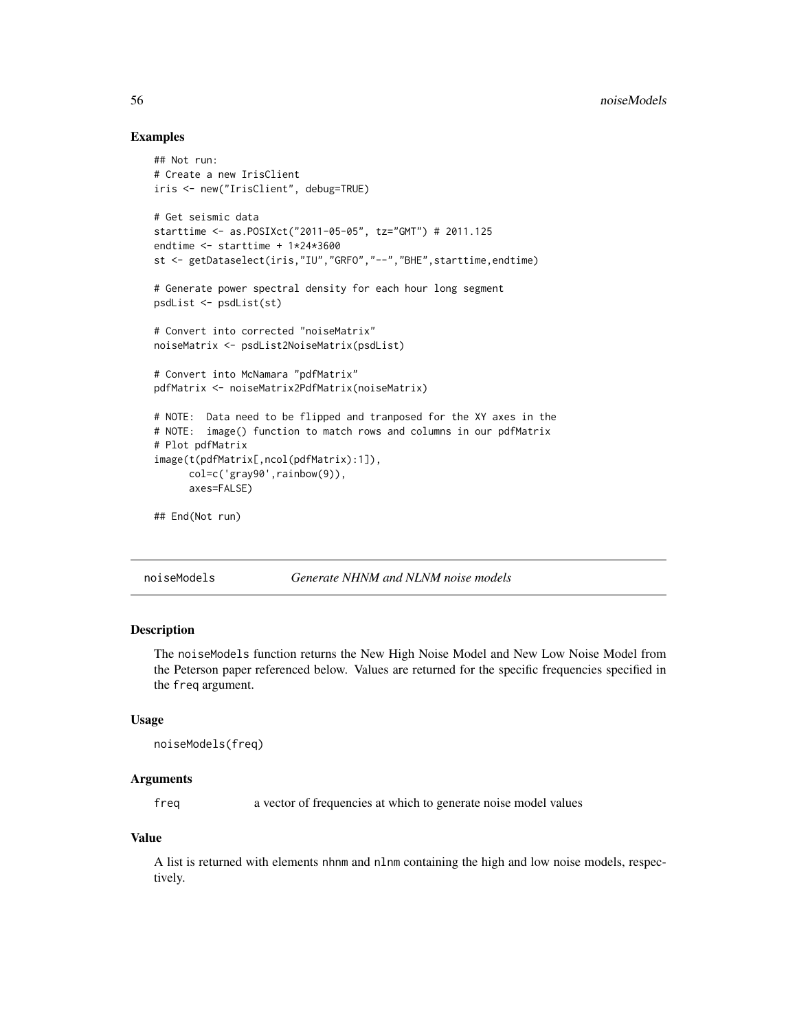## Examples

```
## Not run:
# Create a new IrisClient
iris <- new("IrisClient", debug=TRUE)

# Get seismic data
starttime <- as.POSIXct("2011-05-05", tz="GMT") # 2011.125
endtime <- starttime + 1*24*3600
st <- getDataselect(iris,"IU","GRFO","--","BHE",starttime,endtime)

# Generate power spectral density for each hour long segment
psdList <- psdList(st)

# Convert into corrected "noiseMatrix"
noiseMatrix <- psdList2NoiseMatrix(psdList)

# Convert into McNamara "pdfMatrix"
pdfMatrix <- noiseMatrix2PdfMatrix(noiseMatrix)

# NOTE:  Data need to be flipped and tranposed for the XY axes in the
# NOTE:  image() function to match rows and columns in our pdfMatrix
# Plot pdfMatrix
image(t(pdfMatrix[,ncol(pdfMatrix):1]),
      col=c('gray90',rainbow(9)),
      axes=FALSE)

## End(Not run)
```

---

# noiseModels &nbsp;&nbsp;&nbsp;&nbsp; *Generate NHNM and NLNM noise models*

---

## Description

The `noiseModels` function returns the New High Noise Model and New Low Noise Model from the Peterson paper referenced below. Values are returned for the specific frequencies specified in the `freq` argument.

## Usage

```
noiseModels(freq)
```

## Arguments

| | |
|---|---|
| `freq` | a vector of frequencies at which to generate noise model values |

## Value

A list is returned with elements `nhnm` and `nlnm` containing the high and low noise models, respectively.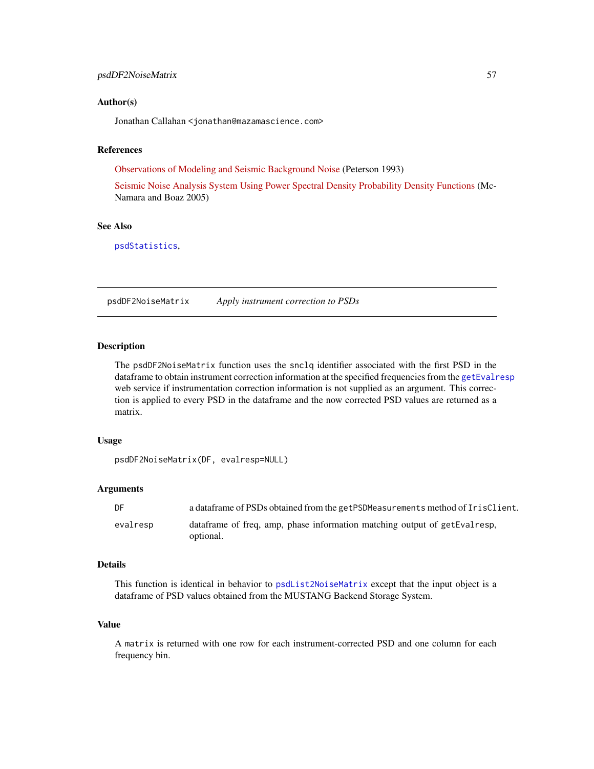### Author(s)

Jonathan Callahan <jonathan@mazamascience.com>

### References

Observations of Modeling and Seismic Background Noise (Peterson 1993)

Seismic Noise Analysis System Using Power Spectral Density Probability Density Functions (McNamara and Boaz 2005)

### See Also

psdStatistics,

---

## psdDF2NoiseMatrix &nbsp;&nbsp;&nbsp; *Apply instrument correction to PSDs*

---

### Description

The `psdDF2NoiseMatrix` function uses the `snclq` identifier associated with the first PSD in the dataframe to obtain instrument correction information at the specified frequencies from the `getEvalresp` web service if instrumentation correction information is not supplied as an argument. This correction is applied to every PSD in the dataframe and the now corrected PSD values are returned as a matrix.

### Usage

```
psdDF2NoiseMatrix(DF, evalresp=NULL)
```

### Arguments

| | |
|---|---|
| `DF` | a dataframe of PSDs obtained from the `getPSDMeasurements` method of `IrisClient`. |
| `evalresp` | dataframe of freq, amp, phase information matching output of `getEvalresp`, optional. |

### Details

This function is identical in behavior to `psdList2NoiseMatrix` except that the input object is a dataframe of PSD values obtained from the MUSTANG Backend Storage System.

### Value

A `matrix` is returned with one row for each instrument-corrected PSD and one column for each frequency bin.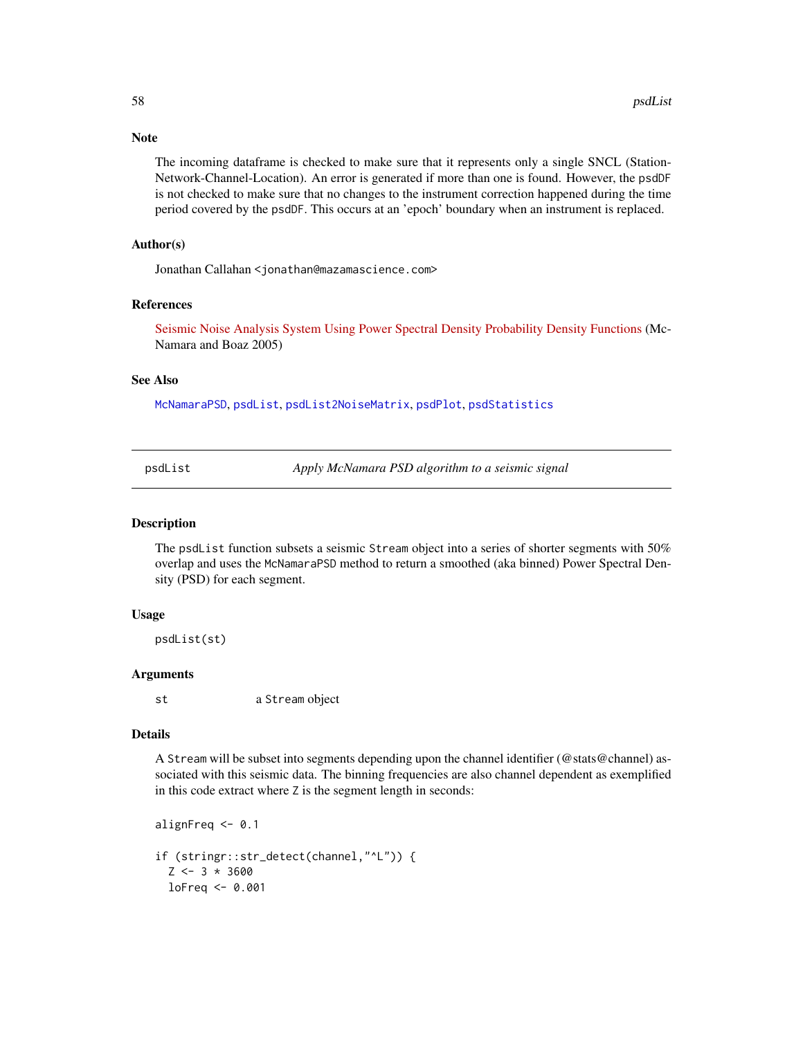## Note

The incoming dataframe is checked to make sure that it represents only a single SNCL (Station-Network-Channel-Location). An error is generated if more than one is found. However, the psdDF is not checked to make sure that no changes to the instrument correction happened during the time period covered by the psdDF. This occurs at an 'epoch' boundary when an instrument is replaced.

## Author(s)

Jonathan Callahan <jonathan@mazamascience.com>

## References

Seismic Noise Analysis System Using Power Spectral Density Probability Density Functions (McNamara and Boaz 2005)

## See Also

McNamaraPSD, psdList, psdList2NoiseMatrix, psdPlot, psdStatistics

---

# psdList — *Apply McNamara PSD algorithm to a seismic signal*

## Description

The psdList function subsets a seismic Stream object into a series of shorter segments with 50% overlap and uses the McNamaraPSD method to return a smoothed (aka binned) Power Spectral Density (PSD) for each segment.

## Usage

```
psdList(st)
```

## Arguments

| | |
|---|---|
| st | a Stream object |

## Details

A Stream will be subset into segments depending upon the channel identifier (@stats@channel) associated with this seismic data. The binning frequencies are also channel dependent as exemplified in this code extract where Z is the segment length in seconds:

```
alignFreq <- 0.1

if (stringr::str_detect(channel,"^L")) {
  Z <- 3 * 3600
  loFreq <- 0.001
```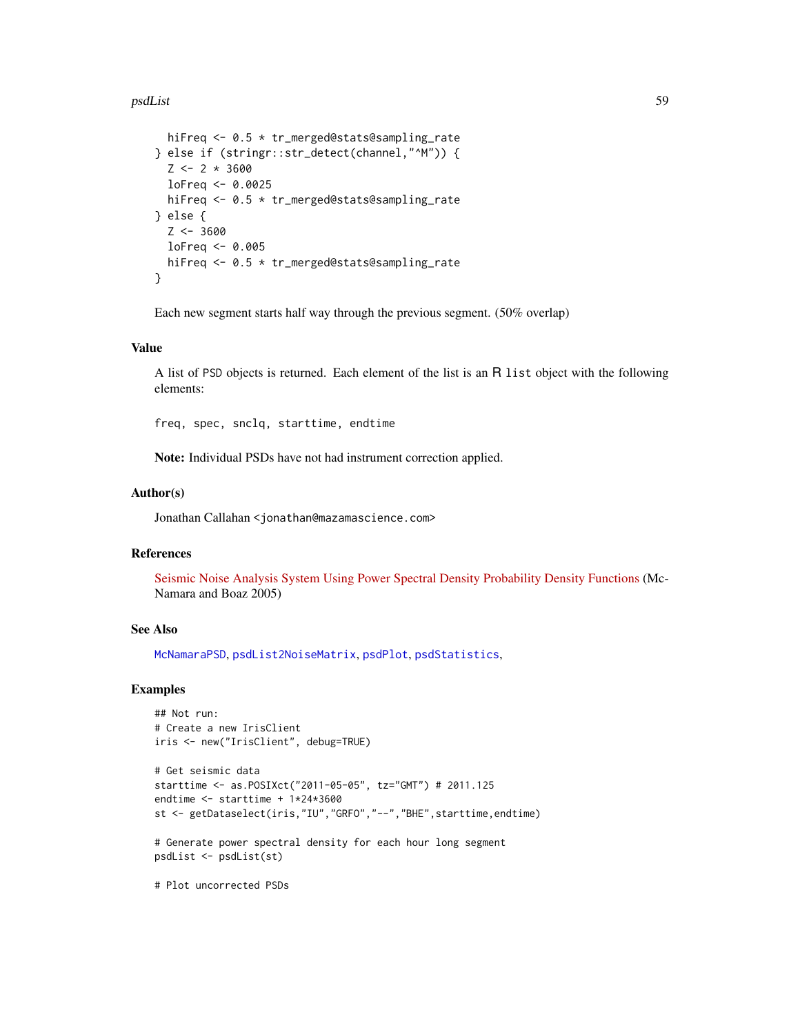```
  hiFreq <- 0.5 * tr_merged@stats@sampling_rate
} else if (stringr::str_detect(channel,"^M")) {
  Z <- 2 * 3600
  loFreq <- 0.0025
  hiFreq <- 0.5 * tr_merged@stats@sampling_rate
} else {
  Z <- 3600
  loFreq <- 0.005
  hiFreq <- 0.5 * tr_merged@stats@sampling_rate
}
```

Each new segment starts half way through the previous segment. (50% overlap)

### Value

A list of PSD objects is returned. Each element of the list is an R `list` object with the following elements:

`freq, spec, snclq, starttime, endtime`

**Note:** Individual PSDs have not had instrument correction applied.

### Author(s)

Jonathan Callahan <jonathan@mazamascience.com>

### References

Seismic Noise Analysis System Using Power Spectral Density Probability Density Functions (McNamara and Boaz 2005)

### See Also

`McNamaraPSD`, `psdList2NoiseMatrix`, `psdPlot`, `psdStatistics`,

### Examples

```
## Not run:
# Create a new IrisClient
iris <- new("IrisClient", debug=TRUE)

# Get seismic data
starttime <- as.POSIXct("2011-05-05", tz="GMT") # 2011.125
endtime <- starttime + 1*24*3600
st <- getDataselect(iris,"IU","GRFO","--","BHE",starttime,endtime)

# Generate power spectral density for each hour long segment
psdList <- psdList(st)

# Plot uncorrected PSDs
```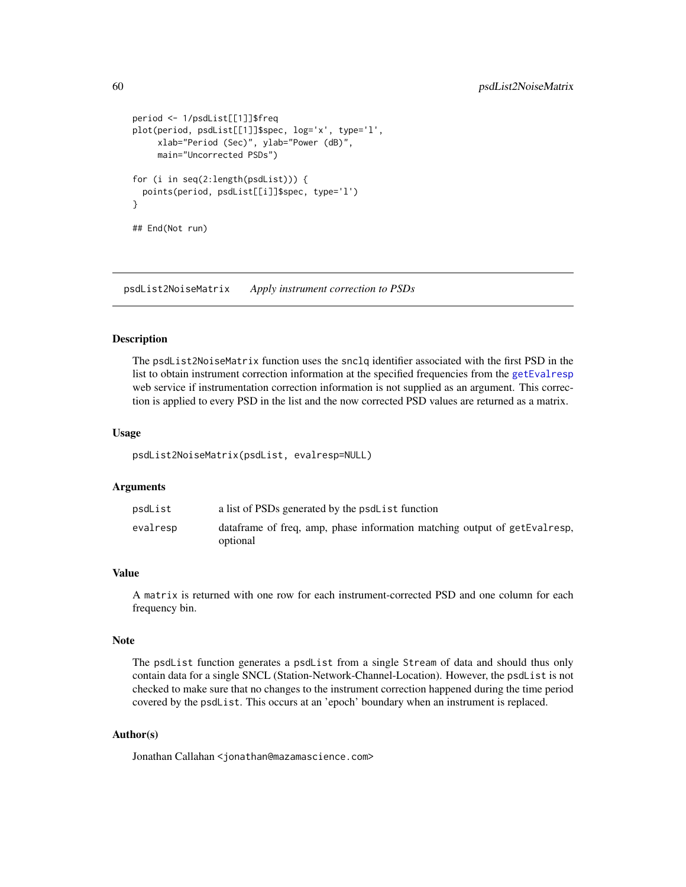```
period <- 1/psdList[[1]]$freq
plot(period, psdList[[1]]$spec, log='x', type='l',
     xlab="Period (Sec)", ylab="Power (dB)",
     main="Uncorrected PSDs")

for (i in seq(2:length(psdList))) {
  points(period, psdList[[i]]$spec, type='l')
}

## End(Not run)
```

## psdList2NoiseMatrix *Apply instrument correction to PSDs*

### Description

The `psdList2NoiseMatrix` function uses the `snclq` identifier associated with the first PSD in the list to obtain instrument correction information at the specified frequencies from the `getEvalresp` web service if instrumentation correction information is not supplied as an argument. This correction is applied to every PSD in the list and the now corrected PSD values are returned as a matrix.

### Usage

```
psdList2NoiseMatrix(psdList, evalresp=NULL)
```

### Arguments

| | |
|---|---|
| `psdList` | a list of PSDs generated by the `psdList` function |
| `evalresp` | dataframe of freq, amp, phase information matching output of `getEvalresp`, optional |

### Value

A `matrix` is returned with one row for each instrument-corrected PSD and one column for each frequency bin.

### Note

The `psdList` function generates a `psdList` from a single `Stream` of data and should thus only contain data for a single SNCL (Station-Network-Channel-Location). However, the `psdList` is not checked to make sure that no changes to the instrument correction happened during the time period covered by the `psdList`. This occurs at an 'epoch' boundary when an instrument is replaced.

### Author(s)

Jonathan Callahan <jonathan@mazamascience.com>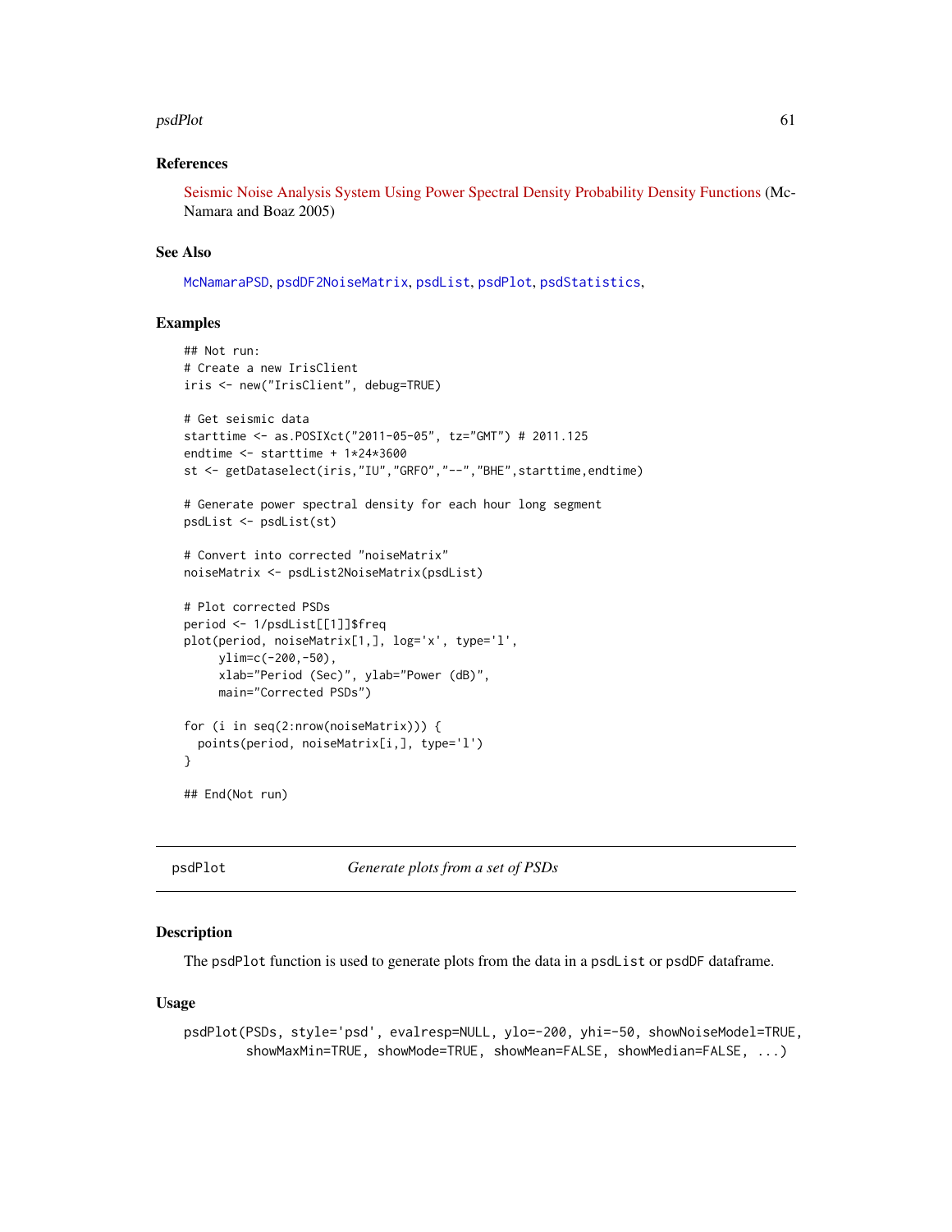### References

Seismic Noise Analysis System Using Power Spectral Density Probability Density Functions (McNamara and Boaz 2005)

### See Also

McNamaraPSD, psdDF2NoiseMatrix, psdList, psdPlot, psdStatistics,

### Examples

```
## Not run:
# Create a new IrisClient
iris <- new("IrisClient", debug=TRUE)

# Get seismic data
starttime <- as.POSIXct("2011-05-05", tz="GMT") # 2011.125
endtime <- starttime + 1*24*3600
st <- getDataselect(iris,"IU","GRFO","--","BHE",starttime,endtime)

# Generate power spectral density for each hour long segment
psdList <- psdList(st)

# Convert into corrected "noiseMatrix"
noiseMatrix <- psdList2NoiseMatrix(psdList)

# Plot corrected PSDs
period <- 1/psdList[[1]]$freq
plot(period, noiseMatrix[1,], log='x', type='l',
     ylim=c(-200,-50),
     xlab="Period (Sec)", ylab="Power (dB)",
     main="Corrected PSDs")

for (i in seq(2:nrow(noiseMatrix))) {
  points(period, noiseMatrix[i,], type='l')
}

## End(Not run)
```

---

## psdPlot *Generate plots from a set of PSDs*

### Description

The psdPlot function is used to generate plots from the data in a psdList or psdDF dataframe.

### Usage

```
psdPlot(PSDs, style='psd', evalresp=NULL, ylo=-200, yhi=-50, showNoiseModel=TRUE,
        showMaxMin=TRUE, showMode=TRUE, showMean=FALSE, showMedian=FALSE, ...)
```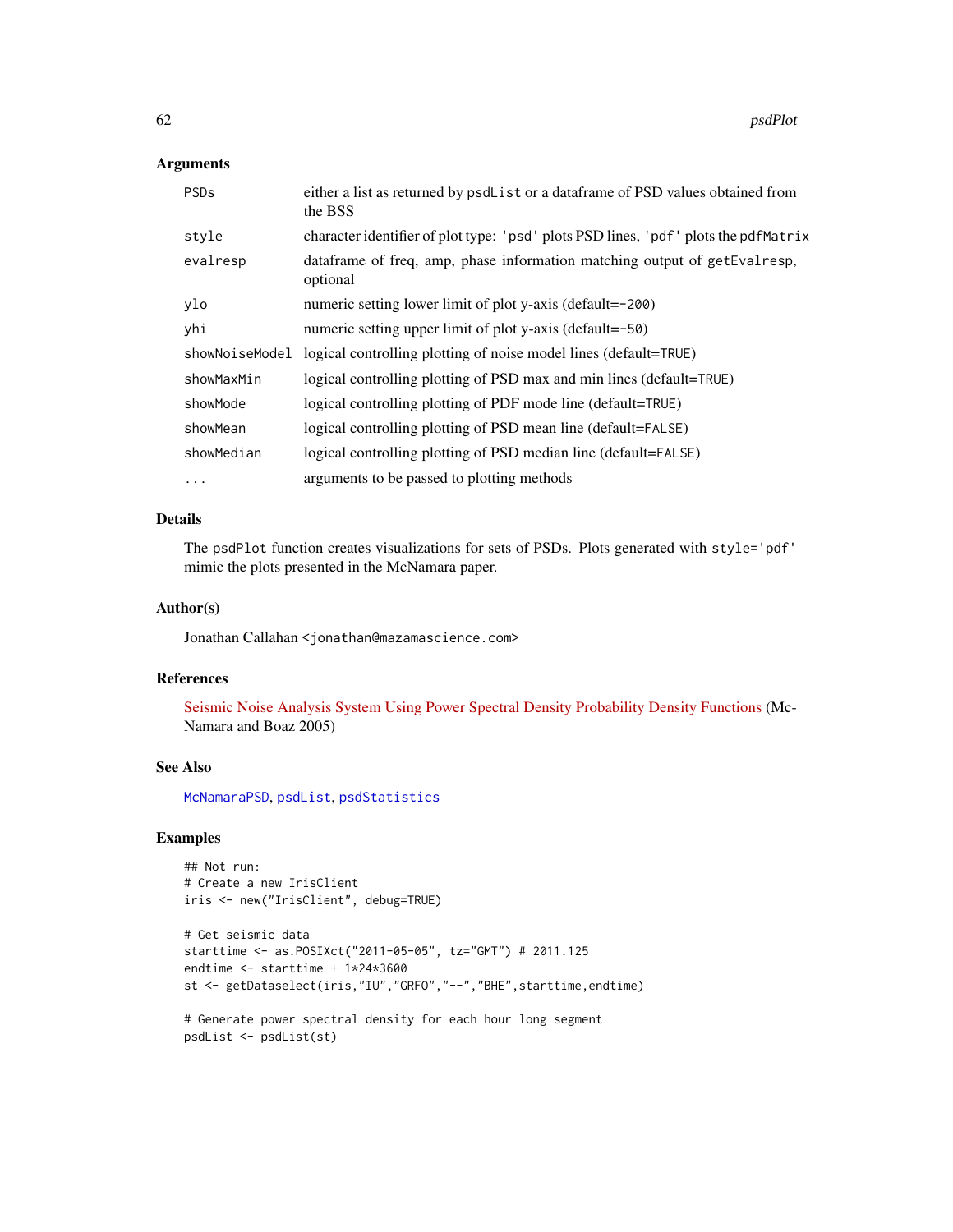### Arguments

| | |
|---|---|
| `PSDs` | either a list as returned by `psdList` or a dataframe of PSD values obtained from the BSS |
| `style` | character identifier of plot type: `'psd'` plots PSD lines, `'pdf'` plots the `pdfMatrix` |
| `evalresp` | dataframe of freq, amp, phase information matching output of `getEvalresp`, optional |
| `ylo` | numeric setting lower limit of plot y-axis (default=`-200`) |
| `yhi` | numeric setting upper limit of plot y-axis (default=`-50`) |
| `showNoiseModel` | logical controlling plotting of noise model lines (default=`TRUE`) |
| `showMaxMin` | logical controlling plotting of PSD max and min lines (default=`TRUE`) |
| `showMode` | logical controlling plotting of PDF mode line (default=`TRUE`) |
| `showMean` | logical controlling plotting of PSD mean line (default=`FALSE`) |
| `showMedian` | logical controlling plotting of PSD median line (default=`FALSE`) |
| `...` | arguments to be passed to plotting methods |

### Details

The `psdPlot` function creates visualizations for sets of PSDs. Plots generated with `style='pdf'` mimic the plots presented in the McNamara paper.

### Author(s)

Jonathan Callahan <jonathan@mazamascience.com>

### References

Seismic Noise Analysis System Using Power Spectral Density Probability Density Functions (McNamara and Boaz 2005)

### See Also

`McNamaraPSD`, `psdList`, `psdStatistics`

### Examples

```
## Not run:
# Create a new IrisClient
iris <- new("IrisClient", debug=TRUE)

# Get seismic data
starttime <- as.POSIXct("2011-05-05", tz="GMT") # 2011.125
endtime <- starttime + 1*24*3600
st <- getDataselect(iris,"IU","GRFO","--","BHE",starttime,endtime)

# Generate power spectral density for each hour long segment
psdList <- psdList(st)
```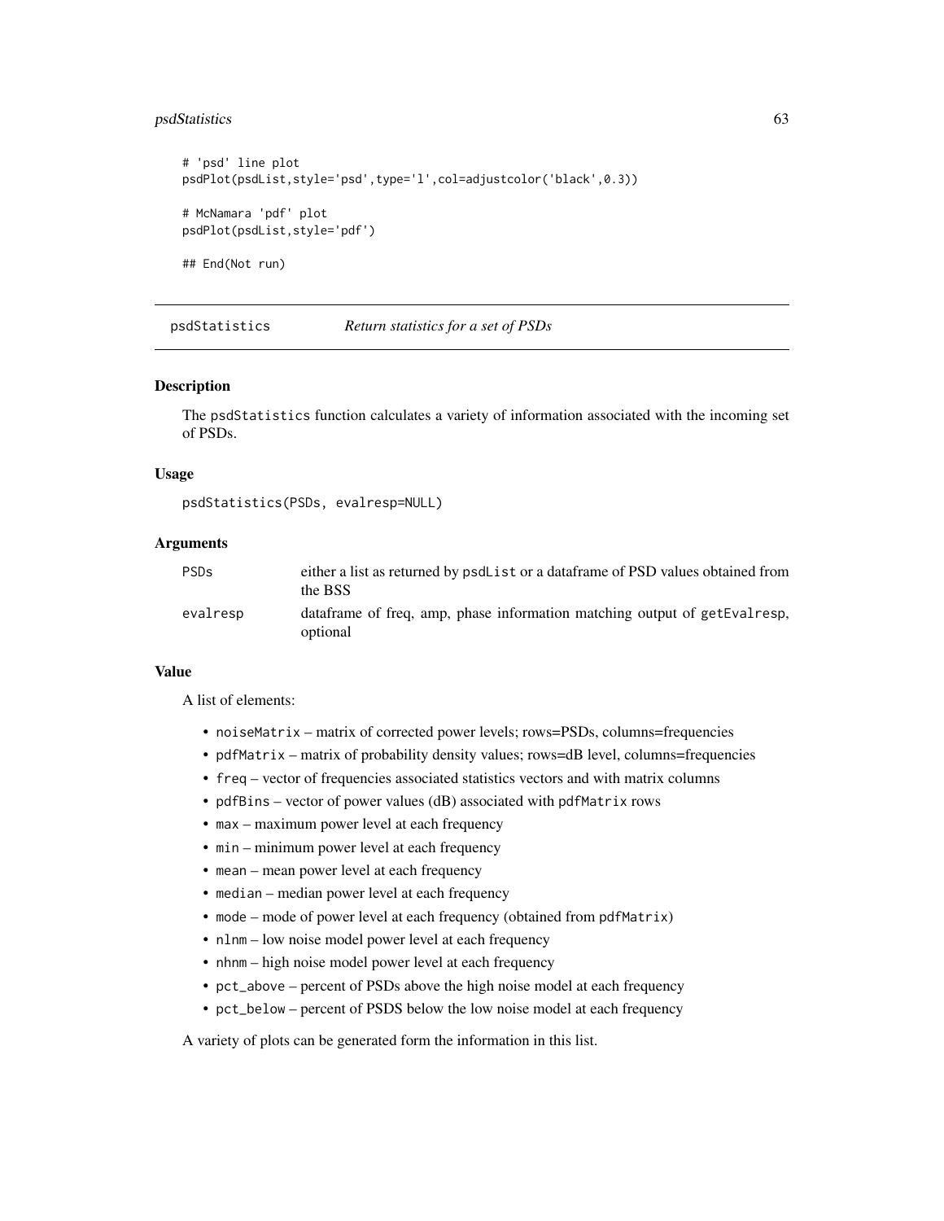```
# 'psd' line plot
psdPlot(psdList,style='psd',type='l',col=adjustcolor('black',0.3))

# McNamara 'pdf' plot
psdPlot(psdList,style='pdf')

## End(Not run)
```

---

## psdStatistics *Return statistics for a set of PSDs*

---

### Description

The `psdStatistics` function calculates a variety of information associated with the incoming set of PSDs.

### Usage

```
psdStatistics(PSDs, evalresp=NULL)
```

### Arguments

| | |
|---|---|
| `PSDs` | either a list as returned by `psdList` or a dataframe of PSD values obtained from the BSS |
| `evalresp` | dataframe of freq, amp, phase information matching output of `getEvalresp`, optional |

### Value

A list of elements:

- `noiseMatrix` – matrix of corrected power levels; rows=PSDs, columns=frequencies
- `pdfMatrix` – matrix of probability density values; rows=dB level, columns=frequencies
- `freq` – vector of frequencies associated statistics vectors and with matrix columns
- `pdfBins` – vector of power values (dB) associated with `pdfMatrix` rows
- `max` – maximum power level at each frequency
- `min` – minimum power level at each frequency
- `mean` – mean power level at each frequency
- `median` – median power level at each frequency
- `mode` – mode of power level at each frequency (obtained from `pdfMatrix`)
- `nlnm` – low noise model power level at each frequency
- `nhnm` – high noise model power level at each frequency
- `pct_above` – percent of PSDs above the high noise model at each frequency
- `pct_below` – percent of PSDS below the low noise model at each frequency

A variety of plots can be generated form the information in this list.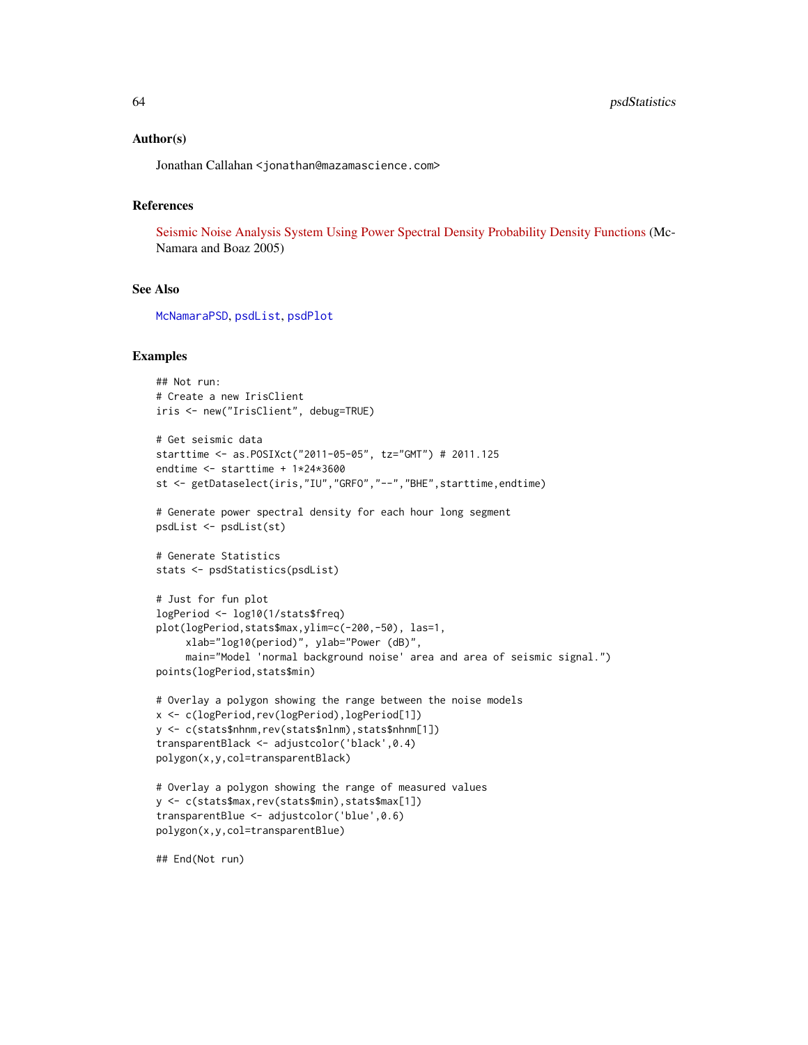### Author(s)

Jonathan Callahan <jonathan@mazamascience.com>

### References

Seismic Noise Analysis System Using Power Spectral Density Probability Density Functions (McNamara and Boaz 2005)

### See Also

McNamaraPSD, psdList, psdPlot

### Examples

```
## Not run:
# Create a new IrisClient
iris <- new("IrisClient", debug=TRUE)

# Get seismic data
starttime <- as.POSIXct("2011-05-05", tz="GMT") # 2011.125
endtime <- starttime + 1*24*3600
st <- getDataselect(iris,"IU","GRFO","--","BHE",starttime,endtime)

# Generate power spectral density for each hour long segment
psdList <- psdList(st)

# Generate Statistics
stats <- psdStatistics(psdList)

# Just for fun plot
logPeriod <- log10(1/stats$freq)
plot(logPeriod,stats$max,ylim=c(-200,-50), las=1,
     xlab="log10(period)", ylab="Power (dB)",
     main="Model 'normal background noise' area and area of seismic signal.")
points(logPeriod,stats$min)

# Overlay a polygon showing the range between the noise models
x <- c(logPeriod,rev(logPeriod),logPeriod[1])
y <- c(stats$nhnm,rev(stats$nlnm),stats$nhnm[1])
transparentBlack <- adjustcolor('black',0.4)
polygon(x,y,col=transparentBlack)

# Overlay a polygon showing the range of measured values
y <- c(stats$max,rev(stats$min),stats$max[1])
transparentBlue <- adjustcolor('blue',0.6)
polygon(x,y,col=transparentBlue)

## End(Not run)
```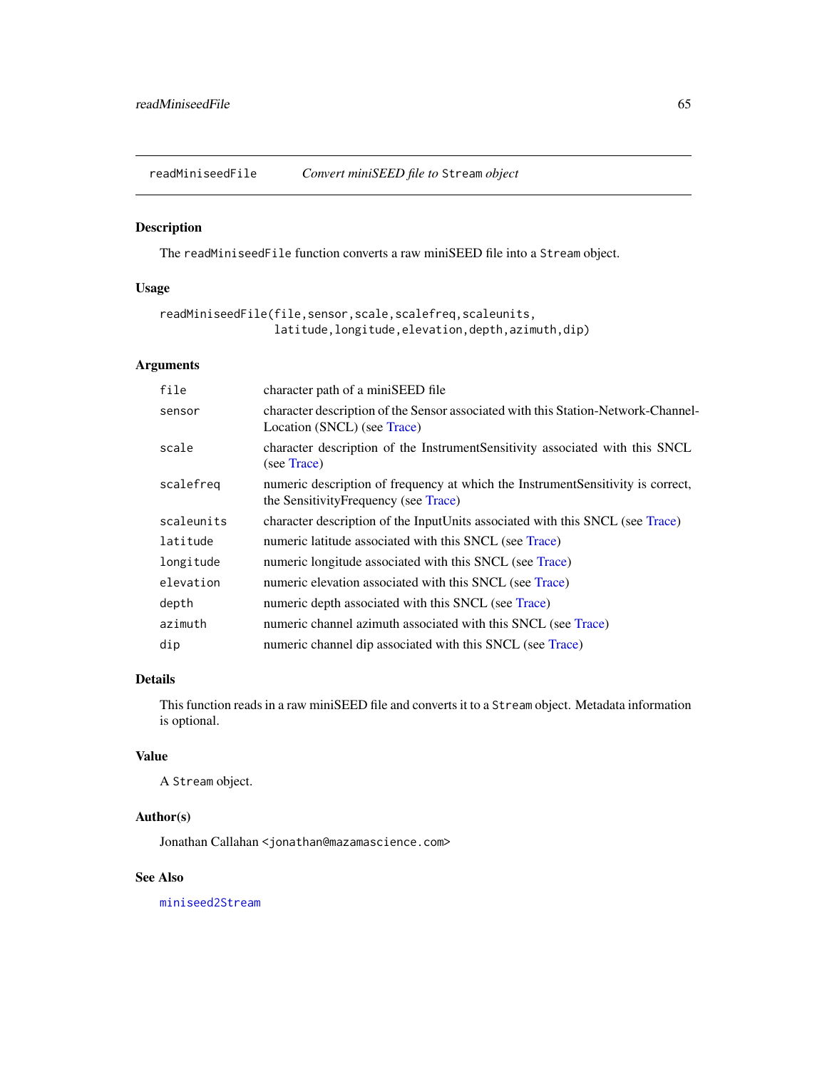## readMiniseedFile *Convert miniSEED file to* `Stream` *object*

### Description

The `readMiniseedFile` function converts a raw miniSEED file into a `Stream` object.

### Usage

```
readMiniseedFile(file,sensor,scale,scalefreq,scaleunits,
                 latitude,longitude,elevation,depth,azimuth,dip)
```

### Arguments

| | |
|---|---|
| `file` | character path of a miniSEED file |
| `sensor` | character description of the Sensor associated with this Station-Network-Channel-Location (SNCL) (see Trace) |
| `scale` | character description of the InstrumentSensitivity associated with this SNCL (see Trace) |
| `scalefreq` | numeric description of frequency at which the InstrumentSensitivity is correct, the SensitivityFrequency (see Trace) |
| `scaleunits` | character description of the InputUnits associated with this SNCL (see Trace) |
| `latitude` | numeric latitude associated with this SNCL (see Trace) |
| `longitude` | numeric longitude associated with this SNCL (see Trace) |
| `elevation` | numeric elevation associated with this SNCL (see Trace) |
| `depth` | numeric depth associated with this SNCL (see Trace) |
| `azimuth` | numeric channel azimuth associated with this SNCL (see Trace) |
| `dip` | numeric channel dip associated with this SNCL (see Trace) |

### Details

This function reads in a raw miniSEED file and converts it to a `Stream` object. Metadata information is optional.

### Value

A `Stream` object.

### Author(s)

Jonathan Callahan <jonathan@mazamascience.com>

### See Also

`miniseed2Stream`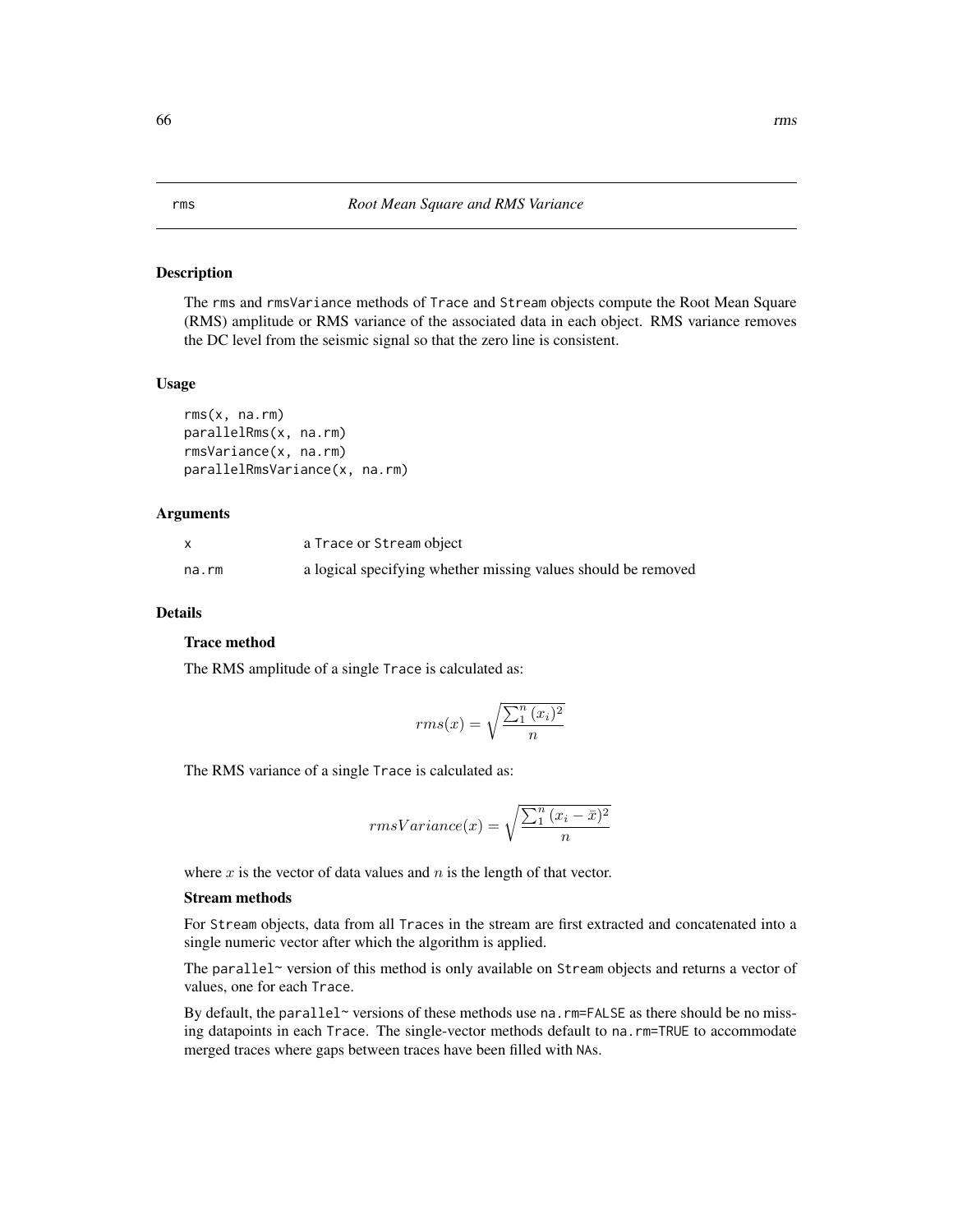rms *Root Mean Square and RMS Variance*

## Description

The rms and rmsVariance methods of Trace and Stream objects compute the Root Mean Square (RMS) amplitude or RMS variance of the associated data in each object. RMS variance removes the DC level from the seismic signal so that the zero line is consistent.

## Usage

```
rms(x, na.rm)
parallelRms(x, na.rm)
rmsVariance(x, na.rm)
parallelRmsVariance(x, na.rm)
```

## Arguments

| | |
|---|---|
| x | a Trace or Stream object |
| na.rm | a logical specifying whether missing values should be removed |

## Details

### Trace method

The RMS amplitude of a single Trace is calculated as:

$$rms(x) = \sqrt{\frac{\sum_1^n (x_i)^2}{n}}$$

The RMS variance of a single Trace is calculated as:

$$rmsVariance(x) = \sqrt{\frac{\sum_1^n (x_i - \bar{x})^2}{n}}$$

where $x$ is the vector of data values and $n$ is the length of that vector.

### Stream methods

For Stream objects, data from all Traces in the stream are first extracted and concatenated into a single numeric vector after which the algorithm is applied.

The parallel~ version of this method is only available on Stream objects and returns a vector of values, one for each Trace.

By default, the parallel~ versions of these methods use na.rm=FALSE as there should be no missing datapoints in each Trace. The single-vector methods default to na.rm=TRUE to accommodate merged traces where gaps between traces have been filled with NAs.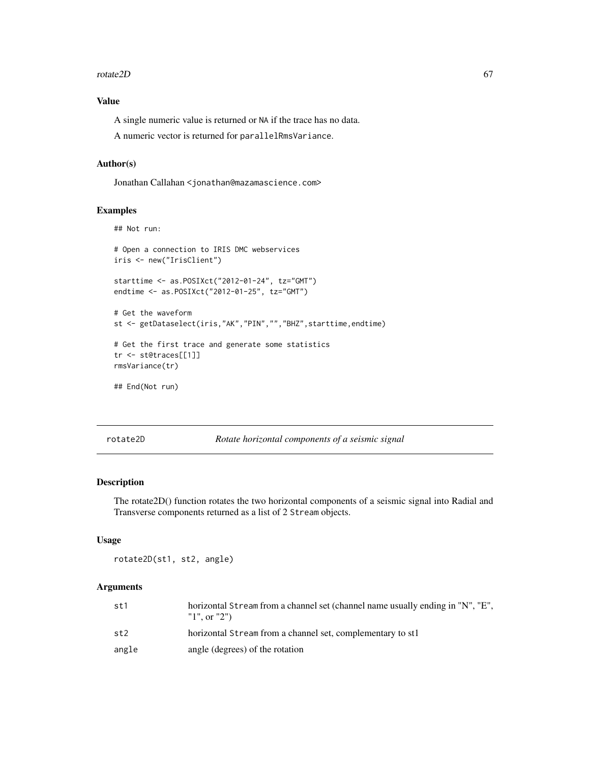### Value

A single numeric value is returned or NA if the trace has no data.

A numeric vector is returned for `parallelRmsVariance`.

### Author(s)

Jonathan Callahan <jonathan@mazamascience.com>

### Examples

```
## Not run:

# Open a connection to IRIS DMC webservices
iris <- new("IrisClient")

starttime <- as.POSIXct("2012-01-24", tz="GMT")
endtime <- as.POSIXct("2012-01-25", tz="GMT")

# Get the waveform
st <- getDataselect(iris,"AK","PIN","","BHZ",starttime,endtime)

# Get the first trace and generate some statistics
tr <- st@traces[[1]]
rmsVariance(tr)

## End(Not run)
```

---

## rotate2D *Rotate horizontal components of a seismic signal*

---

### Description

The rotate2D() function rotates the two horizontal components of a seismic signal into Radial and Transverse components returned as a list of 2 `Stream` objects.

### Usage

```
rotate2D(st1, st2, angle)
```

### Arguments

| | |
|---|---|
| st1 | horizontal `Stream` from a channel set (channel name usually ending in "N", "E", "1", or "2") |
| st2 | horizontal `Stream` from a channel set, complementary to st1 |
| angle | angle (degrees) of the rotation |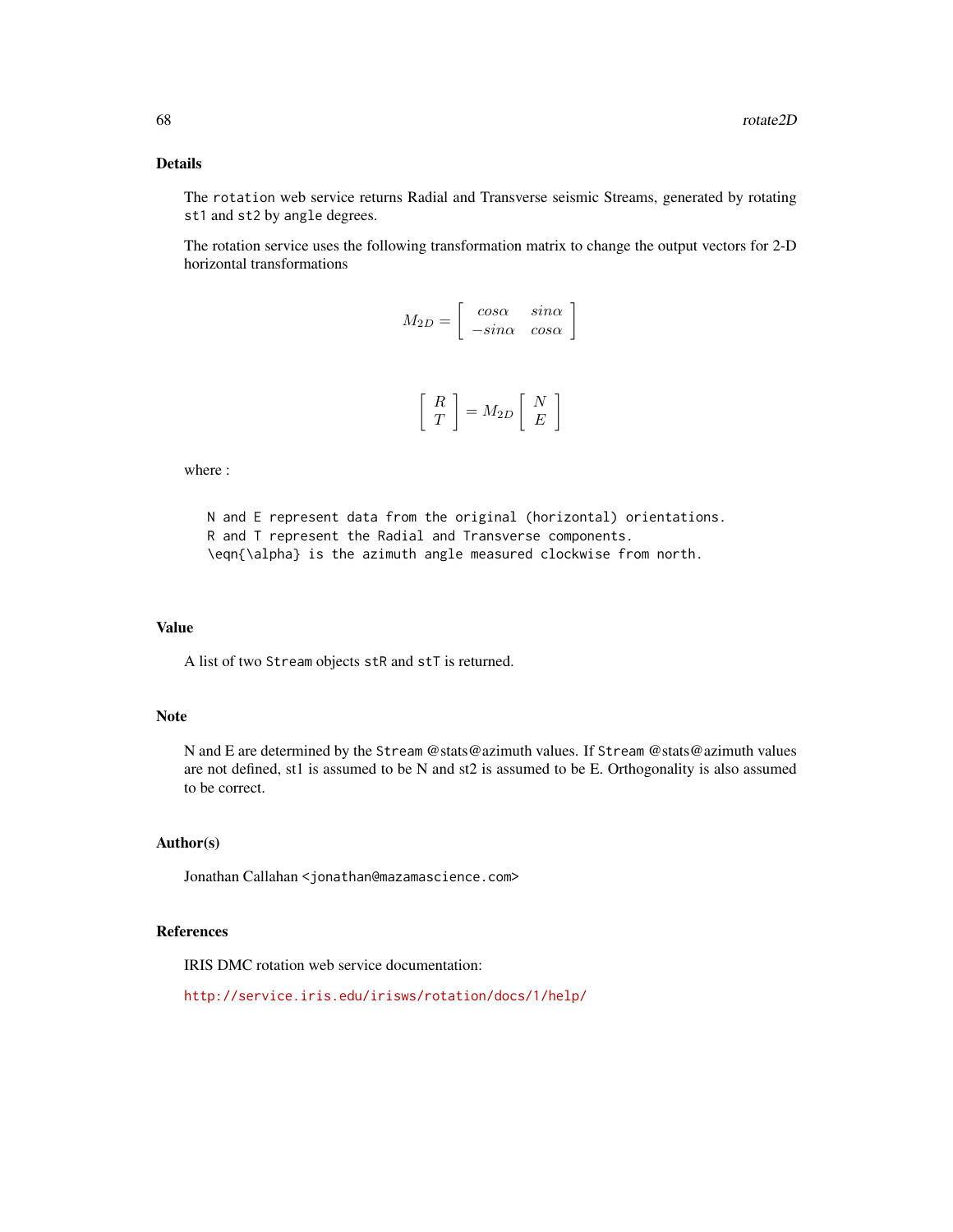## Details

The `rotation` web service returns Radial and Transverse seismic Streams, generated by rotating `st1` and `st2` by `angle` degrees.

The rotation service uses the following transformation matrix to change the output vectors for 2-D horizontal transformations

$$M_{2D} = \begin{bmatrix} cos\alpha & sin\alpha \\ -sin\alpha & cos\alpha \end{bmatrix}$$

$$\begin{bmatrix} R \\ T \end{bmatrix} = M_{2D} \begin{bmatrix} N \\ E \end{bmatrix}$$

where :

```
N and E represent data from the original (horizontal) orientations.
R and T represent the Radial and Transverse components.
\eqn{\alpha} is the azimuth angle measured clockwise from north.
```

## Value

A list of two `Stream` objects `stR` and `stT` is returned.

## Note

N and E are determined by the `Stream` @stats@azimuth values. If `Stream` @stats@azimuth values are not defined, st1 is assumed to be N and st2 is assumed to be E. Orthogonality is also assumed to be correct.

## Author(s)

Jonathan Callahan <`jonathan@mazamascience.com`>

## References

IRIS DMC rotation web service documentation:

http://service.iris.edu/irisws/rotation/docs/1/help/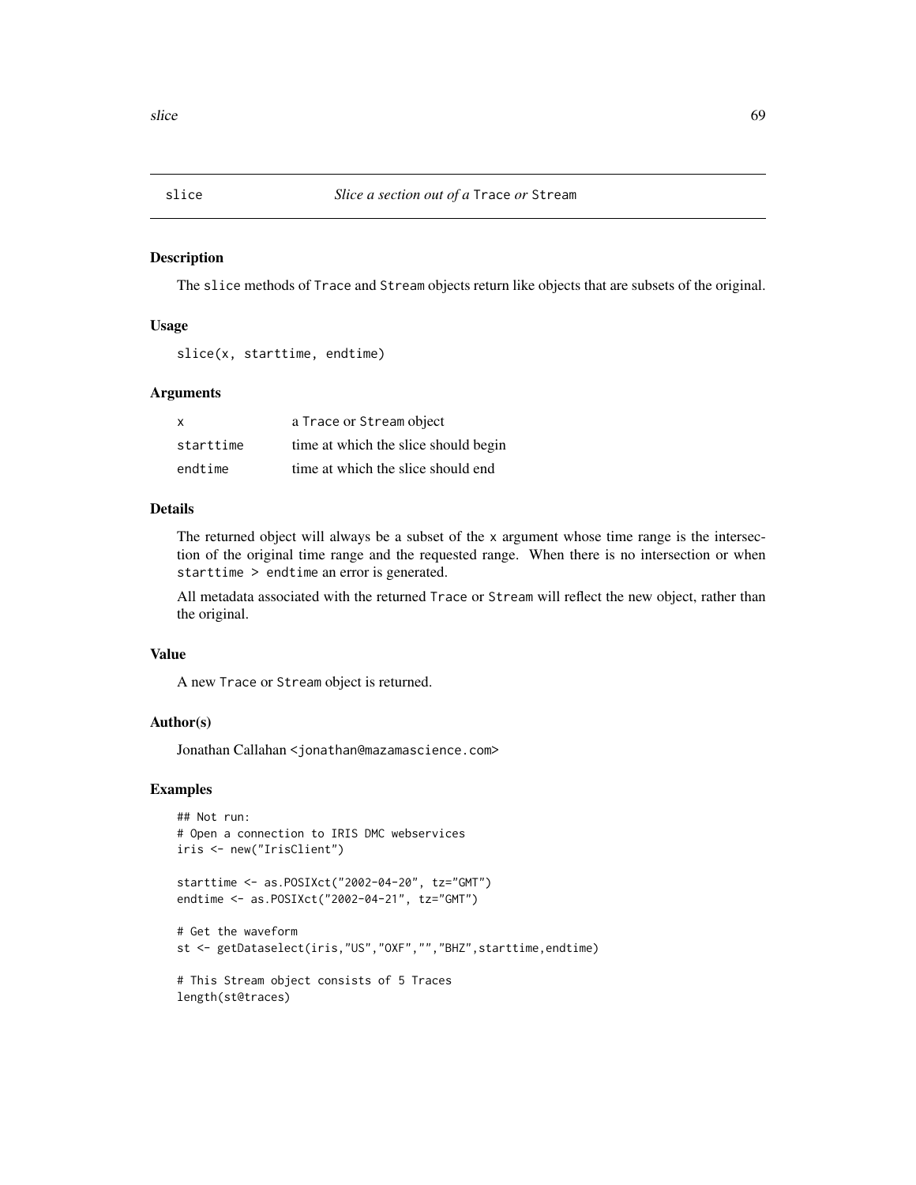# slice — *Slice a section out of a* Trace *or* Stream

## Description

The slice methods of Trace and Stream objects return like objects that are subsets of the original.

## Usage

```
slice(x, starttime, endtime)
```

## Arguments

| | |
|---|---|
| x | a Trace or Stream object |
| starttime | time at which the slice should begin |
| endtime | time at which the slice should end |

## Details

The returned object will always be a subset of the x argument whose time range is the intersection of the original time range and the requested range. When there is no intersection or when starttime > endtime an error is generated.

All metadata associated with the returned Trace or Stream will reflect the new object, rather than the original.

## Value

A new Trace or Stream object is returned.

## Author(s)

Jonathan Callahan <jonathan@mazamascience.com>

## Examples

```
## Not run:
# Open a connection to IRIS DMC webservices
iris <- new("IrisClient")

starttime <- as.POSIXct("2002-04-20", tz="GMT")
endtime <- as.POSIXct("2002-04-21", tz="GMT")

# Get the waveform
st <- getDataselect(iris,"US","OXF","","BHZ",starttime,endtime)

# This Stream object consists of 5 Traces
length(st@traces)
```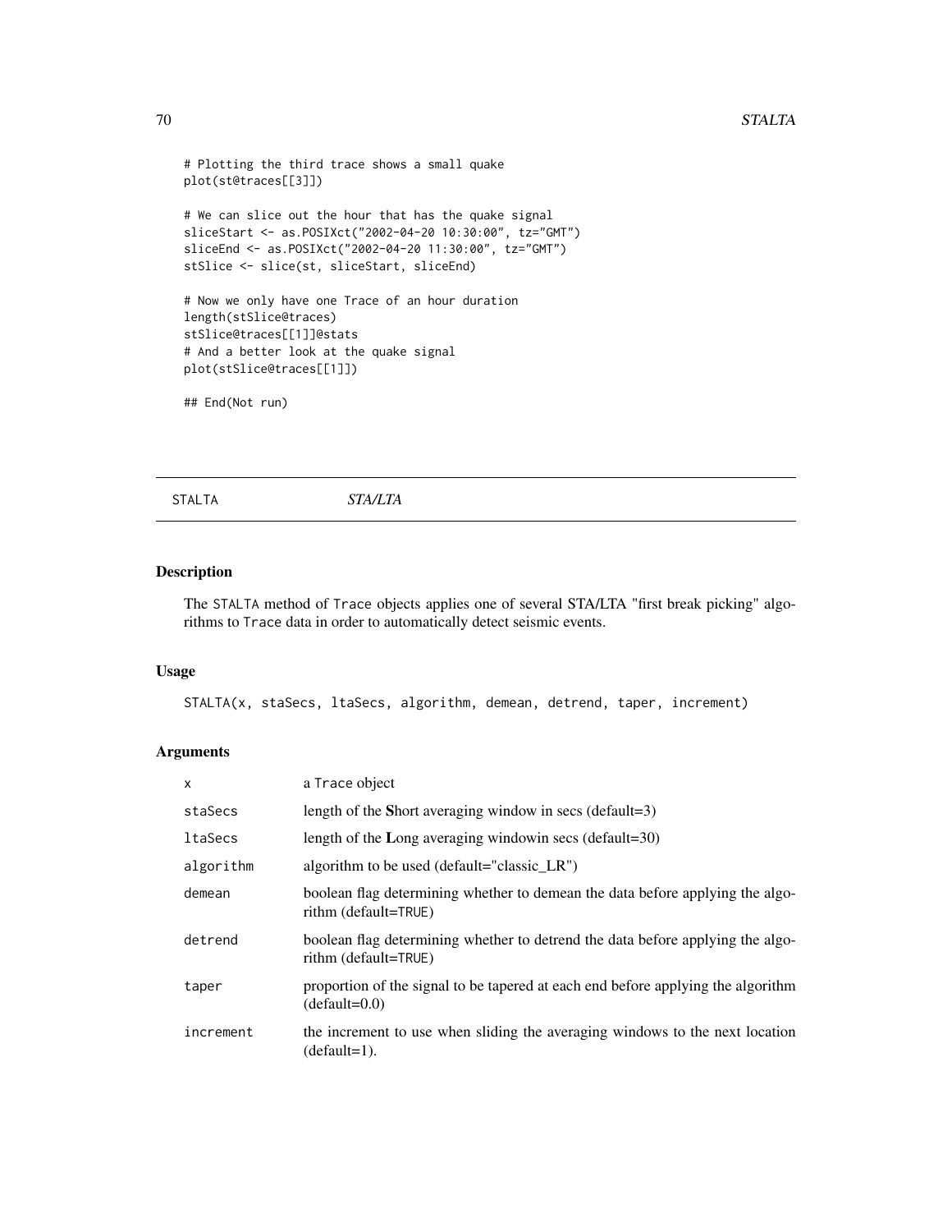```
# Plotting the third trace shows a small quake
plot(st@traces[[3]])

# We can slice out the hour that has the quake signal
sliceStart <- as.POSIXct("2002-04-20 10:30:00", tz="GMT")
sliceEnd <- as.POSIXct("2002-04-20 11:30:00", tz="GMT")
stSlice <- slice(st, sliceStart, sliceEnd)

# Now we only have one Trace of an hour duration
length(stSlice@traces)
stSlice@traces[[1]]@stats
# And a better look at the quake signal
plot(stSlice@traces[[1]])

## End(Not run)
```

---

STALTA *STA/LTA*

---

## Description

The STALTA method of Trace objects applies one of several STA/LTA "first break picking" algorithms to Trace data in order to automatically detect seismic events.

## Usage

```
STALTA(x, staSecs, ltaSecs, algorithm, demean, detrend, taper, increment)
```

## Arguments

| | |
|---|---|
| x | a Trace object |
| staSecs | length of the **S**hort averaging window in secs (default=3) |
| ltaSecs | length of the **L**ong averaging windowin secs (default=30) |
| algorithm | algorithm to be used (default="classic_LR") |
| demean | boolean flag determining whether to demean the data before applying the algorithm (default=TRUE) |
| detrend | boolean flag determining whether to detrend the data before applying the algorithm (default=TRUE) |
| taper | proportion of the signal to be tapered at each end before applying the algorithm (default=0.0) |
| increment | the increment to use when sliding the averaging windows to the next location (default=1). |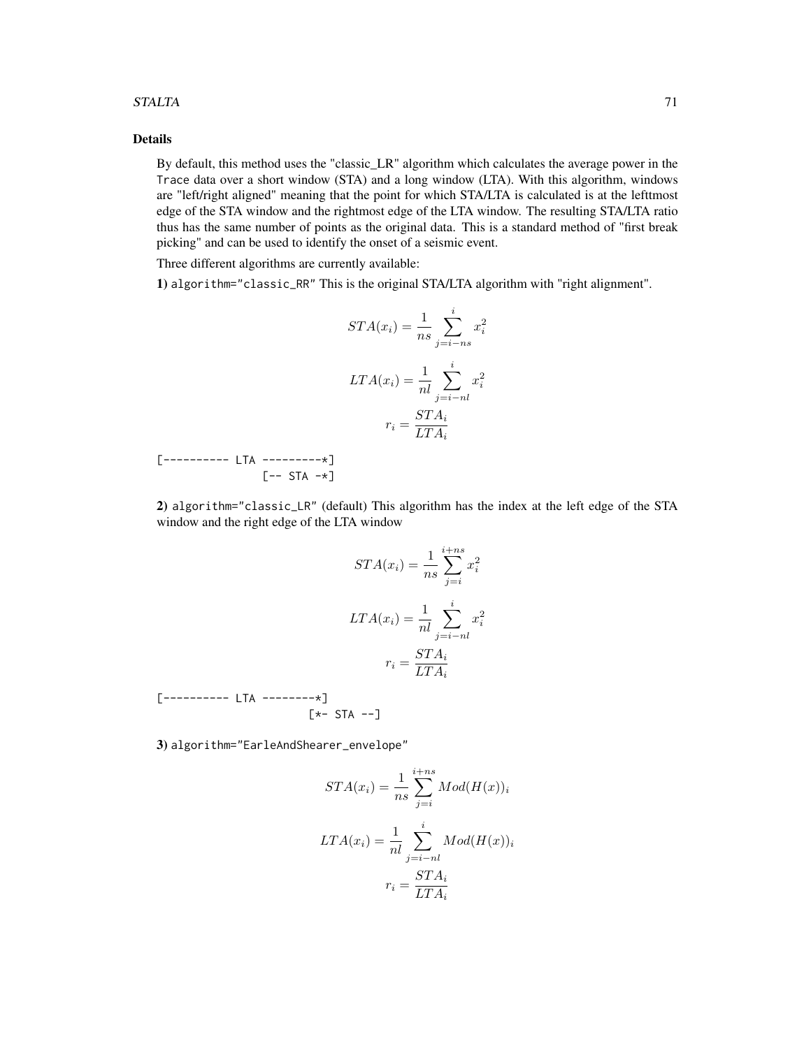### Details

By default, this method uses the "classic_LR" algorithm which calculates the average power in the `Trace` data over a short window (STA) and a long window (LTA). With this algorithm, windows are "left/right aligned" meaning that the point for which STA/LTA is calculated is at the lefttmost edge of the STA window and the rightmost edge of the LTA window. The resulting STA/LTA ratio thus has the same number of points as the original data. This is a standard method of "first break picking" and can be used to identify the onset of a seismic event.

Three different algorithms are currently available:

**1)** `algorithm="classic_RR"` This is the original STA/LTA algorithm with "right alignment".

$$STA(x_i) = \frac{1}{ns} \sum_{j=i-ns}^{i} x_i^2$$

$$LTA(x_i) = \frac{1}{nl} \sum_{j=i-nl}^{i} x_i^2$$

$$r_i = \frac{STA_i}{LTA_i}$$

```
[---------- LTA ---------*]
                [-- STA -*]
```

**2)** `algorithm="classic_LR"` (default) This algorithm has the index at the left edge of the STA window and the right edge of the LTA window

$$STA(x_i) = \frac{1}{ns} \sum_{j=i}^{i+ns} x_i^2$$

$$LTA(x_i) = \frac{1}{nl} \sum_{j=i-nl}^{i} x_i^2$$

$$r_i = \frac{STA_i}{LTA_i}$$

```
[---------- LTA --------*]
                        [*- STA --]
```

**3)** `algorithm="EarleAndShearer_envelope"`

$$STA(x_i) = \frac{1}{ns} \sum_{j=i}^{i+ns} Mod(H(x))_i$$

$$LTA(x_i) = \frac{1}{nl} \sum_{j=i-nl}^{i} Mod(H(x))_i$$

$$r_i = \frac{STA_i}{LTA_i}$$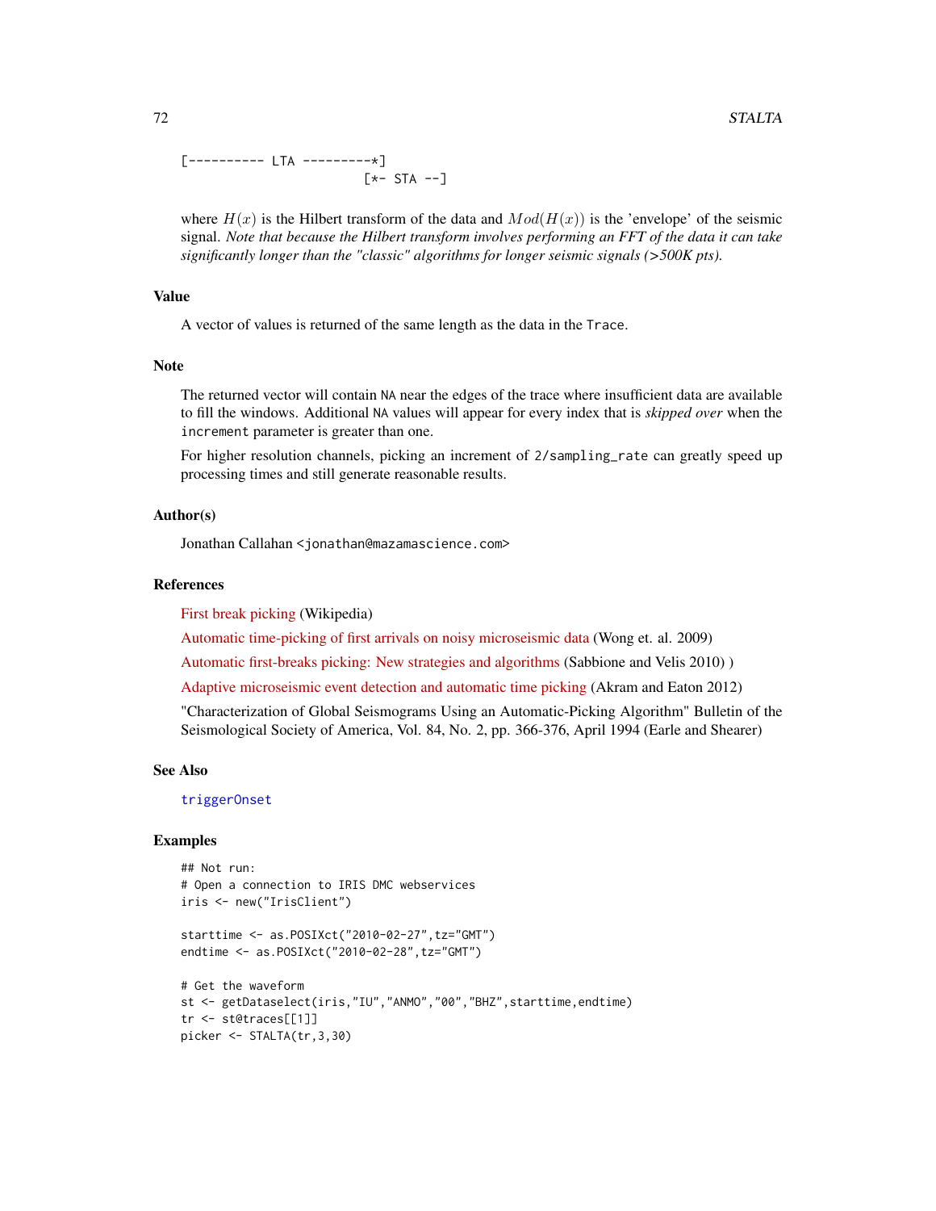```
[---------- LTA ---------*]
                        [*- STA --]
```

where $H(x)$ is the Hilbert transform of the data and $Mod(H(x))$ is the 'envelope' of the seismic signal. *Note that because the Hilbert transform involves performing an FFT of the data it can take significantly longer than the "classic" algorithms for longer seismic signals (>500K pts).*

## Value

A vector of values is returned of the same length as the data in the `Trace`.

## Note

The returned vector will contain `NA` near the edges of the trace where insufficient data are available to fill the windows. Additional `NA` values will appear for every index that is *skipped over* when the `increment` parameter is greater than one.

For higher resolution channels, picking an increment of `2/sampling_rate` can greatly speed up processing times and still generate reasonable results.

## Author(s)

Jonathan Callahan <jonathan@mazamascience.com>

## References

First break picking (Wikipedia)

Automatic time-picking of first arrivals on noisy microseismic data (Wong et. al. 2009)

Automatic first-breaks picking: New strategies and algorithms (Sabbione and Velis 2010) )

Adaptive microseismic event detection and automatic time picking (Akram and Eaton 2012)

"Characterization of Global Seismograms Using an Automatic-Picking Algorithm" Bulletin of the Seismological Society of America, Vol. 84, No. 2, pp. 366-376, April 1994 (Earle and Shearer)

## See Also

`triggerOnset`

## Examples

```
## Not run:
# Open a connection to IRIS DMC webservices
iris <- new("IrisClient")

starttime <- as.POSIXct("2010-02-27",tz="GMT")
endtime <- as.POSIXct("2010-02-28",tz="GMT")

# Get the waveform
st <- getDataselect(iris,"IU","ANMO","00","BHZ",starttime,endtime)
tr <- st@traces[[1]]
picker <- STALTA(tr,3,30)
```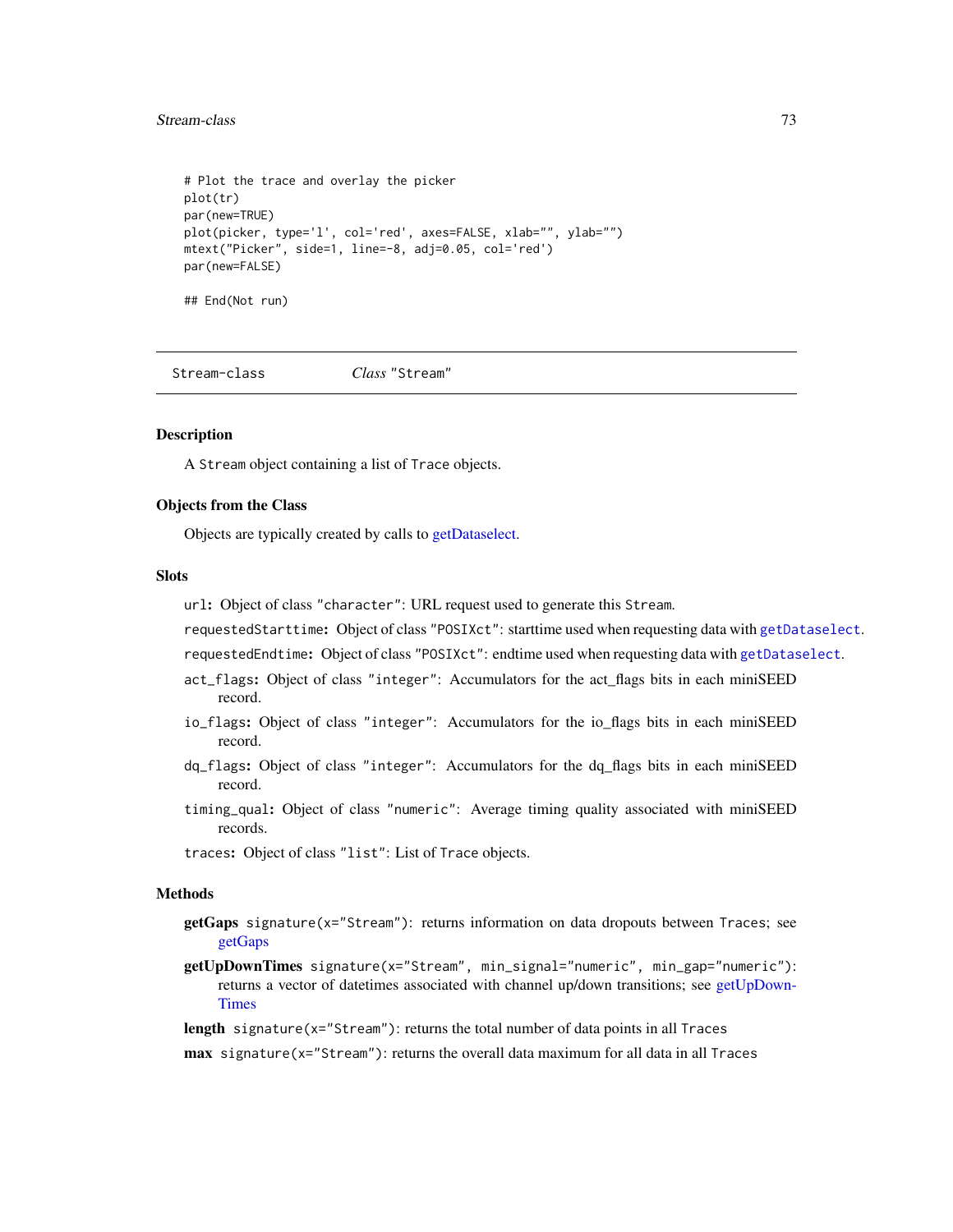```
# Plot the trace and overlay the picker
plot(tr)
par(new=TRUE)
plot(picker, type='l', col='red', axes=FALSE, xlab="", ylab="")
mtext("Picker", side=1, line=-8, adj=0.05, col='red')
par(new=FALSE)

## End(Not run)
```

---

## Stream-class    *Class* "Stream"

---

### Description

A Stream object containing a list of Trace objects.

### Objects from the Class

Objects are typically created by calls to getDataselect.

### Slots

url: Object of class "character": URL request used to generate this Stream.

requestedStarttime: Object of class "POSIXct": starttime used when requesting data with getDataselect.

requestedEndtime: Object of class "POSIXct": endtime used when requesting data with getDataselect.

act_flags: Object of class "integer": Accumulators for the act_flags bits in each miniSEED record.

io_flags: Object of class "integer": Accumulators for the io_flags bits in each miniSEED record.

dq_flags: Object of class "integer": Accumulators for the dq_flags bits in each miniSEED record.

timing_qual: Object of class "numeric": Average timing quality associated with miniSEED records.

traces: Object of class "list": List of Trace objects.

### Methods

**getGaps** signature(x="Stream"): returns information on data dropouts between Traces; see getGaps

**getUpDownTimes** signature(x="Stream", min_signal="numeric", min_gap="numeric"): returns a vector of datetimes associated with channel up/down transitions; see getUpDownTimes

**length** signature(x="Stream"): returns the total number of data points in all Traces

**max** signature(x="Stream"): returns the overall data maximum for all data in all Traces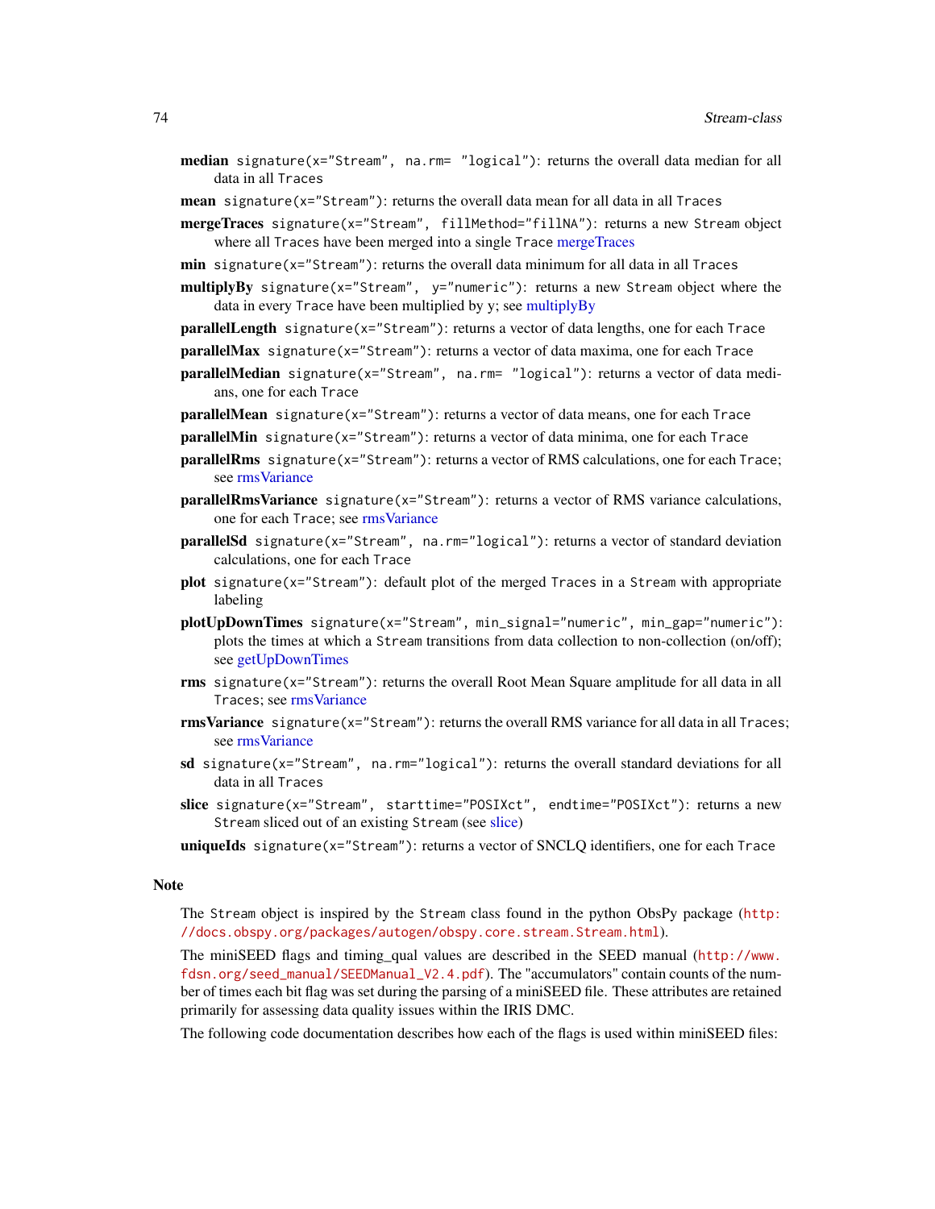**median** `signature(x="Stream", na.rm= "logical")`: returns the overall data median for all data in all `Traces`

**mean** `signature(x="Stream")`: returns the overall data mean for all data in all `Traces`

**mergeTraces** `signature(x="Stream", fillMethod="fillNA")`: returns a new `Stream` object where all `Traces` have been merged into a single `Trace` mergeTraces

**min** `signature(x="Stream")`: returns the overall data minimum for all data in all `Traces`

**multiplyBy** `signature(x="Stream", y="numeric")`: returns a new `Stream` object where the data in every `Trace` have been multiplied by y; see multiplyBy

**parallelLength** `signature(x="Stream")`: returns a vector of data lengths, one for each `Trace`

**parallelMax** `signature(x="Stream")`: returns a vector of data maxima, one for each `Trace`

**parallelMedian** `signature(x="Stream", na.rm= "logical")`: returns a vector of data medians, one for each `Trace`

**parallelMean** `signature(x="Stream")`: returns a vector of data means, one for each `Trace`

**parallelMin** `signature(x="Stream")`: returns a vector of data minima, one for each `Trace`

**parallelRms** `signature(x="Stream")`: returns a vector of RMS calculations, one for each `Trace`; see rmsVariance

**parallelRmsVariance** `signature(x="Stream")`: returns a vector of RMS variance calculations, one for each `Trace`; see rmsVariance

**parallelSd** `signature(x="Stream", na.rm="logical")`: returns a vector of standard deviation calculations, one for each `Trace`

**plot** `signature(x="Stream")`: default plot of the merged `Traces` in a `Stream` with appropriate labeling

**plotUpDownTimes** `signature(x="Stream", min_signal="numeric", min_gap="numeric")`: plots the times at which a `Stream` transitions from data collection to non-collection (on/off); see getUpDownTimes

**rms** `signature(x="Stream")`: returns the overall Root Mean Square amplitude for all data in all `Traces`; see rmsVariance

**rmsVariance** `signature(x="Stream")`: returns the overall RMS variance for all data in all `Traces`; see rmsVariance

**sd** `signature(x="Stream", na.rm="logical")`: returns the overall standard deviations for all data in all `Traces`

**slice** `signature(x="Stream", starttime="POSIXct", endtime="POSIXct")`: returns a new `Stream` sliced out of an existing `Stream` (see slice)

**uniqueIds** `signature(x="Stream")`: returns a vector of SNCLQ identifiers, one for each `Trace`

## Note

The `Stream` object is inspired by the `Stream` class found in the python ObsPy package (`http://docs.obspy.org/packages/autogen/obspy.core.stream.Stream.html`).

The miniSEED flags and timing_qual values are described in the SEED manual (`http://www.fdsn.org/seed_manual/SEEDManual_V2.4.pdf`). The "accumulators" contain counts of the number of times each bit flag was set during the parsing of a miniSEED file. These attributes are retained primarily for assessing data quality issues within the IRIS DMC.

The following code documentation describes how each of the flags is used within miniSEED files: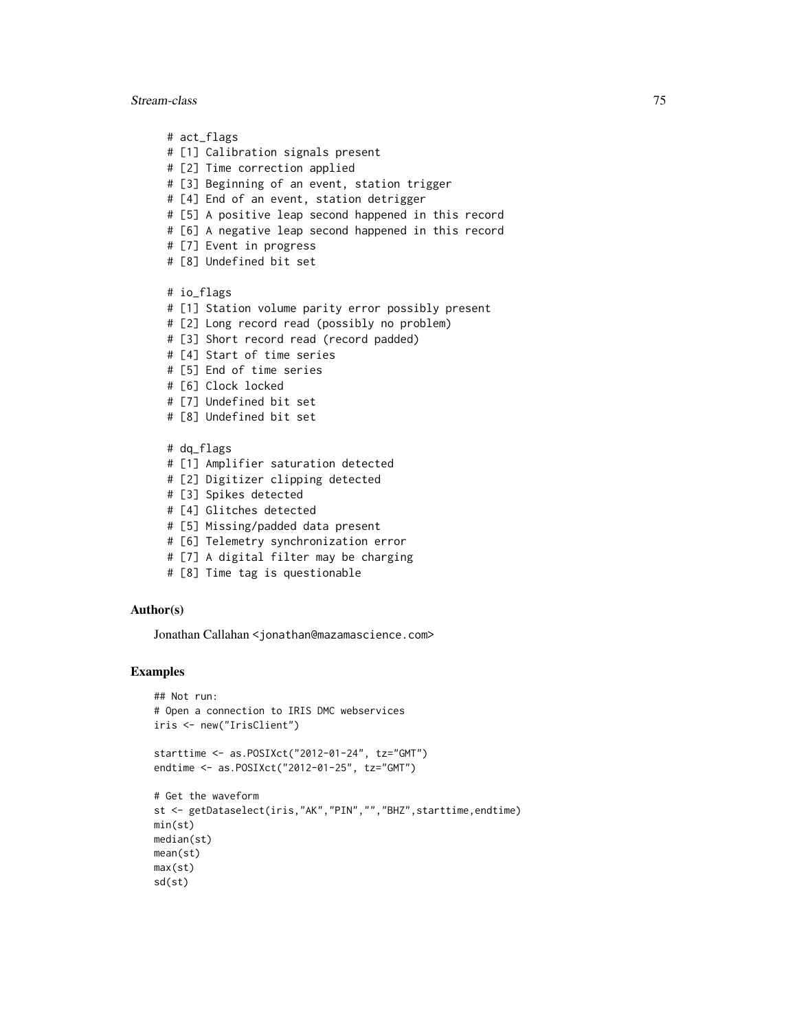```
# act_flags
# [1] Calibration signals present
# [2] Time correction applied
# [3] Beginning of an event, station trigger
# [4] End of an event, station detrigger
# [5] A positive leap second happened in this record
# [6] A negative leap second happened in this record
# [7] Event in progress
# [8] Undefined bit set

# io_flags
# [1] Station volume parity error possibly present
# [2] Long record read (possibly no problem)
# [3] Short record read (record padded)
# [4] Start of time series
# [5] End of time series
# [6] Clock locked
# [7] Undefined bit set
# [8] Undefined bit set

# dq_flags
# [1] Amplifier saturation detected
# [2] Digitizer clipping detected
# [3] Spikes detected
# [4] Glitches detected
# [5] Missing/padded data present
# [6] Telemetry synchronization error
# [7] A digital filter may be charging
# [8] Time tag is questionable
```

## Author(s)

Jonathan Callahan <jonathan@mazamascience.com>

## Examples

```
## Not run:
# Open a connection to IRIS DMC webservices
iris <- new("IrisClient")

starttime <- as.POSIXct("2012-01-24", tz="GMT")
endtime <- as.POSIXct("2012-01-25", tz="GMT")

# Get the waveform
st <- getDataselect(iris,"AK","PIN","","BHZ",starttime,endtime)
min(st)
median(st)
mean(st)
max(st)
sd(st)
```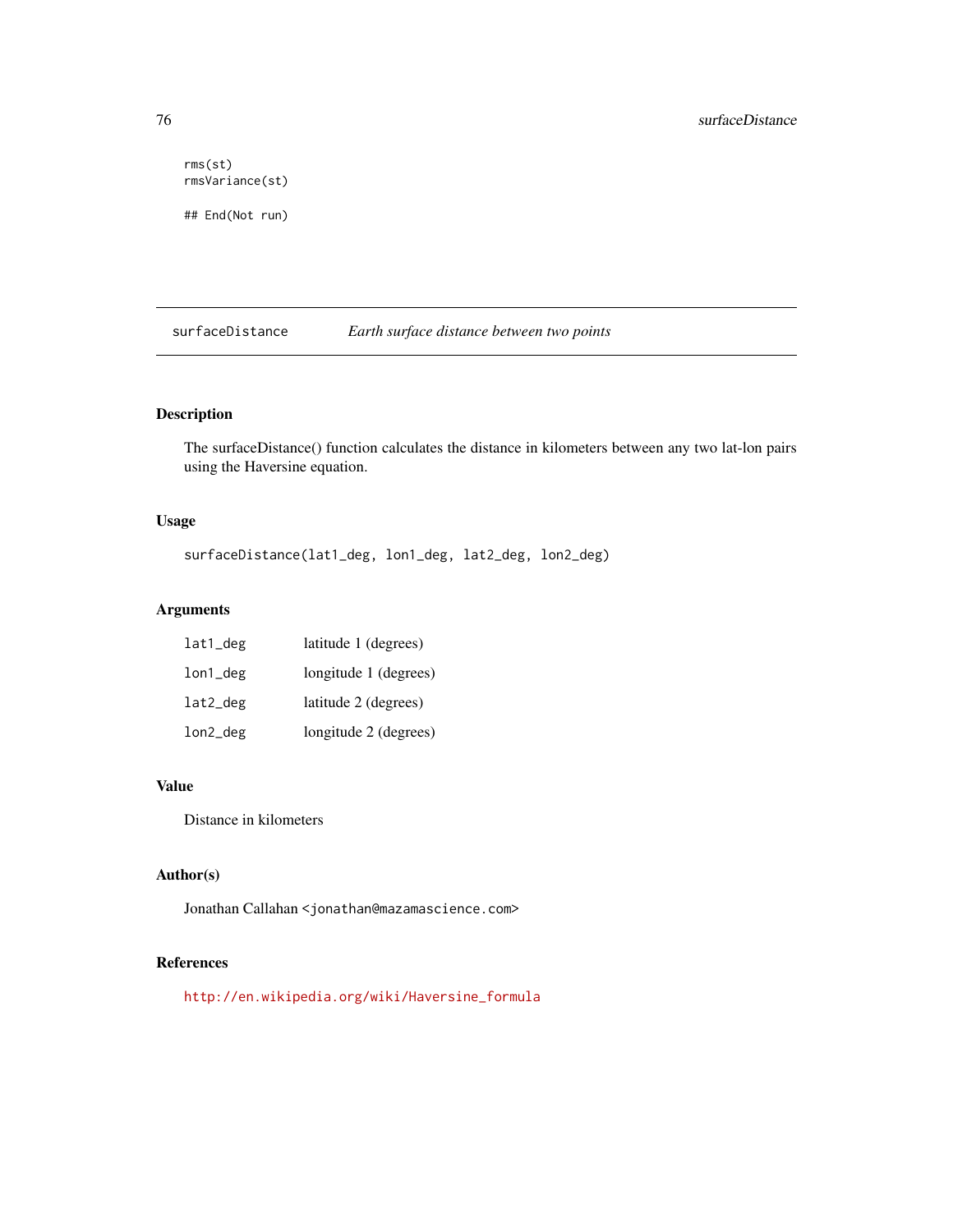```
rms(st)
rmsVariance(st)

## End(Not run)
```

---

## surfaceDistance — *Earth surface distance between two points*

### Description

The surfaceDistance() function calculates the distance in kilometers between any two lat-lon pairs using the Haversine equation.

### Usage

```
surfaceDistance(lat1_deg, lon1_deg, lat2_deg, lon2_deg)
```

### Arguments

| | |
|---|---|
| `lat1_deg` | latitude 1 (degrees) |
| `lon1_deg` | longitude 1 (degrees) |
| `lat2_deg` | latitude 2 (degrees) |
| `lon2_deg` | longitude 2 (degrees) |

### Value

Distance in kilometers

### Author(s)

Jonathan Callahan <jonathan@mazamascience.com>

### References

http://en.wikipedia.org/wiki/Haversine_formula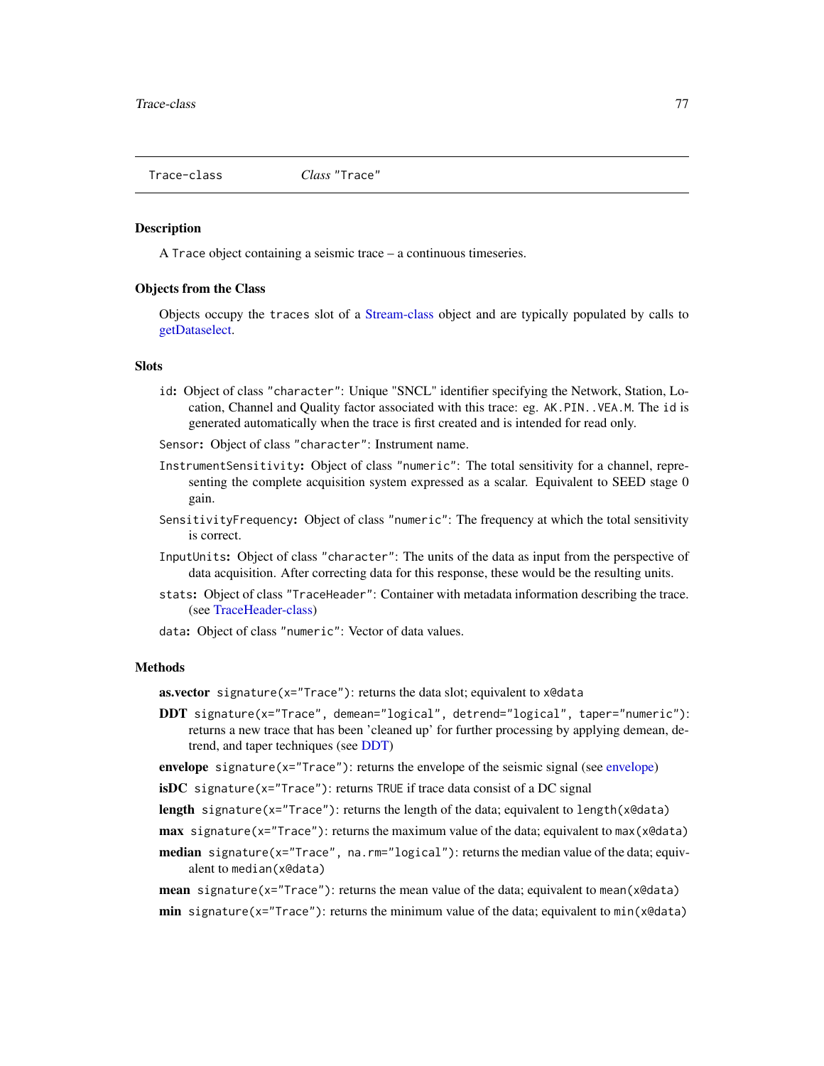Trace-class    *Class* "Trace"

## Description

A `Trace` object containing a seismic trace – a continuous timeseries.

## Objects from the Class

Objects occupy the `traces` slot of a Stream-class object and are typically populated by calls to getDataselect.

## Slots

- `id`**:** Object of class `"character"`: Unique "SNCL" identifier specifying the Network, Station, Location, Channel and Quality factor associated with this trace: eg. `AK.PIN..VEA.M`. The `id` is generated automatically when the trace is first created and is intended for read only.
- `Sensor`**:** Object of class `"character"`: Instrument name.
- `InstrumentSensitivity`**:** Object of class `"numeric"`: The total sensitivity for a channel, representing the complete acquisition system expressed as a scalar. Equivalent to SEED stage 0 gain.
- `SensitivityFrequency`**:** Object of class `"numeric"`: The frequency at which the total sensitivity is correct.
- `InputUnits`**:** Object of class `"character"`: The units of the data as input from the perspective of data acquisition. After correcting data for this response, these would be the resulting units.
- `stats`**:** Object of class `"TraceHeader"`: Container with metadata information describing the trace. (see TraceHeader-class)
- `data`**:** Object of class `"numeric"`: Vector of data values.

## Methods

- **as.vector** `signature(x="Trace")`: returns the data slot; equivalent to `x@data`
- **DDT** `signature(x="Trace", demean="logical", detrend="logical", taper="numeric")`: returns a new trace that has been 'cleaned up' for further processing by applying demean, detrend, and taper techniques (see DDT)
- **envelope** `signature(x="Trace")`: returns the envelope of the seismic signal (see envelope)
- **isDC** `signature(x="Trace")`: returns `TRUE` if trace data consist of a DC signal
- **length** `signature(x="Trace")`: returns the length of the data; equivalent to `length(x@data)`
- **max** `signature(x="Trace")`: returns the maximum value of the data; equivalent to `max(x@data)`
- **median** `signature(x="Trace", na.rm="logical")`: returns the median value of the data; equivalent to `median(x@data)`
- **mean** `signature(x="Trace")`: returns the mean value of the data; equivalent to `mean(x@data)`
- **min** `signature(x="Trace")`: returns the minimum value of the data; equivalent to `min(x@data)`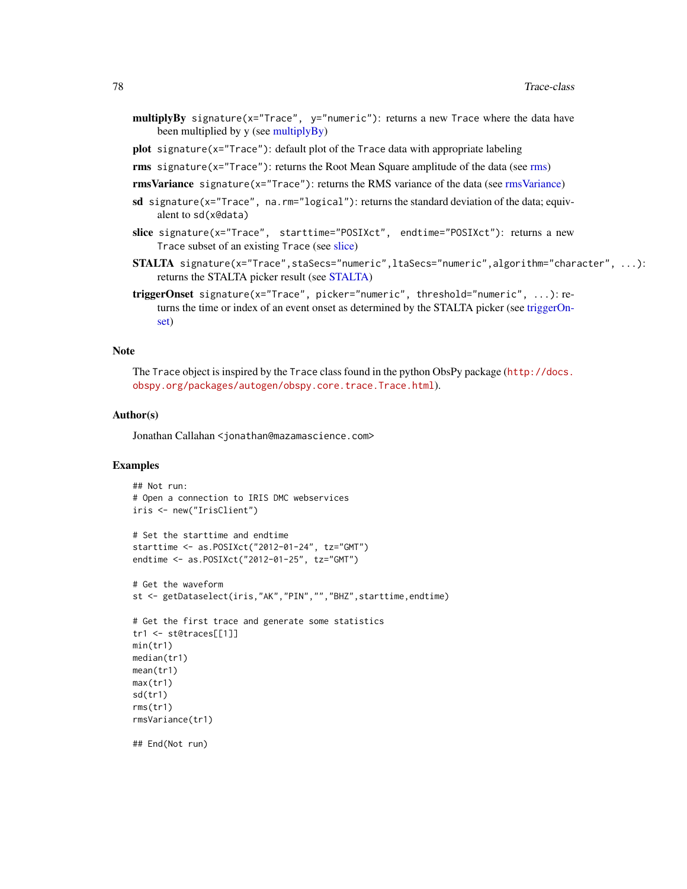**multiplyBy** `signature(x="Trace", y="numeric")`: returns a new `Trace` where the data have been multiplied by y (see multiplyBy)

**plot** `signature(x="Trace")`: default plot of the `Trace` data with appropriate labeling

**rms** `signature(x="Trace")`: returns the Root Mean Square amplitude of the data (see rms)

**rmsVariance** `signature(x="Trace")`: returns the RMS variance of the data (see rmsVariance)

**sd** `signature(x="Trace", na.rm="logical")`: returns the standard deviation of the data; equivalent to `sd(x@data)`

**slice** `signature(x="Trace", starttime="POSIXct", endtime="POSIXct")`: returns a new `Trace` subset of an existing `Trace` (see slice)

**STALTA** `signature(x="Trace",staSecs="numeric",ltaSecs="numeric",algorithm="character", ...)`: returns the STALTA picker result (see STALTA)

**triggerOnset** `signature(x="Trace", picker="numeric", threshold="numeric", ...)`: returns the time or index of an event onset as determined by the STALTA picker (see triggerOnset)

## Note

The `Trace` object is inspired by the `Trace` class found in the python ObsPy package (`http://docs.obspy.org/packages/autogen/obspy.core.trace.Trace.html`).

## Author(s)

Jonathan Callahan `<jonathan@mazamascience.com>`

## Examples

```
## Not run:
# Open a connection to IRIS DMC webservices
iris <- new("IrisClient")

# Set the starttime and endtime
starttime <- as.POSIXct("2012-01-24", tz="GMT")
endtime <- as.POSIXct("2012-01-25", tz="GMT")

# Get the waveform
st <- getDataselect(iris,"AK","PIN","","BHZ",starttime,endtime)

# Get the first trace and generate some statistics
tr1 <- st@traces[[1]]
min(tr1)
median(tr1)
mean(tr1)
max(tr1)
sd(tr1)
rms(tr1)
rmsVariance(tr1)

## End(Not run)
```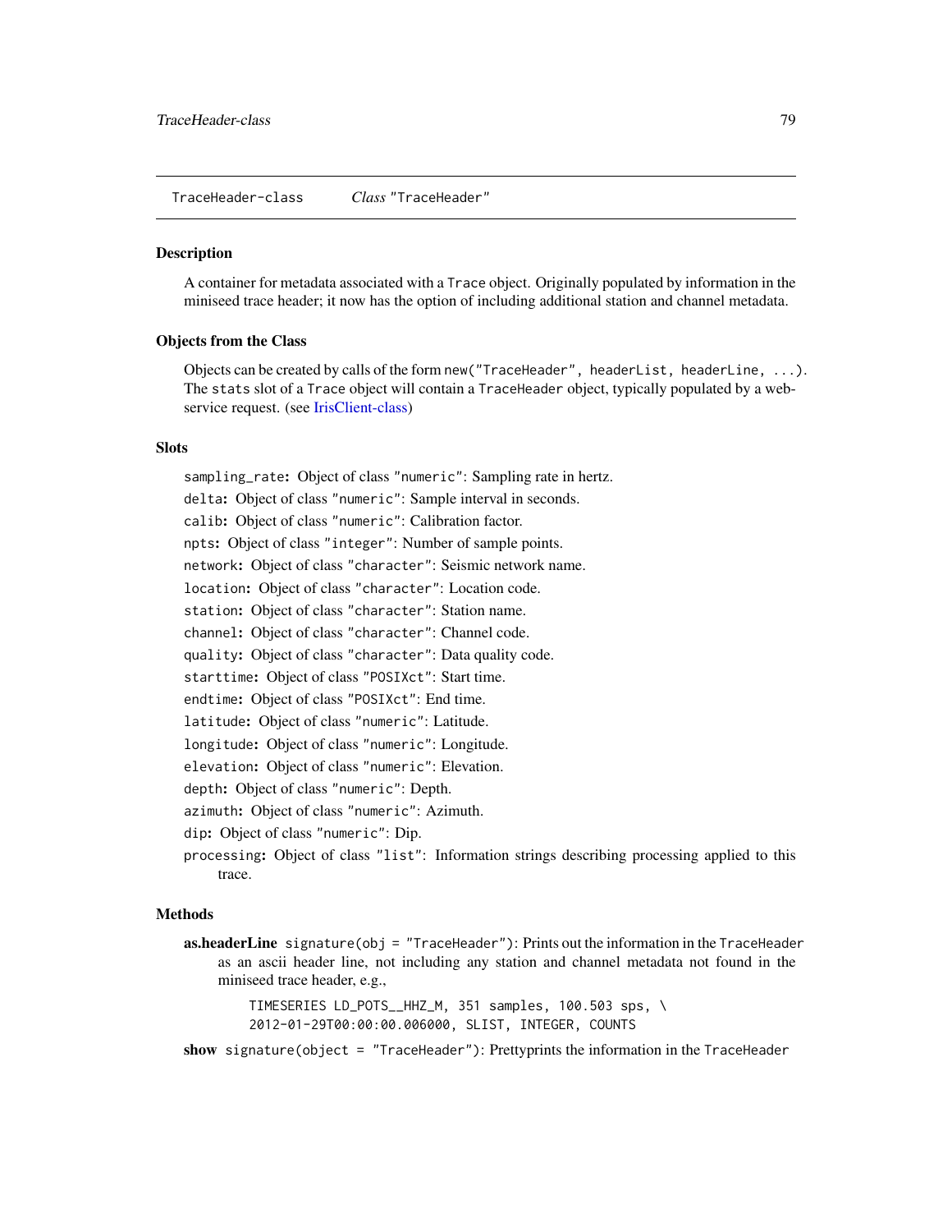## TraceHeader-class    *Class* "TraceHeader"

### Description

A container for metadata associated with a Trace object. Originally populated by information in the miniseed trace header; it now has the option of including additional station and channel metadata.

### Objects from the Class

Objects can be created by calls of the form `new("TraceHeader", headerList, headerLine, ...)`. The `stats` slot of a `Trace` object will contain a `TraceHeader` object, typically populated by a webservice request. (see IrisClient-class)

### Slots

- `sampling_rate`**:** Object of class "numeric": Sampling rate in hertz.
- `delta`**:** Object of class "numeric": Sample interval in seconds.
- `calib`**:** Object of class "numeric": Calibration factor.
- `npts`**:** Object of class "integer": Number of sample points.
- `network`**:** Object of class "character": Seismic network name.
- `location`**:** Object of class "character": Location code.
- `station`**:** Object of class "character": Station name.
- `channel`**:** Object of class "character": Channel code.
- `quality`**:** Object of class "character": Data quality code.
- `starttime`**:** Object of class "POSIXct": Start time.
- `endtime`**:** Object of class "POSIXct": End time.
- `latitude`**:** Object of class "numeric": Latitude.
- `longitude`**:** Object of class "numeric": Longitude.
- `elevation`**:** Object of class "numeric": Elevation.
- `depth`**:** Object of class "numeric": Depth.
- `azimuth`**:** Object of class "numeric": Azimuth.
- `dip`**:** Object of class "numeric": Dip.
- `processing`**:** Object of class "list": Information strings describing processing applied to this trace.

### Methods

**as.headerLine** `signature(obj = "TraceHeader")`: Prints out the information in the `TraceHeader` as an ascii header line, not including any station and channel metadata not found in the miniseed trace header, e.g.,

```
TIMESERIES LD_POTS__HHZ_M, 351 samples, 100.503 sps, \
2012-01-29T00:00:00.006000, SLIST, INTEGER, COUNTS
```

**show** `signature(object = "TraceHeader")`: Prettyprints the information in the `TraceHeader`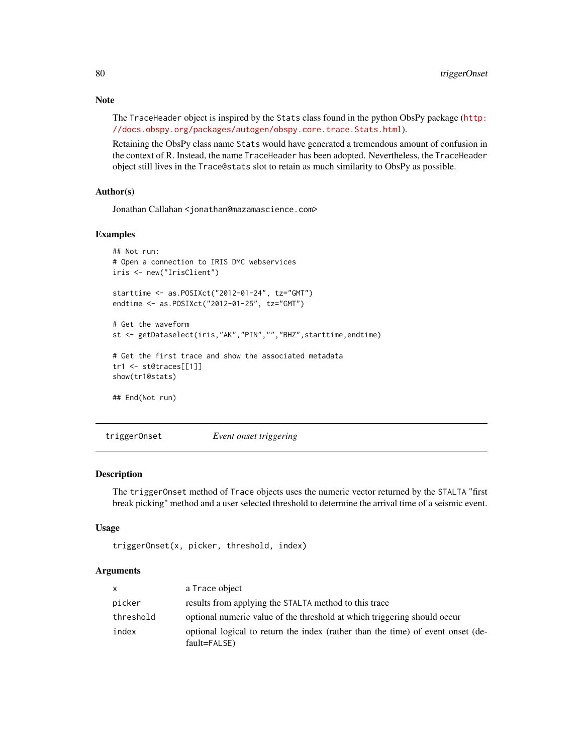### Note

The `TraceHeader` object is inspired by the `Stats` class found in the python ObsPy package (http://docs.obspy.org/packages/autogen/obspy.core.trace.Stats.html).

Retaining the ObsPy class name `Stats` would have generated a tremendous amount of confusion in the context of R. Instead, the name `TraceHeader` has been adopted. Nevertheless, the `TraceHeader` object still lives in the `Trace@stats` slot to retain as much similarity to ObsPy as possible.

### Author(s)

Jonathan Callahan <jonathan@mazamascience.com>

### Examples

```
## Not run:
# Open a connection to IRIS DMC webservices
iris <- new("IrisClient")

starttime <- as.POSIXct("2012-01-24", tz="GMT")
endtime <- as.POSIXct("2012-01-25", tz="GMT")

# Get the waveform
st <- getDataselect(iris,"AK","PIN","","BHZ",starttime,endtime)

# Get the first trace and show the associated metadata
tr1 <- st@traces[[1]]
show(tr1@stats)

## End(Not run)
```

---

## triggerOnset *Event onset triggering*

---

### Description

The `triggerOnset` method of `Trace` objects uses the numeric vector returned by the `STALTA` "first break picking" method and a user selected threshold to determine the arrival time of a seismic event.

### Usage

```
triggerOnset(x, picker, threshold, index)
```

### Arguments

| | |
|---|---|
| `x` | a `Trace` object |
| `picker` | results from applying the `STALTA` method to this trace |
| `threshold` | optional numeric value of the threshold at which triggering should occur |
| `index` | optional logical to return the index (rather than the time) of event onset (default=`FALSE`) |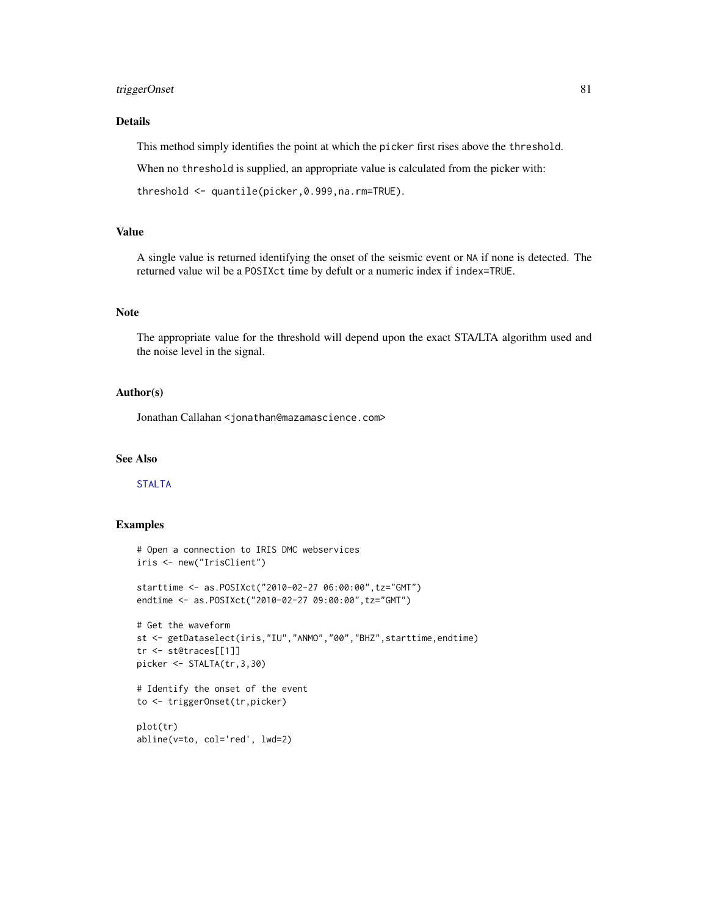## Details

This method simply identifies the point at which the `picker` first rises above the `threshold`.

When no `threshold` is supplied, an appropriate value is calculated from the picker with:

`threshold <- quantile(picker,0.999,na.rm=TRUE)`.

## Value

A single value is returned identifying the onset of the seismic event or `NA` if none is detected. The returned value wil be a `POSIXct` time by defult or a numeric index if `index=TRUE`.

## Note

The appropriate value for the threshold will depend upon the exact STA/LTA algorithm used and the noise level in the signal.

## Author(s)

Jonathan Callahan <jonathan@mazamascience.com>

## See Also

STALTA

## Examples

```
# Open a connection to IRIS DMC webservices
iris <- new("IrisClient")

starttime <- as.POSIXct("2010-02-27 06:00:00",tz="GMT")
endtime <- as.POSIXct("2010-02-27 09:00:00",tz="GMT")

# Get the waveform
st <- getDataselect(iris,"IU","ANMO","00","BHZ",starttime,endtime)
tr <- st@traces[[1]]
picker <- STALTA(tr,3,30)

# Identify the onset of the event
to <- triggerOnset(tr,picker)

plot(tr)
abline(v=to, col='red', lwd=2)
```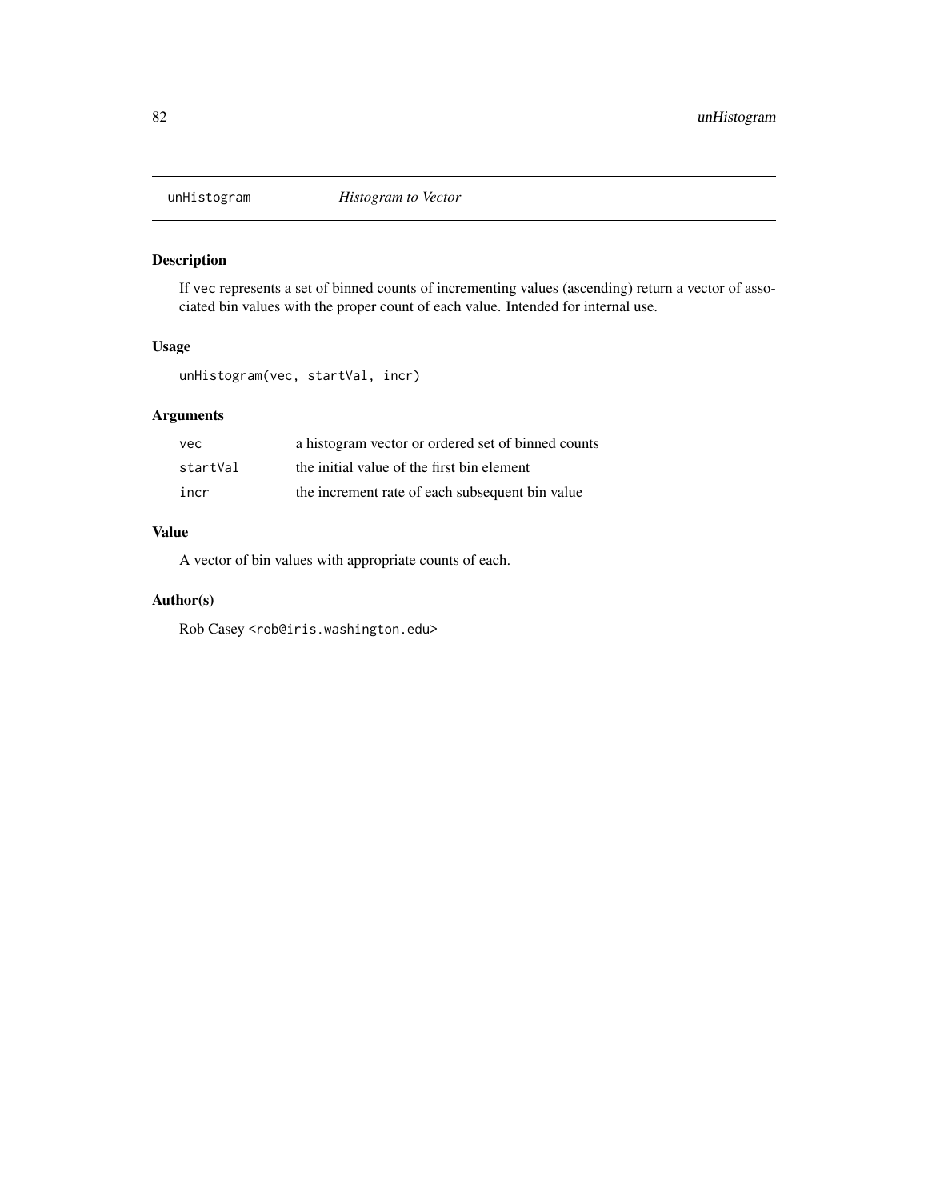# unHistogram *Histogram to Vector*

## Description

If vec represents a set of binned counts of incrementing values (ascending) return a vector of associated bin values with the proper count of each value. Intended for internal use.

## Usage

```
unHistogram(vec, startVal, incr)
```

## Arguments

| | |
|---|---|
| vec | a histogram vector or ordered set of binned counts |
| startVal | the initial value of the first bin element |
| incr | the increment rate of each subsequent bin value |

## Value

A vector of bin values with appropriate counts of each.

## Author(s)

Rob Casey <rob@iris.washington.edu>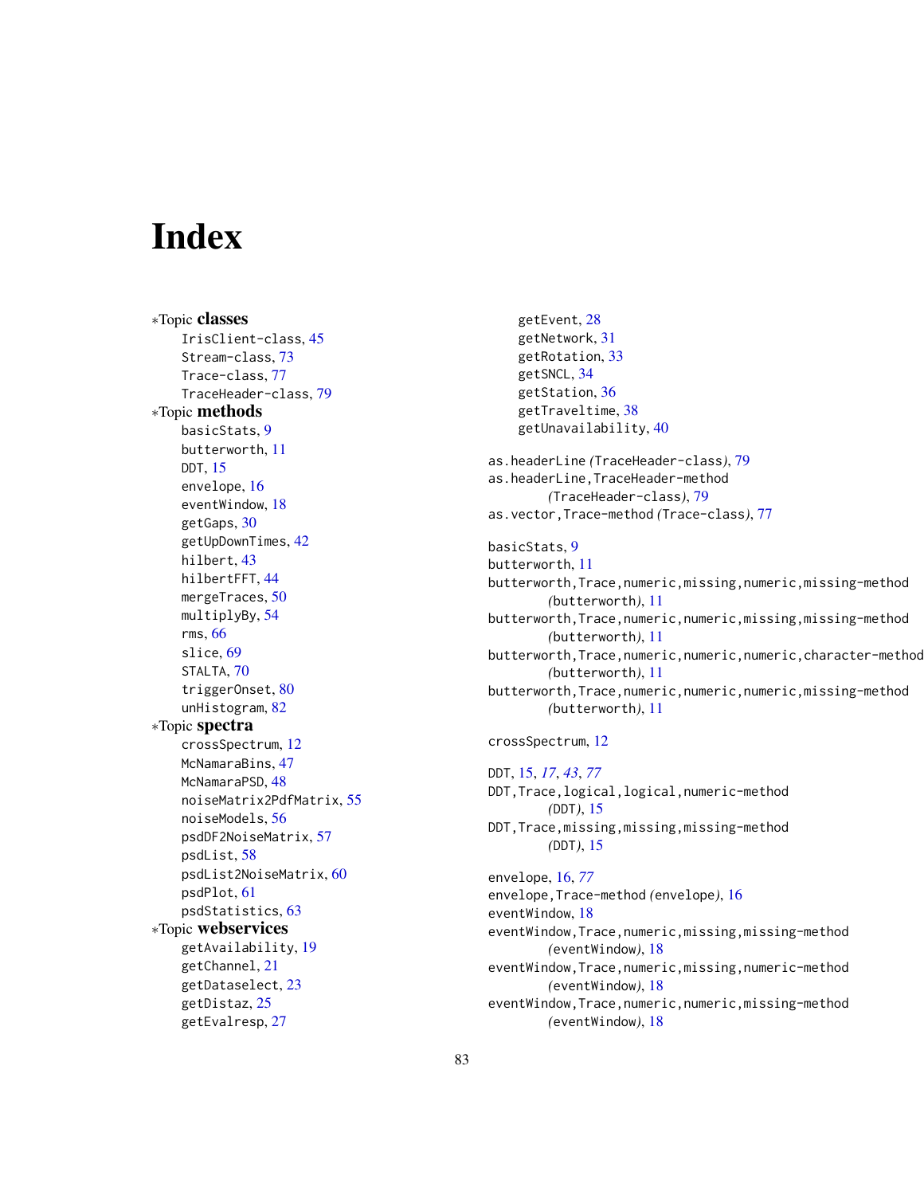# Index

∗Topic **classes**
- IrisClient-class, 45
- Stream-class, 73
- Trace-class, 77
- TraceHeader-class, 79

∗Topic **methods**
- basicStats, 9
- butterworth, 11
- DDT, 15
- envelope, 16
- eventWindow, 18
- getGaps, 30
- getUpDownTimes, 42
- hilbert, 43
- hilbertFFT, 44
- mergeTraces, 50
- multiplyBy, 54
- rms, 66
- slice, 69
- STALTA, 70
- triggerOnset, 80
- unHistogram, 82

∗Topic **spectra**
- crossSpectrum, 12
- McNamaraBins, 47
- McNamaraPSD, 48
- noiseMatrix2PdfMatrix, 55
- noiseModels, 56
- psdDF2NoiseMatrix, 57
- psdList, 58
- psdList2NoiseMatrix, 60
- psdPlot, 61
- psdStatistics, 63

∗Topic **webservices**
- getAvailability, 19
- getChannel, 21
- getDataselect, 23
- getDistaz, 25
- getEvalresp, 27
- getEvent, 28
- getNetwork, 31
- getRotation, 33
- getSNCL, 34
- getStation, 36
- getTraveltime, 38
- getUnavailability, 40

as.headerLine *(*TraceHeader-class*)*, 79
as.headerLine,TraceHeader-method *(*TraceHeader-class*)*, 79
as.vector,Trace-method *(*Trace-class*)*, 77

basicStats, 9
butterworth, 11
butterworth,Trace,numeric,missing,numeric,missing-method *(*butterworth*)*, 11
butterworth,Trace,numeric,numeric,missing,missing-method *(*butterworth*)*, 11
butterworth,Trace,numeric,numeric,numeric,character-method *(*butterworth*)*, 11
butterworth,Trace,numeric,numeric,numeric,missing-method *(*butterworth*)*, 11

crossSpectrum, 12

DDT, 15, *17*, *43*, *77*
DDT,Trace,logical,logical,numeric-method *(*DDT*)*, 15
DDT,Trace,missing,missing,missing-method *(*DDT*)*, 15

envelope, 16, *77*
envelope,Trace-method *(*envelope*)*, 16
eventWindow, 18
eventWindow,Trace,numeric,missing,missing-method *(*eventWindow*)*, 18
eventWindow,Trace,numeric,missing,numeric-method *(*eventWindow*)*, 18
eventWindow,Trace,numeric,numeric,missing-method *(*eventWindow*)*, 18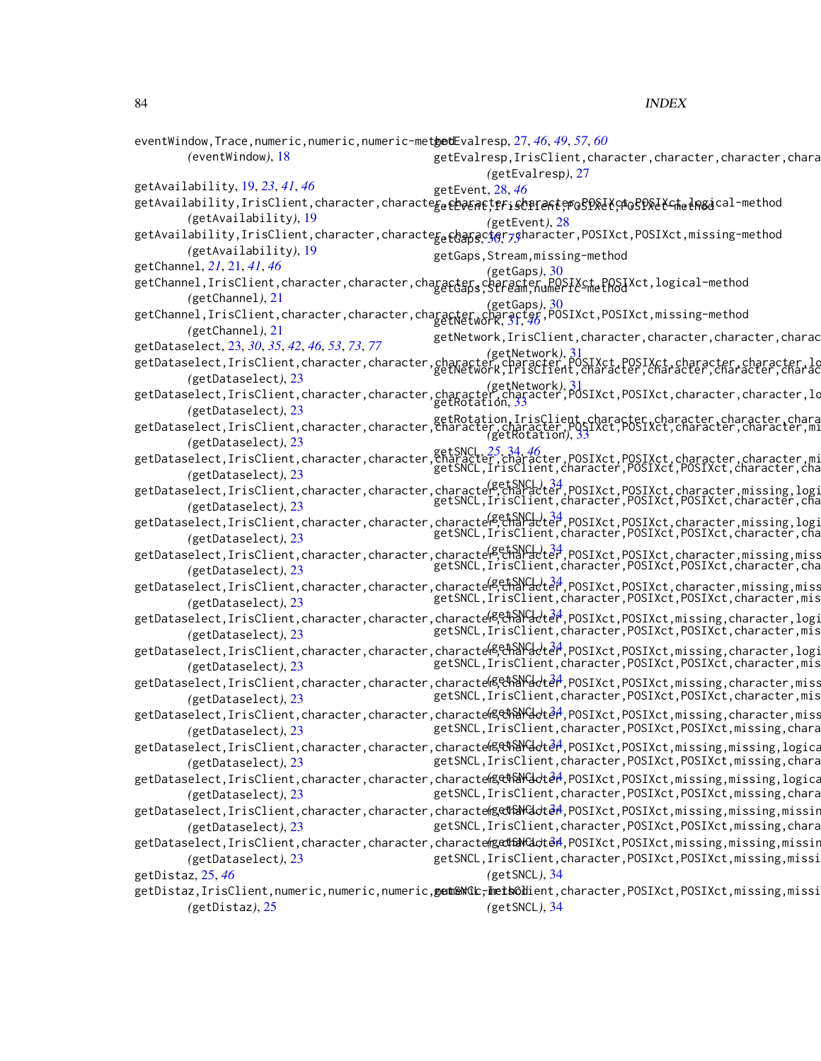eventWindow,Trace,numeric,numeric,numeric-method
  (eventWindow), 18

getAvailability, 19, *23*, *41*, *46*
getAvailability,IrisClient,character,character,character,character,POSIXct,POSIXct,logical-method
  (getAvailability), 19
getAvailability,IrisClient,character,character,character,character,POSIXct,POSIXct,missing-method
  (getAvailability), 19
getChannel, *21*, 21, *41*, *46*
getChannel,IrisClient,character,character,character,character,POSIXct,POSIXct,logical-method
  (getChannel), 21
getChannel,IrisClient,character,character,character,character,POSIXct,POSIXct,missing-method
  (getChannel), 21
getDataselect, 23, *30*, *35*, *42*, *46*, *53*, *73*, *77*
getDataselect,IrisClient,character,character,character,character,POSIXct,POSIXct,character,character,lo
  (getDataselect), 23
getDataselect,IrisClient,character,character,character,character,POSIXct,POSIXct,character,character,lo
  (getDataselect), 23
getDataselect,IrisClient,character,character,character,character,POSIXct,POSIXct,character,character,mi
  (getDataselect), 23
getDataselect,IrisClient,character,character,character,character,POSIXct,POSIXct,character,character,mi
  (getDataselect), 23
getDataselect,IrisClient,character,character,character,character,POSIXct,POSIXct,character,missing,logi
  (getDataselect), 23
getDataselect,IrisClient,character,character,character,character,POSIXct,POSIXct,character,missing,logi
  (getDataselect), 23
getDataselect,IrisClient,character,character,character,character,POSIXct,POSIXct,character,missing,miss
  (getDataselect), 23
getDataselect,IrisClient,character,character,character,character,POSIXct,POSIXct,character,missing,miss
  (getDataselect), 23
getDataselect,IrisClient,character,character,character,character,POSIXct,POSIXct,missing,character,logi
  (getDataselect), 23
getDataselect,IrisClient,character,character,character,character,POSIXct,POSIXct,missing,character,logi
  (getDataselect), 23
getDataselect,IrisClient,character,character,character,character,POSIXct,POSIXct,missing,character,miss
  (getDataselect), 23
getDataselect,IrisClient,character,character,character,character,POSIXct,POSIXct,missing,character,miss
  (getDataselect), 23
getDataselect,IrisClient,character,character,character,character,POSIXct,POSIXct,missing,missing,logica
  (getDataselect), 23
getDataselect,IrisClient,character,character,character,character,POSIXct,POSIXct,missing,missing,logica
  (getDataselect), 23
getDataselect,IrisClient,character,character,character,character,POSIXct,POSIXct,missing,missing,missin
  (getDataselect), 23
getDataselect,IrisClient,character,character,character,character,POSIXct,POSIXct,missing,missing,missin
  (getDataselect), 23
getDistaz, 25, *46*
getDistaz,IrisClient,numeric,numeric,numeric,numeric-method
  (getDistaz), 25

getEvalresp, 27, *46*, *49*, *57*, *60*
getEvalresp,IrisClient,character,character,character,chara
  (getEvalresp), 27
getEvent, 28, *46*
getEvent,IrisClient,POSIXct,POSIXct-method
  (getEvent), 28
getGaps, 30, *73*
getGaps,Stream,missing-method
  (getGaps), 30
getGaps,Stream,numeric-method
  (getGaps), 30
getNetwork, 31, *46*
getNetwork,IrisClient,character,character,character,charac
  (getNetwork), 31
getNetwork,IrisClient,character,character,character,charac
  (getNetwork), 31
getRotation, 33
getRotation,IrisClient,character,character,character,chara
  (getRotation), 33
getSNCL, *25*, 34, *46*
getSNCL,IrisClient,character,POSIXct,POSIXct,character,cha
  (getSNCL), 34
getSNCL,IrisClient,character,POSIXct,POSIXct,character,cha
  (getSNCL), 34
getSNCL,IrisClient,character,POSIXct,POSIXct,character,cha
  (getSNCL), 34
getSNCL,IrisClient,character,POSIXct,POSIXct,character,cha
  (getSNCL), 34
getSNCL,IrisClient,character,POSIXct,POSIXct,character,mis
  (getSNCL), 34
getSNCL,IrisClient,character,POSIXct,POSIXct,character,mis
  (getSNCL), 34
getSNCL,IrisClient,character,POSIXct,POSIXct,character,mis
  (getSNCL), 34
getSNCL,IrisClient,character,POSIXct,POSIXct,character,mis
  (getSNCL), 34
getSNCL,IrisClient,character,POSIXct,POSIXct,missing,chara
  (getSNCL), 34
getSNCL,IrisClient,character,POSIXct,POSIXct,missing,chara
  (getSNCL), 34
getSNCL,IrisClient,character,POSIXct,POSIXct,missing,chara
  (getSNCL), 34
getSNCL,IrisClient,character,POSIXct,POSIXct,missing,chara
  (getSNCL), 34
getSNCL,IrisClient,character,POSIXct,POSIXct,missing,missi
  (getSNCL), 34
getSNCL,IrisClient,character,POSIXct,POSIXct,missing,missi
  (getSNCL), 34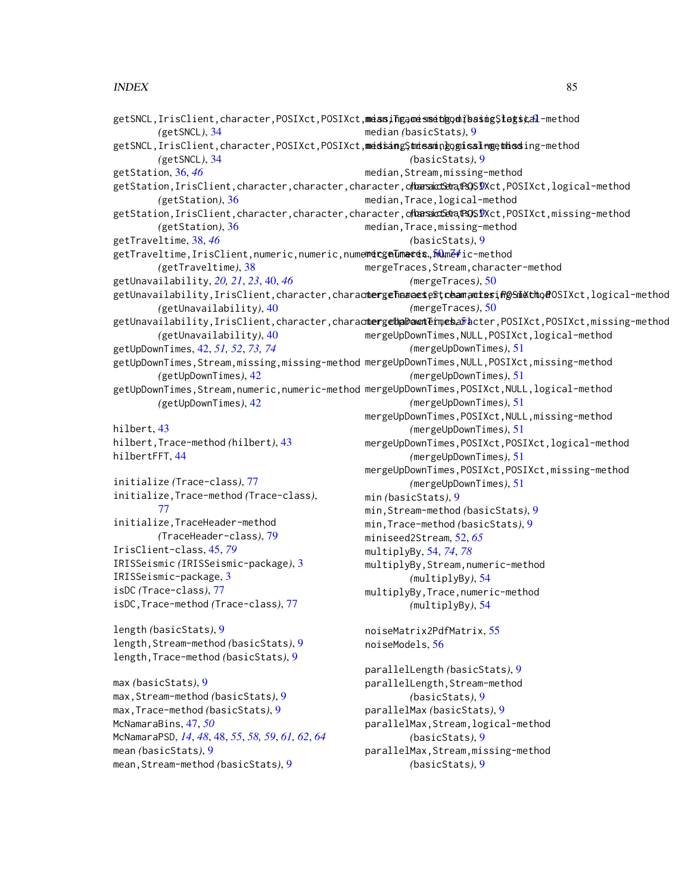getSNCL,IrisClient,character,POSIXct,POSIXct,logical-method *(getSNCL)*, 34
getSNCL,IrisClient,character,POSIXct,POSIXct,missing-method *(getSNCL)*, 34
getStation, 36, *46*
getStation,IrisClient,character,character,character,character,POSIXct,POSIXct,logical-method *(getStation)*, 36
getStation,IrisClient,character,character,character,character,POSIXct,POSIXct,missing-method *(getStation)*, 36
getTraveltime, 38, *46*
getTraveltime,IrisClient,numeric,numeric,numeric,numeric,numeric-method *(getTraveltime)*, 38
getUnavailability, *20, 21*, *23*, 40, *46*
getUnavailability,IrisClient,character,character,character,character,POSIXct,POSIXct,logical-method *(getUnavailability)*, 40
getUnavailability,IrisClient,character,character,character,character,POSIXct,POSIXct,missing-method *(getUnavailability)*, 40
getUpDownTimes, 42, *51, 52*, *73, 74*
getUpDownTimes,Stream,missing,missing-method *(getUpDownTimes)*, 42
getUpDownTimes,Stream,numeric,numeric-method *(getUpDownTimes)*, 42

hilbert, 43
hilbert,Trace-method *(hilbert)*, 43
hilbertFFT, 44

initialize *(Trace-class)*, 77
initialize,Trace-method *(Trace-class)*, 77
initialize,TraceHeader-method *(TraceHeader-class)*, 79
IrisClient-class, 45, *79*
IRISSeismic *(IRISSeismic-package)*, 3
IRISSeismic-package, 3
isDC *(Trace-class)*, 77
isDC,Trace-method *(Trace-class)*, 77

length *(basicStats)*, 9
length,Stream-method *(basicStats)*, 9
length,Trace-method *(basicStats)*, 9

max *(basicStats)*, 9
max,Stream-method *(basicStats)*, 9
max,Trace-method *(basicStats)*, 9
McNamaraBins, 47, *50*
McNamaraPSD, *14*, *48*, 48, *55*, *58, 59*, *61, 62*, *64*
mean *(basicStats)*, 9
mean,Stream-method *(basicStats)*, 9
mean,Trace-method *(basicStats)*, 9
median *(basicStats)*, 9
median,Stream,logical-method *(basicStats)*, 9
median,Stream,missing-method *(basicStats)*, 9
median,Trace,logical-method *(basicStats)*, 9
median,Trace,missing-method *(basicStats)*, 9
mergeTraces, 50, *74*
mergeTraces,Stream,character-method *(mergeTraces)*, 50
mergeTraces,Stream,missing-method *(mergeTraces)*, 50
mergeUpDownTimes, 51
mergeUpDownTimes,NULL,POSIXct,logical-method *(mergeUpDownTimes)*, 51
mergeUpDownTimes,NULL,POSIXct,missing-method *(mergeUpDownTimes)*, 51
mergeUpDownTimes,POSIXct,NULL,logical-method *(mergeUpDownTimes)*, 51
mergeUpDownTimes,POSIXct,NULL,missing-method *(mergeUpDownTimes)*, 51
mergeUpDownTimes,POSIXct,POSIXct,logical-method *(mergeUpDownTimes)*, 51
mergeUpDownTimes,POSIXct,POSIXct,missing-method *(mergeUpDownTimes)*, 51
min *(basicStats)*, 9
min,Stream-method *(basicStats)*, 9
min,Trace-method *(basicStats)*, 9
miniseed2Stream, 52, *65*
multiplyBy, 54, *74*, *78*
multiplyBy,Stream,numeric-method *(multiplyBy)*, 54
multiplyBy,Trace,numeric-method *(multiplyBy)*, 54

noiseMatrix2PdfMatrix, 55
noiseModels, 56

parallelLength *(basicStats)*, 9
parallelLength,Stream-method *(basicStats)*, 9
parallelMax *(basicStats)*, 9
parallelMax,Stream,logical-method *(basicStats)*, 9
parallelMax,Stream,missing-method *(basicStats)*, 9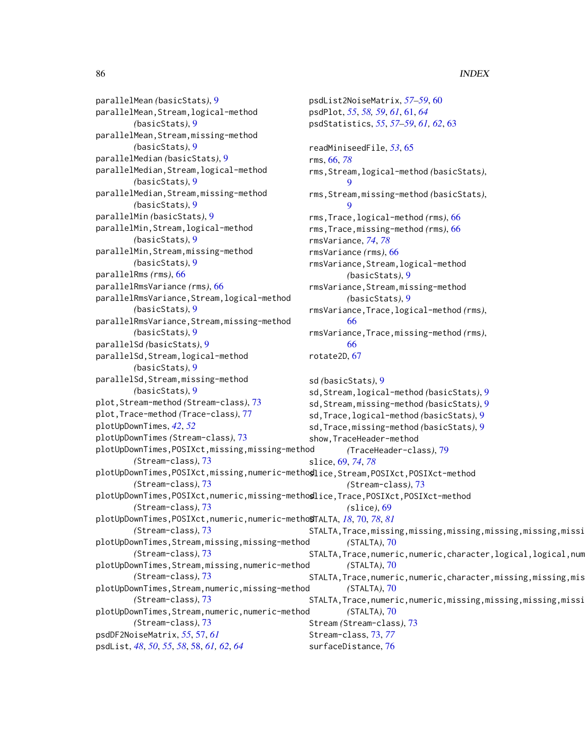parallelMean *(basicStats)*, 9
parallelMean,Stream,logical-method *(basicStats)*, 9
parallelMean,Stream,missing-method *(basicStats)*, 9
parallelMedian *(basicStats)*, 9
parallelMedian,Stream,logical-method *(basicStats)*, 9
parallelMedian,Stream,missing-method *(basicStats)*, 9
parallelMin *(basicStats)*, 9
parallelMin,Stream,logical-method *(basicStats)*, 9
parallelMin,Stream,missing-method *(basicStats)*, 9
parallelRms *(rms)*, 66
parallelRmsVariance *(rms)*, 66
parallelRmsVariance,Stream,logical-method *(basicStats)*, 9
parallelRmsVariance,Stream,missing-method *(basicStats)*, 9
parallelSd *(basicStats)*, 9
parallelSd,Stream,logical-method *(basicStats)*, 9
parallelSd,Stream,missing-method *(basicStats)*, 9
plot,Stream-method *(Stream-class)*, 73
plot,Trace-method *(Trace-class)*, 77
plotUpDownTimes, *42*, *52*
plotUpDownTimes *(Stream-class)*, 73
plotUpDownTimes,POSIXct,missing,missing-method *(Stream-class)*, 73
plotUpDownTimes,POSIXct,missing,numeric-method *(Stream-class)*, 73
plotUpDownTimes,POSIXct,numeric,missing-method *(Stream-class)*, 73
plotUpDownTimes,POSIXct,numeric,numeric-method *(Stream-class)*, 73
plotUpDownTimes,Stream,missing,missing-method *(Stream-class)*, 73
plotUpDownTimes,Stream,missing,numeric-method *(Stream-class)*, 73
plotUpDownTimes,Stream,numeric,missing-method *(Stream-class)*, 73
plotUpDownTimes,Stream,numeric,numeric-method *(Stream-class)*, 73
psdDF2NoiseMatrix, *55*, 57, *61*
psdList, *48*, *50*, *55*, *58*, 58, *61*, *62*, *64*
psdList2NoiseMatrix, *57–59*, 60
psdPlot, *55*, *58*, *59*, *61*, 61, *64*
psdStatistics, *55*, *57–59*, *61*, *62*, 63

readMiniseedFile, *53*, 65
rms, 66, *78*
rms,Stream,logical-method *(basicStats)*, 9
rms,Stream,missing-method *(basicStats)*, 9
rms,Trace,logical-method *(rms)*, 66
rms,Trace,missing-method *(rms)*, 66
rmsVariance, *74*, *78*
rmsVariance *(rms)*, 66
rmsVariance,Stream,logical-method *(basicStats)*, 9
rmsVariance,Stream,missing-method *(basicStats)*, 9
rmsVariance,Trace,logical-method *(rms)*, 66
rmsVariance,Trace,missing-method *(rms)*, 66
rotate2D, 67

sd *(basicStats)*, 9
sd,Stream,logical-method *(basicStats)*, 9
sd,Stream,missing-method *(basicStats)*, 9
sd,Trace,logical-method *(basicStats)*, 9
sd,Trace,missing-method *(basicStats)*, 9
show,TraceHeader-method *(TraceHeader-class)*, 79
slice, 69, *74*, *78*
slice,Stream,POSIXct,POSIXct-method *(Stream-class)*, 73
slice,Trace,POSIXct,POSIXct-method *(slice)*, 69
STALTA, *18*, 70, *78*, *81*
STALTA,Trace,missing,missing,missing,missing,missing,missi *(STALTA)*, 70
STALTA,Trace,numeric,numeric,character,logical,logical,num *(STALTA)*, 70
STALTA,Trace,numeric,numeric,character,missing,missing,mis *(STALTA)*, 70
STALTA,Trace,numeric,numeric,missing,missing,missing,missi *(STALTA)*, 70
Stream *(Stream-class)*, 73
Stream-class, 73, *77*
surfaceDistance, 76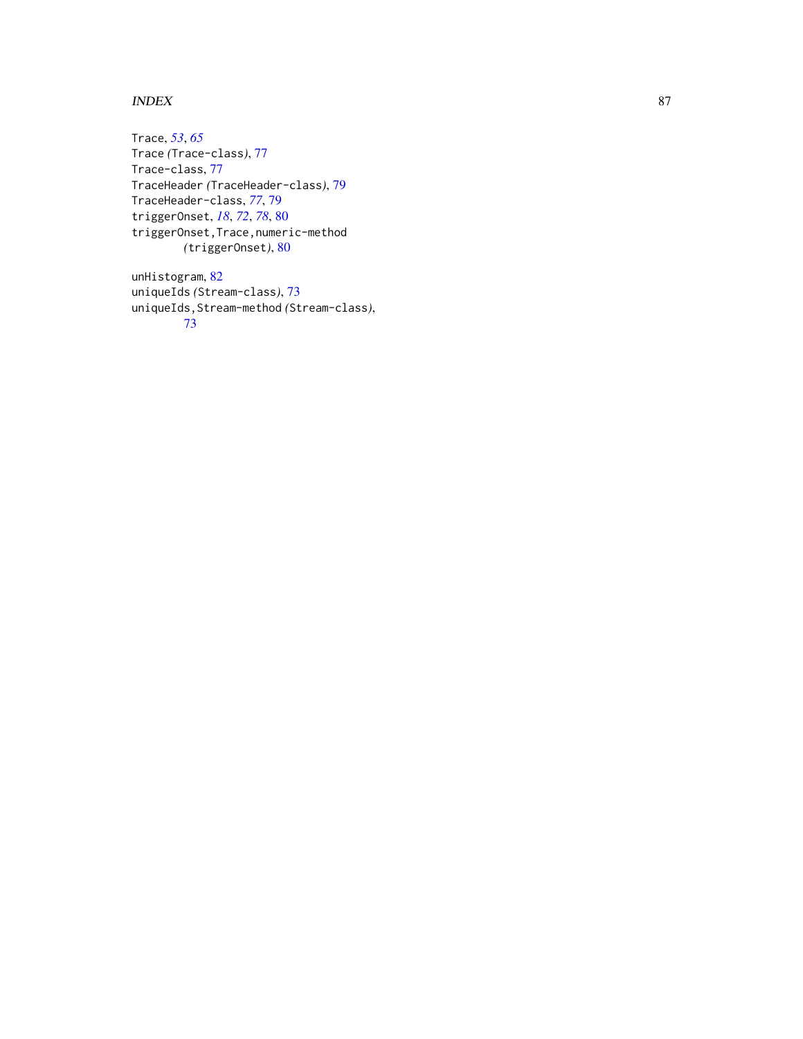Trace, *53*, *65*
Trace *(*Trace-class*)*, 77
Trace-class, 77
TraceHeader *(*TraceHeader-class*)*, 79
TraceHeader-class, *77*, 79
triggerOnset, *18*, *72*, *78*, 80
triggerOnset,Trace,numeric-method
*(*triggerOnset*)*, 80

unHistogram, 82
uniqueIds *(*Stream-class*)*, 73
uniqueIds,Stream-method *(*Stream-class*)*,
73